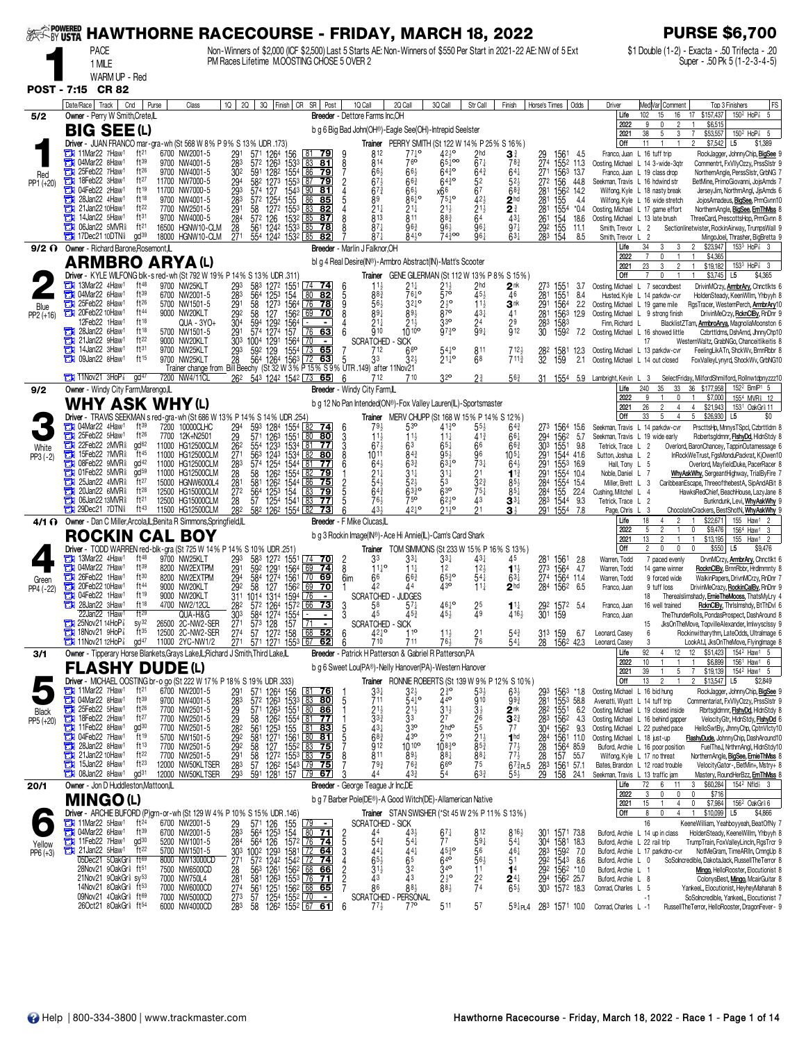# HAWTHORNE RACECOURSE - FRIDAY, MARCH 18, 2022

**PURSE $6,700**

**1** PACE 1 MILE WARM UP - Red

Non-Winners of $2,000 (ICF $2,500) Last 5 Starts AE: Non-Winners of $550 Per Start in 2021-22 AE: NW of 5 Ext PM Races Lifetime M.OOSTING CHOSE 5 OVER 2

$1 Double (1-2) - Exacta - .50 Trifecta - .20 Super - .50 Pk 5 (1-2-3-4-5)

**POST - 7:15 CR 82**

---

## 1 — BIG SEE (L) — 5/2 — Red — PP1 (+20)

Owner - Perry W Smith,Crete,IL — Breeder - Dettore Farms Inc,OH

b g 6 Big Bad John(OH®)-Eagle See(OH)-Intrepid Seelster

Driver - JUAN FRANCO mar-gra-wh (St 568 W 8% P 9% S 13% UDR .173) — Trainer PERRY SMITH (St 122 W 14% P 25% S 16%)

| | Starts | Win | Place | Show | Earnings | Best |
|---|---|---|---|---|---|---|
| Life | 102 | 15 | 16 | 17 | $157,437 | 150² HoP⅞ 5 |
| 2022 | 9 | 0 | 2 | 1 | $6,515 | |
| 2021 | 38 | 5 | 3 | 7 | $53,557 | 150² HoP⅞ 5 |
| Off | 11 | 1 | 1 | 2 | $7,542 | L5 $1,389 |

| Date/Race | Track | Cnd | Purse | Class | 1Q | 2Q | 3Q | Finish | CR | SR | Post | 1Q Call | 2Q Call | 3Q Call | Str Call | Finish | Horse's Times | Odds | Driver | Med/Var Comment | Top 3 Finishers | FS |
|---|---|---|---|---|---|---|---|---|---|---|---|---|---|---|---|---|---|---|---|---|---|---|
| 11Mar22 7Haw¹ | | ft²¹ | 6700 | NW2001-5 | 29¹ | 57¹ | 126⁴ | 156 | 81 | 79 | 9 | 8¹² | 7⁷½° | 4²½° | 2hd | 3¾ | 29 156¹ | 4.5 | Franco, Juan | L 16 tuff trip | RockJagger, JohnnyChip, BigSee | 9 |
| 04Mar22 8Haw¹ | | ft³⁹ | 9700 | NW4001-5 | 28³ | 57² | 126³ | 153³ | 83 | 81 | 8 | 8¹⁴ | 7⁶° | 6⁵¼°° | 6⁷½ | 7⁸¾ | 27⁴ 155² | 11.3 | Oosting, Michael | L 14 3-wide-3qtr | Commentrt, FxVllyOzzy, PrssSlstr | 9 |
| 25Feb22 7Haw¹ | | ft²⁶ | 9700 | NW4001-5 | 30² | 59¹ | 128² | 155⁴ | 86 | 79 | 7 | 6⁶½ | 6⁶½ | 6⁴³° | 6⁴¾ | 6⁴¼ | 27¹ 156³ | 13.7 | Franco, Juan | L 19 class drop | NorthernAngle, PerssSlstr, GrbNG | 7 |
| 18Feb22 3Haw¹ | | ft²⁷ | 11700 | NW7000-5 | 29⁴ | 58² | 127³ | 155³ | 87 | 79 | 2 | 6⁷½ | 6⁶¾ | 6⁴³° | 5² | 5²½ | 27² 156 | 44.8 | Seekman, Travis | L 16 hdwind str | BetMine, PrimoGiovanni, JjsAmnds | 7 |
| 04Feb22 2Haw¹ | | ft¹⁹ | 11700 | NW7000-5 | 29³ | 57⁴ | 127 | 154³ | 90 | 81 | 4 | 6⁷¾ | 6⁶½ | x6⁶ | 6⁷ | 6⁸¾ | 28¹ 156² | 14.2 | Wilfong, Kyle | L 18 nasty break | JerseyJim, NorthmAngl, JjsAmds | 6 |
| 28Jan22 4Haw¹ | | ft¹⁸ | 9700 | NW4001-5 | 28³ | 57² | 125⁴ | 155 | 86 | 85 | 5 | 8⁹ | 8⁶½° | 7⁵½° | 4²½ | 2hd | 28¹ 155 | 4.4 | Wilfong, Kyle | L 16 wide stretch | JojosAmadeus, BigSee, PrmGvnn | 10 |
| 21Jan22 10Haw¹ | | ft²² | 7700 | NW2501-5 | 29¹ | 58 | 127² | 155³ | 83 | 82 | 4 | 2¹½ | 2¹½ | 2¹½ | 2¹½ | 2¾ | 28¹ 155⁴ | *0.4 | Oosting, Michael | L 17 game effort | NorthernAngle, BigSee, ErnTHWss | 8 |
| 14Jan22 5Haw¹ | | ft³¹ | 9700 | NW4000-5 | 28⁴ | 57² | 126 | 153² | 85 | 87 | 8 | 8¹³ | 8¹¹ | 8⁸¾ | 6⁴ | 4³½ | 26¹ 154 | 18.6 | Oosting, Michael | L 13 late brush | ThreeCard, PrescottsHop, PrmGvnn | 8 |
| 06Jan22 5MVR⅝ | | ft²¹ | 16500 | HGNW10-CLM | 28 | 56¹ | 124² | 153³ | 85 | 78 | 8 | 8⁷½ | 9⁶¾ | 9⁶½ | 9⁶½ | 9⁷½ | 29² 155 | 11.1 | Smith, Trevor | L 2 | Sectionlinetwister, RockinAirway, TrumpsWall | 9 |
| 17Dec21 10DTN⅝ | | gd³⁹ | 18000 | HGNW10-CLM | 27¹ | 55⁴ | 124² | 153² | 85 | 82 | 7 | 8⁷½ | 8⁴½° | 7⁴¾°° | 9⁶½ | 6³½ | 28³ 154 | 8.5 | Smith, Trevor | L 2 | MingoJoel, Thrasher, BigBretta | 9 |

---

## 2 — ARMBRO ARYA (L) — 9/2 — Blue — PP2 (+16)

Owner - Richard Barone,Rosemont,IL — Breeder - Marlin J Falknor,OH

bl g 4 Real Desire(IN®)-Armbro Abstract(IN)-Matt's Scooter

Driver - KYLE WILFONG blk-s red-wh (St 792 W 19% P 14% S 13% UDR .311) — Trainer GENE GILERMAN (St 112 W 13% P 8% S 15%)

| | Starts | Win | Place | Show | Earnings | Best |
|---|---|---|---|---|---|---|
| Life | 34 | 3 | 3 | 2 | $23,947 | 153³ HoP⅞ 3 |
| 2022 | 7 | 0 | 1 | 1 | $4,365 | |
| 2021 | 23 | 3 | 2 | 1 | $19,182 | 153³ HoP⅞ 3 |
| Off | 7 | 0 | 1 | 1 | $3,745 | L5 $4,365 |

| Date/Race | Track | Cnd | Purse | Class | 1Q | 2Q | 3Q | Finish | CR | SR | Post | 1Q Call | 2Q Call | 3Q Call | Str Call | Finish | Horse's Times | Odds | Driver | Med/Var Comment | Top 3 Finishers | FS |
|---|---|---|---|---|---|---|---|---|---|---|---|---|---|---|---|---|---|---|---|---|---|---|
| 13Mar22 4Haw¹ | | ft⁴⁸ | 9700 | NW25KLT | 29³ | 58³ | 127² | 155¹ | 74 | 74 | 6 | 1¹½ | 2¹½ | 2¹½ | 2hd | 2nk | 27³ 155¹ | 3.7 | Oosting, Michael | L 7 secondbest | DrivinMCrzy, ArmbrAry, Chnctlkts | 6 |
| 04Mar22 6Haw¹ | | ft³⁹ | 6700 | NW2001-5 | 28³ | 56⁴ | 125³ | 154 | 80 | 82 | 5 | 8⁸¾ | 7⁶½° | 5⁷° | 4⁵½ | 4⁶ | 28¹ 155¹ | 8.4 | Husted, Kyle | L 14 parkdw-cvr | HoldenSteady, KeenWllm, Yhbyyh | 8 |
| 25Feb22 8Haw¹ | | ft²⁶ | 5700 | NW1501-5 | 29¹ | 58 | 127³ | 156⁴ | 76 | 78 | 9 | 5⁶½ | 3²½° | 2½° | 1¹½ | 3nk | 29¹ 156⁴ | 2.2 | Oosting, Michael | L 19 game mile | RgsTracer, WesternPerch, ArmbrAry | 10 |
| 20Feb22 10Haw¹ | | ft⁴⁴ | 9000 | NW20KLT | 29² | 58 | 127 | 156² | 69 | 70 | 8 | 8⁹½ | 8⁹½ | 8⁷° | 4³½ | 4¹ | 28¹ 156³ | 12.9 | Oosting, Michael | L 9 strong finish | DrivinMeCrzy, RcknClBy, RnDnr | 9 |
| 12Feb22 1Haw¹ | | ft¹⁸ | | QUA - 3YO+ | 30⁴ | 59⁴ | 129² | 156⁴ | - | - | 4 | 2¹½ | 2¹½ | 3³° | 2⁴ | 2⁹ | 28³ 158³ | | Finn, Richard | L | BlacklistZTam, ArmbroArya, MagnoliaMoonston | 6 |
| 28Jan22 8Haw¹ | | ft¹⁸ | 5700 | NW1501-5 | 29¹ | 57⁴ | 127⁴ | 157 | 76 | 63 | 6 | 9¹⁰ | 10¹⁰° | 9⁷³° | 9⁹½ | 9¹² | 30 159² | 7.2 | Oosting, Michael | L 16 showed little | Czbrttldms, DshArnd, JhnnyChp | 10 |
| 21Jan22 9Haw¹ | | ft²² | 9000 | NW20KLT | 30³ | 100⁴ | 129¹ | 156⁴ | 70 | - | SCRATCHED - SICK | | | | | | | | | 17 | WesternWaltz, GrabNGo, Chanceitlikeitis | 8 |
| 14Jan22 3Haw¹ | | ft³¹ | 9700 | NW25KLT | 29³ | 59² | 129 | 155⁴ | 73 | 65 | 7 | 7¹² | 6⁸° | 5⁴½° | 8¹¹ | 7¹²½ | 28² 158¹ | 12.3 | Oosting, Michael | L 13 parkdw-cvr | FeelingLikATn, ShckWv, BrnnRbbr | 8 |
| 09Jan22 8Haw¹ | | ft¹⁵ | 9700 | NW25KLT | 28 | 56⁴ | 126⁴ | 156³ | 72 | 63 | 5 | 3³ | 3²½ | 2¹½° | 6⁸ | 7¹¹¾ | 32 159 | 2.1 | Oosting, Michael | L 14 out closed | FoxValleyLynyrd, ShockWv, GrbNG | 10 |

Trainer change from Bill Beechy (St 32 W 3% P 15% S 9% UTR .149) after 11Nov21

| Date/Race | Track | Cnd | Purse | Class | 1Q | 2Q | 3Q | Finish | CR | SR | Post | 1Q Call | 2Q Call | 3Q Call | Str Call | Finish | Horse's Times | Odds | Driver | Med/Var Comment | Top 3 Finishers | FS |
|---|---|---|---|---|---|---|---|---|---|---|---|---|---|---|---|---|---|---|---|---|---|---|
| 11Nov21 3HoP⅞ | | gd⁴⁷ | 7200 | NW4/11CL | 26² | 54³ | 124² | 154² | 73 | 65 | 6 | 7¹² | 7¹⁰ | 3²° | 2¾ | 5⁶¾ | 31 155⁴ | 5.9 | Lambright, Kevin | L 3 | SelectFriday, MilfordShmilford, Rollnwtdpnyzzz | 10 |

---

## 3 — WHY ASK WHY (L) — 9/2 — White — PP3 (-2)

Owner - Windy City Farm,Marengo,IL — Breeder - Windy City Farm,IL

b g 12 No Pan Intended(ON®)-Fox Valley Lauren(IL)-Sportsmaster

Driver - TRAVIS SEEKMAN s red-gra-wh (St 686 W 13% P 14% S 14% UDR .254) — Trainer MERV CHUPP (St 168 W 15% P 14% S 12%)

| | Starts | Win | Place | Show | Earnings | Best |
|---|---|---|---|---|---|---|
| Life | 240 | 35 | 33 | 36 | $177,958 | 152² BmlP¹ 5 |
| 2022 | 9 | 1 | 0 | 1 | $7,000 | 155⁴ MVR⅝ 12 |
| 2021 | 26 | 2 | 4 | 4 | $21,943 | 153¹ OakGr⅞ 11 |
| Off | 33 | 5 | 4 | 5 | $26,930 | L5 $0 |

| Date/Race | Track | Cnd | Purse | Class | 1Q | 2Q | 3Q | Finish | CR | SR | Post | 1Q Call | 2Q Call | 3Q Call | Str Call | Finish | Horse's Times | Odds | Driver | Med/Var Comment | Top 3 Finishers | FS |
|---|---|---|---|---|---|---|---|---|---|---|---|---|---|---|---|---|---|---|---|---|---|---|
| 04Mar22 4Haw¹ | | ft³⁹ | 7200 | 10000CLHC | 29⁴ | 59³ | 128⁴ | 155⁴ | 82 | 74 | 6 | 7⁹½ | 5³° | 4¹¾° | 5⁵½ | 6⁴¾ | 27³ 156⁴ | 15.6 | Seekman, Travis | L 14 parkdw-cvr | PrscttsHp, MnnysTSpcl, Czbrttldm | 8 |
| 25Feb22 5Haw¹ | | ft²⁶ | 7700 | 12K+N2501 | 29 | 57¹ | 126³ | 155¹ | 80 | 80 | 3 | 1¹½ | 1¹½ | 1¹½ | 4¹¾ | 6⁶¼ | 29⁴ 156² | 5.7 | Seekman, Travis | L 19 wide early | Robertsgldmnr, FlshyDd, HldnStdy | 8 |
| 22Feb22 2MVR⅝ | | gd⁶² | 11000 | HG12500CLM | 26² | 55⁴ | 123³ | 153⁴ | 81 | 77 | 3 | 6⁷½ | 6³ | 6⁵¼ | 6⁶ | 6⁶¾ | 30³ 155¹ | 9.8 | Tetrick, Trace | L 2 | Overlord, BaronChancey, TappinOutamessage | 6 |
| 15Feb22 7MVR⅝ | | ft⁴⁵ | 11000 | HG12500CLM | 27¹ | 56³ | 124³ | 153⁴ | 82 | 80 | 8 | 10¹¹ | 8⁴¾ | 9⁵½ | 9⁶ | 10⁵¼ | 29¹ 154⁴ | 41.6 | Sutton, Joshua | L 2 | InRockWeTrust, FgsMonduPackrat, KjOwen | 10 |
| 08Feb22 9MVR⅝ | | gd⁴² | 11000 | HG12500CLM | 28³ | 57⁴ | 125⁴ | 154⁴ | 81 | 77 | 6 | 6⁴½ | 6³¾ | 6³½° | 7³½ | 6⁴½ | 29¹ 155³ | 16.9 | Hall, Tony | L 5 | Overlord, MayfieldDuke, PacerRacer | 8 |
| 01Feb22 5MVR⅝ | | gd⁵⁹ | 11000 | HG12500CLM | 28 | 58 | 126² | 155⁴ | 82 | 79 | 1 | 2¹½ | 3¹½ | 3¹½ | 2¹ | 1¹¾ | 29¹ 155⁴ | 10.4 | Noble, Daniel | L 7 | WhyAskWhy, SergeantHighway, TrialByFire | 7 |
| 25Jan22 4MVR⅝ | | ft²⁷ | 15000 | HGNW6000L4 | 28¹ | 58¹ | 126² | 154⁴ | 86 | 75 | 2 | 5⁴½ | 5²½ | 5³ | 3²¾ | 8⁵½ | 28⁴ 155⁴ | 15.4 | Miller, Brett | L 3 | CaribbeanEscape, Threeofthebest4, SipAndABit | 8 |
| 20Jan22 6MVR⅝ | | ft²⁸ | 12500 | HG15000CLM | 27² | 56⁴ | 125³ | 154 | 83 | 79 | 5 | 6⁴¾ | 6³¾° | 6³° | 7⁵½ | 8⁵¼ | 28⁴ 155 | 22.4 | Cushing, Mitchell | L 4 | HawksRedChief, BeachHouse, LazyJane | 8 |
| 06Jan22 13MVR⅝ | | ft²¹ | 12500 | HG15000CLM | 28 | 57 | 125⁴ | 154¹ | 83 | 77 | 5 | 7⁶½ | 7⁵° | 6²½° | 4³ | 3³¼ | 28³ 154⁴ | 9.3 | Tetrick, Trace | L 2 | Bunkndunk, Levi, WhyAskWhy | 9 |
| 29Dec21 7DTN⅝ | | ft⁴³ | 11500 | HG15000CLM | 28² | 58² | 126² | 155⁴ | 82 | 73 | 6 | 4³½ | 4²½° | 2¹½° | 2¹ | 3½ | 29¹ 155⁴ | 7.8 | Page, Chris | L 3 | ChocolateCrackers, BestShotN, WhyAskWhy | 9 |

---

## 4 — ROCKIN CAL BOY — 4/1 — Green — PP4 (-22)

Owner - Dan C Miller,Arcola,IL;Benita R Simmons,Springfield,IL — Breeder - F Mike Clucas,IL

b g 3 Rockin Image(IN®)-Ace Hi Annie(IL)-Cam's Card Shark

Driver - TODD WARREN red-blk-gra (St 725 W 14% P 14% S 10% UDR .251) — Trainer TOM SIMMONS (St 233 W 15% P 16% S 13%)

| | Starts | Win | Place | Show | Earnings | Best |
|---|---|---|---|---|---|---|
| Life | 18 | 4 | 2 | 1 | $22,671 | 155 Haw¹ 2 |
| 2022 | 5 | 2 | 1 | 0 | $9,476 | 156⁴ Haw¹ 3 |
| 2021 | 13 | 2 | 1 | 1 | $13,195 | 155 Haw¹ 2 |
| Off | 2 | 0 | 0 | 0 | $550 | L5 $9,476 |

| Date/Race | Track | Cnd | Purse | Class | 1Q | 2Q | 3Q | Finish | CR | SR | Post | 1Q Call | 2Q Call | 3Q Call | Str Call | Finish | Horse's Times | Odds | Driver | Med/Var Comment | Top 3 Finishers | FS |
|---|---|---|---|---|---|---|---|---|---|---|---|---|---|---|---|---|---|---|---|---|---|---|
| 13Mar22 4Haw¹ | | ft⁴⁸ | 9700 | NW25KLT | 29³ | 58³ | 127² | 155¹ | 74 | 70 | 2 | 3³ | 3³½ | 3³¼ | 4³½ | 4⁵ | 28¹ 156¹ | 2.8 | Warren, Todd | 7 paced evenly | DrvnMCrzy, ArmbrAry, Chnctlkt | 6 |
| 04Mar22 7Haw¹ | | ft³⁹ | 8200 | NW2EXTPM | 29¹ | 59² | 129¹ | 156⁴ | 69 | 74 | 8 | 1¹½° | 1¹½ | 1² | 1²½ | 1¹½ | 27³ 156⁴ | 4.7 | Warren, Todd | 14 game winner | RocknClBy, BrnnRbbr, Hrdlmnnty | 8 |
| 26Feb22 1Haw¹ | | ft³⁰ | 8200 | NW2EXTPM | 29⁴ | 58⁴ | 127⁴ | 156¹ | 70 | 69 | 6im | 6⁶ | 6⁶¾ | 6⁵³° | 5⁴½ | 6³¼ | 27⁴ 156⁴ | 11.4 | Warren, Todd | 9 forced wide | WalkinPapers, DrivnMCrzy, RnDnr | 7 |
| 20Feb22 10Haw¹ | | ft⁴⁴ | 9000 | NW20KLT | 29² | 58 | 127 | 156² | 69 | 70 | 1 | 4² | 4⁴ | 4³° | 1¹½ | 2hd | 28⁴ 156² | 6.5 | Franco, Juan | 9 tuff loss | DrivinMeCrazy, RockinCalBoy, RnDnr | 9 |
| 04Feb22 1Haw¹ | | ft¹⁹ | 9000 | NW20KLT | 31¹ | 101⁴ | 131⁴ | 159⁴ | 76 | - | SCRATCHED - JUDGES | | | | | | | | | 18 | Therealslimshady, ErnieTheMooss, ThatsMyLry | 4 |
| 28Jan22 3Haw¹ | | ft¹⁸ | 4700 | NW2/12CL | 28² | 57² | 126⁴ | 157² | 66 | 73 | 3 | 5⁸ | 5⁷½ | 4⁶½° | 2⁵ | 1¹½ | 29² 157² | 5.4 | Franco, Juan | 16 well trained | RcknClBy, ThrlsImshdy, BtThDvl | 6 |
| 22Jan22 1Haw¹ | | ft²⁹ | | QUA-H&G | 30³ | 58⁴ | 127⁴ | 155⁴ | - | - | 3 | 4⁵ | 4⁵½ | 4⁵½ | 4⁹ | 4¹⁶½ | 30¹ 159 | | Franco, Juan | | TheThunderRolls, PondasProspect, DashAround | 8 |
| 25Nov21 14HoP⅞ | | sy³² | 26500 | 2C-NW2-SER | 27¹ | 57³ | 128 | 157 | 71 | - | SCRATCHED - SICK | | | | | | | | | 15 | JksOnTheMove, TopvilleAlexander, Imlwysclssy | 9 |
| 18Nov21 9HoP⅞ | | ft³⁵ | 12500 | 2C-NW2-SER | 27⁴ | 57 | 127² | 158 | 68 | 52 | 6 | 4²½° | 1¹° | 1¹½ | 2¹ | 5⁴¾ | 31³ 159 | 6.7 | Leonard, Casey | 6 | Rockinwitharythm, LateOdds, Ultralmage | 6 |
| 11Nov21 12HoP⅞ | | gd⁴⁷ | 11000 | 2YC-NW1/2 | 27¹ | 57¹ | 127¹ | 155³ | 67 | 62 | 6 | 7¹⁰ | 7¹¹ | 7⁶½ | 7⁶ | 5⁴¼ | 28 156² | 42.3 | Leonard, Casey | 3 | LookAtJ, JksOnTheMove, Flyinglmage | 8 |

---

## 5 — FLASHY DUDE (L) — 3/1 — Black — PP5 (+20)

Owner - Tipperary Horse Blankets,Grays Lake,IL;Richard J Smith,Third Lake,IL — Breeder - Patrick H Patterson & Gabriel R Patterson,PA

b g 6 Sweet Lou(PA®)-Nelly Hanover(PA)-Western Hanover

Driver - MICHAEL OOSTING br-o go (St 222 W 17% P 18% S 19% UDR .333) — Trainer RONNIE ROBERTS (St 139 W 9% P 12% S 10%)

| | Starts | Win | Place | Show | Earnings | Best |
|---|---|---|---|---|---|---|
| Life | 92 | 4 | 12 | 12 | $51,423 | 154² Haw¹ 5 |
| 2022 | 10 | 1 | 1 | 1 | $6,899 | 156¹ Haw¹ 6 |
| 2021 | 39 | 1 | 5 | 7 | $19,139 | 154² Haw¹ 5 |
| Off | 13 | 2 | 1 | 2 | $13,547 | L5 $2,849 |

| Date/Race | Track | Cnd | Purse | Class | 1Q | 2Q | 3Q | Finish | CR | SR | Post | 1Q Call | 2Q Call | 3Q Call | Str Call | Finish | Horse's Times | Odds | Driver | Med/Var Comment | Top 3 Finishers | FS |
|---|---|---|---|---|---|---|---|---|---|---|---|---|---|---|---|---|---|---|---|---|---|---|
| 11Mar22 7Haw¹ | | ft²¹ | 6700 | NW2001-5 | 29¹ | 57¹ | 126⁴ | 156 | 81 | 76 | 1 | 3³½ | 3²½ | 2½° | 5³½ | 6³½ | 29³ 156³ | *1.8 | Oosting, Michael | L 16 bid hung | RockJagger, JohnnyChip, BigSee | 9 |
| 04Mar22 8Haw¹ | | ft³⁹ | 9700 | NW4001-5 | 28³ | 57² | 126³ | 153³ | 83 | 80 | 5 | 7¹¹ | 5⁴½° | 4⁴° | 9¹⁰ | 9⁹¾ | 28¹ 155³ | 58.8 | Avenatti, Wyatt | L 14 tuff trip | Commentariat, FxVllyOzzy, PrssSlstr | 9 |
| 25Feb22 5Haw¹ | | ft²⁶ | 7700 | NW2501-5 | 29 | 57¹ | 126³ | 155¹ | 80 | 86 | 1 | 2¹½ | 2¹½ | 3¹½ | 3½ | 2nk | 28² 155¹ | 6.2 | Oosting, Michael | L 19 closed inside | Rbrtsgldmnr, FlshyDd, HldnStdy | 8 |
| 18Feb22 2Haw¹ | | ft²⁷ | 7700 | NW2501-5 | 29 | 58 | 126² | 155⁴ | 81 | 77 | 3 | 3³½ | 3³ | 2⁷ | 2⁶ | 3²¾ | 28³ 156² | 4.3 | Oosting, Michael | L 16 behind gapper | VelocityGtr, HldnStdy, FlshyDd | 6 |
| 11Feb22 8Haw¹ | | gd³⁰ | 7700 | NW2501-5 | 28² | 56¹ | 125³ | 155 | 81 | 83 | 5 | 4³½ | 3³° | 2hd° | 5⁵ | 7⁷ | 30⁴ 156² | 9.3 | Oosting, Michael | L 22 pushed pace | HelloSwtBy, JhnnyChp, CptnVctry | 10 |
| 04Feb22 7Haw¹ | | ft¹⁹ | 5700 | NW1501-5 | 29² | 58¹ | 127¹ | 156¹ | 80 | 81 | 5 | 6⁸¾ | 4³° | 2¹° | 2¹½ | 1hd | 28⁴ 156¹ | 11.0 | Oosting, Michael | L 18 just-up | FlashyDude, JohnnyChip, DashAround | 10 |
| 28Jan22 8Haw¹ | | ft¹⁸ | 7700 | NW2501-5 | 29² | 58 | 127 | 155² | 83 | 75 | 7 | 9¹² | 10¹⁰° | 10⁸³° | 8⁵¾ | 7⁷½ | 28 156⁴ | 85.9 | Buford, Archie | L 16 poor position | FuelThej, NrthrnAngl, HldnStdy | 10 |
| 21Jan22 10Haw¹ | | ft²² | 7700 | NW2501-5 | 29¹ | 58 | 127² | 155³ | 83 | 75 | 8 | 8¹¹ | 8⁹½ | 8⁸¼ | 8⁸½ | 7⁷½ | 28 157 | 55.7 | Wilfong, Kyle | L 17 no threat | NorthernAngle, BigSee, ErnieThMss | 8 |
| 15Jan22 8Haw¹ | | ft²³ | 12000 | NW50KLTSER | 28³ | 57 | 126² | 154³ | 79 | 75 | 7 | 7⁹¾ | 7⁶¾ | 6⁶° | 7⁵ | 6⁷¾PL5 | 28³ 156¹ | 57.1 | Bates, Brandon | L 12 road trouble | VelocityGator-, BetMin+, Mstry+ | 8 |
| 08Jan22 8Haw¹ | | gd³¹ | 12000 | NW50KLTSER | 29³ | 59¹ | 128¹ | 157 | 79 | 67 | 3 | 4⁴ | 4³¾ | 5⁴ | 6³¾ | 5⁵½ | 29 158 | 24.1 | Seekman, Travis | L 13 traffic jam | Mastery, RoundHerBzz, ErnThMss | 8 |

---

## 6 — MINGO (L) — 20/1 — Yellow — PP6 (+3)

Owner - Jon D Huddleston,Mattoon,IL — Breeder - George Teague Jr Inc,DE

b g 7 Barber Pole(DE®)-A Good Witch(DE)-Allamerican Native

Driver - ARCHIE BUFORD (P)grn-or-wh (St 129 W 4% P 10% S 15% UDR .146) — Trainer STAN SWISHER (*St 45 W 2% P 11% S 13%)

| | Starts | Win | Place | Show | Earnings | Best |
|---|---|---|---|---|---|---|
| Life | 72 | 6 | 11 | 3 | $60,284 | 154² Nfld⅞ 3 |
| 2022 | 3 | 0 | 0 | 0 | $716 | |
| 2021 | 15 | 1 | 4 | 0 | $7,984 | 156² OakGr⅞ 6 |
| Off | 8 | 0 | 4 | 1 | $10,099 | L5 $4,866 |

| Date/Race | Track | Cnd | Purse | Class | 1Q | 2Q | 3Q | Finish | CR | SR | Post | 1Q Call | 2Q Call | 3Q Call | Str Call | Finish | Horse's Times | Odds | Driver | Med/Var Comment | Top 3 Finishers | FS |
|---|---|---|---|---|---|---|---|---|---|---|---|---|---|---|---|---|---|---|---|---|---|---|
| 11Mar22 5Haw¹ | | ft²⁴ | 6700 | NW2001-5 | 29 | 57¹ | 126 | 155 | 79 | - | SCRATCHED - SICK | | | | | | | | | 16 | KeeneWilliam, Yeahboyyeah, BeatOfMy | 7 |
| 04Mar22 6Haw¹ | | ft³⁹ | 6700 | NW2001-5 | 28³ | 56⁴ | 125³ | 154 | 80 | 71 | 2 | 4⁴ | 4³½ | 6⁷½ | 8¹² | 8¹⁶¾ | 30¹ 157¹ | 73.8 | Buford, Archie | L 14 up in pocket | HoldenSteady, KeenWllm, Yhbyyh | 8 |
| 11Feb22 2Haw¹ | | gd³⁰ | 5200 | NW1001-5 | 28⁴ | 56⁴ | 126 | 157² | 76 | 74 | 5 | 5⁴½ | 5⁴½ | 7⁷ | 5⁹½ | 5⁴¼ | 30⁴ 158¹ | 18.3 | Buford, Archie | L 22 rail trip | TrumpTrain, FoxValleyLincln, RgsTrcr | 9 |
| 21Jan22 5Haw¹ | | ft²² | 5700 | NW1501-5 | 30³ | 100² | 129³ | 158¹ | 72 | 64 | 3 | 4⁴½ | 4⁴½ | 4⁵³° | 5⁶ | 4⁶½ | 28³ 159² | 7.0 | Buford, Archie | L 17 parkdw-cvr | NotMeGram, TimeARlln, CmngUp | 8 |
| 05Dec21 5OakGr⅞ | | ft⁶⁹ | 8000 | NW13000CD | 27¹ | 57² | 124² | 154³ | 72 | 74 | 4 | 6⁵½ | 6⁵ | 6⁴° | 5⁶½ | 5¹ | 29² 154³ | 8.6 | Buford, Archie | L 0 | SoSolncredible, DakotaJack, RussellTheTerror | 8 |
| 28Nov21 9OakGr⅞ | | ft⁵¹ | 7500 | NW6500CD | 28 | 56³ | 126¹ | 156² | 68 | 66 | 2 | 3¹½ | 3² | 3⁴° | 1¹ | 1⁴ | 29² 156² | *1.0 | Buford, Archie | L 1 | Mingo, HelloRooster, Elocutionist | 8 |
| 21Nov21 9OakGr⅞ | | sy⁵³ | 7000 | NW750L4 | 28¹ | 58¹ | 126³ | 155³ | 76 | 71 | 3 | 4³ | 4³ | 2½° | 2² | 2⁴½ | 29⁴ 156² | 10.3 | Buford, Archie | L 8 | ColonysBest, Mingo, McairGuitar | 8 |
| 14Nov21 8OakGr⅞ | | ft⁵³ | 7000 | NW6000CD | 27⁴ | 56¹ | 125¹ | 156² | 68 | 65 | 7 | 8⁶ | 8⁸¾ | 8⁸¾ | 7⁴ | 6⁵½ | 30³ 157² | 18.3 | Conrad, Charles | L 5 | YankeeL, Elocutionist, HeyheyMahanah | 8 |
| 09Nov21 4OakGr⅞ | | ft⁶⁹ | 7000 | NW5000CD | 27³ | 57 | 125⁴ | 155² | 70 | - | SCRATCHED - PERSONAL | | | | | | | | | -1 | SoSolncredible, YankeeL, Elocutionist | 7 |
| 26Oct21 8OakGr⅞ | | ft⁵⁴ | 6000 | NW4000CD | 28³ | 58 | 126² | 155² | 67 | 61 | 6 | 7⁷½ | 7⁷° | 5¹¹ | 5⁷ | 5⁹½PL4 | 28³ 157¹ | 10.0 | Conrad, Charles | L -1 | RussellTheTerror, HelloRooster, DragonFever- | 9 |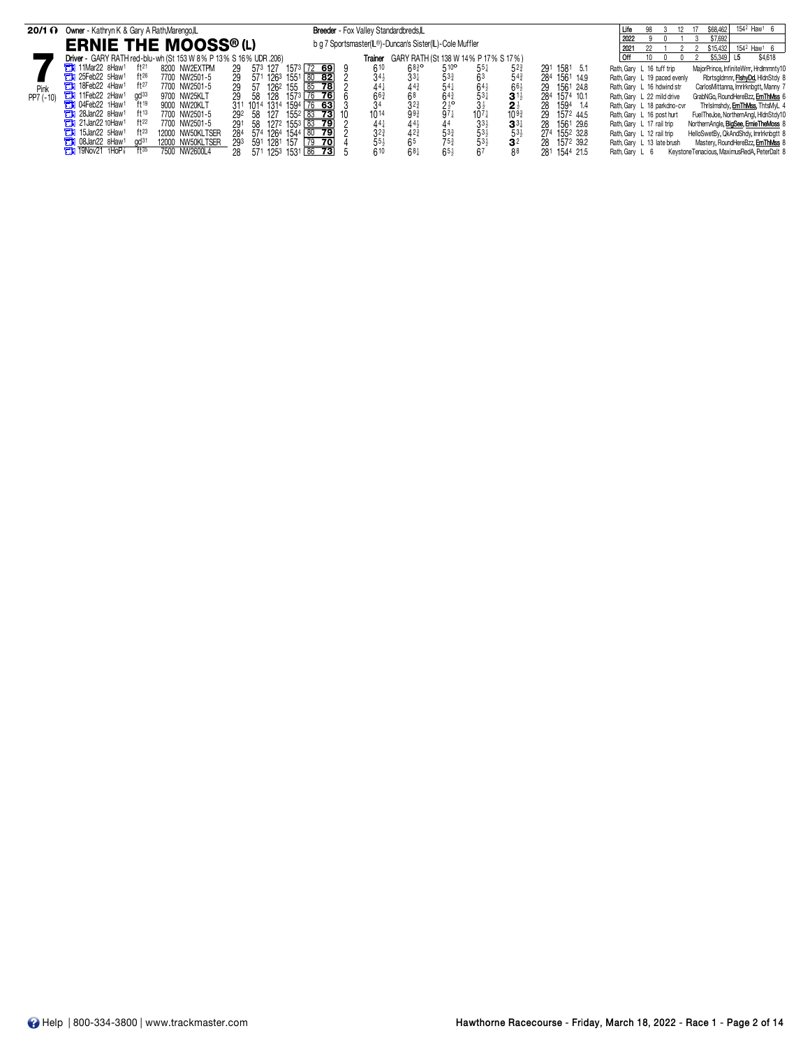**20/1** Owner - Kathryn K & Gary A Rath,Marengo,IL

## ERNIE THE MOOSS® (L)

Breeder - Fox Valley Standardbreds,IL

b g 7 Sportsmaster(IL®)-Duncan's Sister(IL)-Cole Muffler

| | Starts | Wins | Places | Shows | Earnings | Record |
|---|---|---|---|---|---|---|
| Life | 98 | 3 | 12 | 17 | $68,462 | 1542 Haw1 6 |
| 2022 | 9 | 0 | 1 | 3 | $7,692 | |
| 2021 | 22 | 1 | 2 | 2 | $15,432 | 1542 Haw1 6 |
| Off | 10 | 0 | 0 | 2 | $5,349 | L5 $4,618 |

**7** Pink PP7 (-10)

Driver - GARY RATH red-blu-wh (St 153 W 8% P 13% S 16% UDR .206)

Trainer GARY RATH (St 138 W 14% P 17% S 17%)

| Date | Track | Cond | Purse | Class | 1/4 | 1/2 | 3/4 | Time | Ratings | PP | Start | 1/4 | 1/2 | 3/4 | Str | Fin | Last Q | Time | Odds | Driver | Comment | Top Finishers |
|---|---|---|---|---|---|---|---|---|---|---|---|---|---|---|---|---|---|---|---|---|---|---|
| 11Mar22 8Haw1 | | ft21 | 8200 | NW2EXTPM | 29 | 573 | 127 | 1573 | 72 69 | 9 | 610 | 683/4o | 510o | 551/4 | 523/4 | 291 | 1581 | 5.1 | Rath, Gary L | 16 tuff trip | MajorPrince, InfiniteWrrr, Hrdlmmnty10 |
| 25Feb22 5Haw1 | | ft26 | 7700 | NW2501-5 | 29 | 571 | 1263 | 1551 | 80 82 | 2 | 341/2 | 331/4 | 533/4 | 63 | 543/4 | 284 | 1561 | 14.9 | Rath, Gary L | 19 paced evenly | Rbrtsgldmnr, FlshyDd, HldnStdy 8 |
| 18Feb22 4Haw1 | | ft27 | 7700 | NW2501-5 | 29 | 57 | 1262 | 155 | 85 78 | 2 | 441/4 | 443/4 | 541/4 | 641/2 | 661/2 | 29 | 1561 | 24.8 | Rath, Gary L | 16 hdwind str | CarlosMittanna, Imrlrknbgtt, Manny 7 |
| 11Feb22 2Haw1 | | gd33 | 9700 | NW25KLT | 29 | 58 | 128 | 1573 | 76 76 | 6 | 663/4 | 68 | 643/4 | 531/4 | 311/2 | 284 | 1574 | 10.1 | Rath, Gary L | 22 mild drive | GrabNGo, RoundHereBzz, ErnThMss 6 |
| 04Feb22 1Haw1 | | ft19 | 9000 | NW20KLT | 311 | 1014 | 1314 | 1594 | 76 63 | 3 | 34 | 323/4 | 21/2o | 31/2 | 21/2 | 28 | 1594 | 1.4 | Rath, Gary L | 18 parkdno-cvr | Thrlsmshdy, ErnThMss, ThtsMyL 4 |
| 28Jan22 8Haw1 | | ft13 | 7700 | NW2501-5 | 292 | 58 | 127 | 1552 | 83 73 | 10 | 1014 | 993/4 | 971/4 | 1071/4 | 1093/4 | 29 | 1572 | 44.5 | Rath, Gary L | 16 post hurt | FuelTheJoe, NorthernAngl, HldnStdy10 |
| 21Jan22 10Haw1 | | ft22 | 7700 | NW2501-5 | 291 | 58 | 1272 | 1553 | 83 79 | 2 | 441/4 | 441/2 | 44 | 331/2 | 331/4 | 28 | 1561 | 29.6 | Rath, Gary L | 17 rail trip | NorthernAngle, BigSee, ErnieTheMoss 8 |
| 15Jan22 5Haw1 | | ft23 | 12000 | NW50KLTSER | 284 | 574 | 1264 | 1544 | 80 79 | 2 | 323/4 | 423/4 | 533/4 | 531/2 | 531/2 | 274 | 1552 | 32.8 | Rath, Gary L | 12 rail trip | HelloSwetBy, QkAndShdy, Imrlrknbgtt 8 |
| 08Jan22 8Haw1 | | gd31 | 12000 | NW50KLTSER | 293 | 591 | 1281 | 157 | 79 70 | 4 | 551/2 | 65 | 753/4 | 531/2 | 32 | 28 | 1572 | 39.2 | Rath, Gary L | 13 late brush | Mastery, RoundHereBzz, ErnThMss 8 |
| 19Nov21 1HoP7/8 | | ft35 | 7500 | NW2600L4 | 28 | 571 | 1253 | 1531 | 86 73 | 5 | 610 | 681/4 | 651/2 | 67 | 88 | 281 | 1544 | 21.5 | Rath, Gary L | 6 | KeystoneTenacious, MaximusRedA, PeterDalt 8 |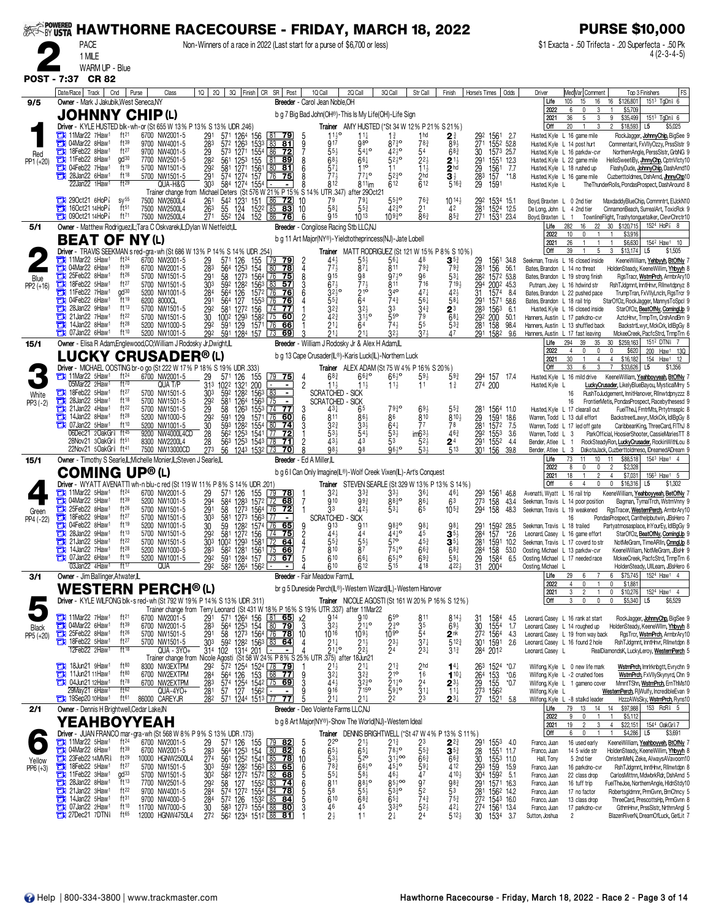# HAWTHORNE RACECOURSE - FRIDAY, MARCH 18, 2022

**PURSE $10,000**

**2** PACE 1 MILE — WARM UP - Blue

Non-Winners of a race in 2022 (Last start for a purse of $6,700 or less)

$1 Exacta - .50 Trifecta - .20 Superfecta - .50 Pk 4 (2-3-4-5)

**POST - 7:37 CR 82**

---

## 1 — JOHNNY CHIP (L) — 9/5 — Red — PP1 (+20)

Owner - Mark J Jakubik,West Seneca,NY
b g 7 Big Bad John(OH®)-This Is My Life(OH)-Life Sign
Breeder - Carol Jean Noble,OH
Driver - KYLE HUSTED blk-wh-or (St 655 W 13% P 13% S 13% UDR .246)
Trainer AMY HUSTED (*St 34 W 12% P 21% S 21%)

| | Starts | W | P | S | Earnings | Best |
|---|---|---|---|---|---|---|
| Life | 105 | 15 | 16 | 16 | $126,801 | 151³ TgDn⅞ 6 |
| 2022 | 6 | 0 | 3 | 1 | $5,709 | |
| 2021 | 36 | 5 | 3 | 9 | $35,499 | 151³ TgDn⅞ 6 |
| Off | 20 | 1 | 3 | 2 | $18,593 | L5 $5,025 |

| Date/Race | Track | Cnd | Purse | Class | 1Q | 2Q | 3Q | Finish | CR | SR | Post | 1Q Call | 2Q Call | 3Q Call | Str Call | Finish | Horse's Times | Odds | Driver | Med/Var/Comment | Top 3 Finishers | FS |
|---|---|---|---|---|---|---|---|---|---|---|---|---|---|---|---|---|---|---|---|---|---|---|
| 11Mar22 7Haw¹ | | ft²¹ | 6700 | NW2001-5 | 29¹ | 57¹ | 126⁴ | 156 | 81 | 79 | 5 | 11¾° | 11¼ | 1¾ | 1hd | 2¾ | 29² 156¹ | 2.7 | Husted, Kyle | L 16 game mile | RockJagger, JohnnyChip, BigSee | 9 |
| 04Mar22 8Haw¹ | | ft³⁹ | 9700 | NW4001-5 | 28³ | 57² | 126³ | 153³ | 83 | 81 | 9 | 9¹⁷ | 9⁸° | 8⁷¾° | 7⁸¾ | 8⁹½ | 27¹ 155² | 52.8 | Husted, Kyle | L 14 post hurt | Commentarit, FxVllyOzzy, PrssSlstr | 9 |
| 18Feb22 8Haw¹ | | ft²⁷ | 9700 | NW4001-5 | 29 | 57³ | 127¹ | 155⁴ | 86 | 72 | 7 | 5⁵½ | 5⁴½° | 4²¾° | 5⁴ | 6⁸¾ | 30 157³ | 25.7 | Husted, Kyle | L 16 parkdw-cvr | NorthernAngle, PerssSlstr, GrbNG | 9 |
| 11Feb22 8Haw¹ | | gd³⁰ | 7700 | NW2501-5 | 28² | 56¹ | 125³ | 155 | 81 | 89 | 8 | 6⁸½ | 6⁶¼ | 5²¾° | 2²½ | 2¹½ | 29¹ 155¹ | 12.3 | Husted, Kyle | L 22 game mile | HelloSweetiBy, JhnnyChp, CptnVicty | 10 |
| 04Feb22 7Haw¹ | | ft¹⁹ | 5700 | NW1501-5 | 29² | 58¹ | 127¹ | 156¹ | 80 | 81 | 6 | 5⁷¼ | 1¹° | 1¹ | 1¹½ | 2hd | 29 156¹ | 7.7 | Husted, Kyle | L 18 rushed up | FlashyDude, JohnnyChip, DashArnd | 10 |
| 28Jan22 6Haw¹ | | ft¹⁸ | 5700 | NW1501-5 | 29¹ | 57⁴ | 127⁴ | 157 | 76 | 75 | 8 | 7⁷½ | 7⁷½° | 5²¾° | 2hd | 3½ | 28³ 157 | *1.8 | Husted, Kyle | L 16 game mile | Cuzberttoldmes, DshArnd, JhnnyChp | 10 |
| 22Jan22 1Haw¹ | | ft²⁹ | | QUA-H&G | 30³ | 58⁴ | 127⁴ | 155⁴ | - | - | 8 | 8¹² | 8¹¹im | 6¹² | 6¹² | 5¹⁶¾ | 29 159¹ | | Husted, Kyle | L | TheThunderRolls, PondasProspect, DashAround | 8 |
| | | | | Trainer change from Michael Deters (St 576 W 21% P 15% S 14% UTR .347) after 29Oct21 | | | | | | | | | | | | | | | | | | |
| 29Oct21 6HoP⅞ | | sy⁵⁵ | 7500 | NW2600L4 | 26¹ | 54² | 123¹ | 151 | 86 | 72 | 10 | 7⁹ | 7⁹¼ | 5⁵¾° | 7⁶¾ | 10¹⁴½ | 29² 153⁴ | 15.1 | Boyd, Braxten | L 0 2nd tier | MaxdaddyBlueChip, Commmtrt, ElJckN | 10 |
| 16Oct21 14HoP⅞ | | ft⁵¹ | 7500 | NW2500L4 | 26³ | 55 | 124 | 152² | 85 | 83 | 10 | 5⁸¼ | 5⁵¾ | 4²¾° | 2¹ | 4² | 28¹ 152⁴ | 12.5 | De Long, John | L 4 2nd tier | CinnamonBeach, SurrealArt, ToxicRck | 9 |
| 09Oct21 14HoP⅞ | | ft⁷¹ | 7500 | NW2500L4 | 27¹ | 55² | 124 | 152 | 86 | 76 | 6 | 9¹⁵ | 10¹³ | 10⁹¾° | 8⁶¾ | 8⁵¾ | 27¹ 153¹ | 23.4 | Boyd, Braxten | L 1 | TownlineFlight, Trashytonguetalker, ClevrChrctr | 10 |

## 2 — BEAT OF NY (L) — 5/1 — Blue — PP2 (+16)

Owner - Matthew Rodriguez,IL;Tara C Oskvarek,IL;Dylan W Nietfeldt,IL
b g 11 Art Major(NY®)-Yieldtotheprincess(NJ)-Jate Lobell
Breeder - Congilose Racing Stb LLC,NJ
Driver - TRAVIS SEEKMAN s red-gra-wh (St 686 W 13% P 14% S 14% UDR .254)
Trainer MATT RODRIGUEZ (St 121 W 15% P 8% S 10%)

| | Starts | W | P | S | Earnings | Best |
|---|---|---|---|---|---|---|
| Life | 282 | 16 | 22 | 30 | $120,715 | 152⁴ HoP⅞ 8 |
| 2022 | 10 | 0 | 1 | 1 | $3,916 | |
| 2021 | 26 | 1 | 1 | 1 | $6,630 | 154² Haw¹ 10 |
| Off | 39 | 1 | 5 | 3 | $13,174 | L5 $1,505 |

| Date/Race | Track | Cnd | Purse | Class | 1Q | 2Q | 3Q | Finish | CR | SR | Post | 1Q Call | 2Q Call | 3Q Call | Str Call | Finish | Horse's Times | Odds | Driver | Med/Var/Comment | Top 3 Finishers | FS |
|---|---|---|---|---|---|---|---|---|---|---|---|---|---|---|---|---|---|---|---|---|---|---|
| 11Mar22 5Haw¹ | | ft²⁴ | 6700 | NW2001-5 | 29 | 57¹ | 126 | 155 | 79 | 79 | 2 | 4⁴½ | 5⁵½ | 5⁶¼ | 4⁸ | 3⁵¾ | 29 156¹ | 34.8 | Seekman, Travis | L 16 closed inside | KeeneWilliam, Yehbyvyh, BtOfNy | 7 |
| 04Mar22 6Haw¹ | | ft³⁹ | 6700 | NW2001-5 | 28³ | 56⁴ | 125³ | 154 | 80 | 78 | 4 | 7⁷½ | 8⁷¼ | 8¹¹ | 7⁹¾ | 7⁹¾ | 28¹ 156 | 56.1 | Bates, Brandon | L 14 no threat | HoldenSteady, KeeneWilliam, Yhbyyh | 8 |
| 25Feb22 8Haw¹ | | ft²⁶ | 5700 | NW1501-5 | 29¹ | 58 | 127³ | 156⁴ | 76 | 75 | 8 | 9¹⁵ | 9⁸ | 9⁷¾° | 9⁶ | 5³¼ | 28² 157² | 53.8 | Bates, Brandon | L 19 strong finish | RgsTracr, WstrnPrch, ArmbrAry | 10 |
| 18Feb22 5Haw¹ | | ft²⁷ | 5700 | NW1501-5 | 30³ | 59² | 128² | 156³ | 83 | 57 | 3 | 6⁷½ | 7⁷½ | 8¹¹ | 7¹⁶ | 7¹⁹½ | 29⁴ 200² | 45.3 | Putnam, Joey | L 16 hdwind str | RshTJdgmnt, InntHnvr, Rllnwtdpnyz | 8 |
| 11Feb22 7Haw¹ | | gd³⁰ | 5200 | NW1001-5 | 28⁴ | 56⁴ | 126 | 157² | 76 | 76 | 6 | 3²½° | 2¹° | 3⁴° | 4⁷¼ | 4²½ | 31 157⁴ | 8.4 | Bates, Brandon | L 22 pushed pace | TrumpTran, FxVllyLncln, RgsTrcr | 9 |
| 04Feb22 6Haw¹ | | ft¹⁹ | 6200 | 8000CL | 29¹ | 56⁴ | 127 | 155³ | 76 | 76 | 4 | 5⁵¾ | 6⁴ | 7⁴¾ | 5⁶½ | 5⁸¼ | 29¹ 157¹ | 58.6 | Bates, Brandon | L 18 rail trip | StarOfOz, RockJagger, MannysToSpcl | 9 |
| 28Jan22 9Haw¹ | | ft¹³ | 5700 | NW1501-5 | 29² | 58¹ | 127² | 156 | 74 | 77 | 1 | 3²¾ | 3²½ | 3³ | 3⁴¾ | 2³ | 28³ 156³ | 6.1 | Husted, Kyle | L 16 closed inside | StarOfOz, BeatOfNy, ComingUp | 9 |
| 21Jan22 7Haw¹ | | ft²² | 5700 | NW1501-5 | 30 | 100² | 129³ | 158² | 75 | 60 | 2 | 4²¾ | 3¹½° | 5⁵° | 7⁹ | 6⁸¼ | 29² 200 | 50.1 | Hanners, Austin | L 17 parkdno-cvr | AztcHnvr, TrmpTrn, CrshAndBrn | 9 |
| 14Jan22 8Haw¹ | | ft²⁸ | 5200 | NW1000-5 | 29² | 59¹ | 129 | 157¹ | 76 | 66 | 1 | 2¹½ | 6⁴ | 7⁴½ | 5⁵ | 5³¾ | 28¹ 158 | 98.4 | Hanners, Austin | L 13 shuffled back | BackstrtLwyr, MckCrk, IdlBgGy | 8 |
| 07Jan22 6Haw¹ | | ft¹⁰ | 5200 | NW1001-5 | 29² | 59¹ | 128⁴ | 157 | 73 | 69 | 3 | 2¹½ | 2¹½ | 3²½ | 3⁷½ | 4⁷ | 29¹ 158² | 9.6 | Hanners, Austin | L 17 fast leaving | MckeeCreek, PacfcStrd, TrmpTrn | 6 |

## 3 — LUCKY CRUSADER® (L) — 15/1 — White — PP3 (-2)

Owner - Elisa R Adam,Englewood,CO;William J Rodosky Jr,Dwight,IL
b g 13 Cape Crusader(IL®)-Karis Luck(IL)-Northern Luck
Breeder - William J Rodosky Jr & Alex H Adam,IL
Driver - MICHAEL OOSTING br-o go (St 222 W 17% P 18% S 19% UDR .333)
Trainer ALEX ADAM (St 75 W 4% P 16% S 20%)

| | Starts | W | P | S | Earnings | Best |
|---|---|---|---|---|---|---|
| Life | 294 | 39 | 35 | 30 | $259,163 | 151² DTN⅝ 7 |
| 2022 | 4 | 0 | 0 | 0 | $620 | 200 Haw¹ 13Q |
| 2021 | 30 | 1 | 4 | 4 | $16,182 | 154 Haw¹ 12 |
| Off | 33 | 6 | 3 | 7 | $33,626 | L5 $1,356 |

| Date/Race | Track | Cnd | Purse | Class | 1Q | 2Q | 3Q | Finish | CR | SR | Post | 1Q Call | 2Q Call | 3Q Call | Str Call | Finish | Horse's Times | Odds | Driver | Med/Var/Comment | Top 3 Finishers | FS |
|---|---|---|---|---|---|---|---|---|---|---|---|---|---|---|---|---|---|---|---|---|---|---|
| 11Mar22 5Haw¹ | | ft²⁴ | 6700 | NW2001-5 | 29 | 57¹ | 126 | 155 | 79 | 75 | 4 | 6⁸¾ | 6⁶¾° | 6⁶½° | 5⁹½ | 5⁹¾ | 29⁴ 157 | 17.4 | Husted, Kyle | L 16 mild drive | KeeneWilliam, Yeahboyyeah, BtOfNy | 7 |
| 05Mar22 2Haw¹ | | ft⁷⁰ | | QUA T/P | 31³ | 102² | 132¹ | 200 | - | - | 2 | 1¹½ | 1¹½ | 1¹½ | 1¹ | 1¾ | 27⁴ 200 | | Husted, Kyle | L | LuckyCrusader, LikelyBlueBayou, MysticalMrry | 5 |
| 18Feb22 5Haw¹ | | ft²⁷ | 5700 | NW1501-5 | 30³ | 59² | 128² | 156³ | 83 | - | | SCRATCHED - SICK | | | | | | | | 16 | RushToJudgement, InntHanover, Rllnwtdpnyzz | 8 |
| 28Jan22 5Haw¹ | | ft¹⁸ | 5700 | NW1501-5 | 29² | 58¹ | 126⁴ | 156³ | 75 | - | | SCRATCHED - SICK | | | | | | | | 16 | FrontierMetis, PondasProspect, Raceby thesesd | 9 |
| 21Jan22 4Haw¹ | | ft²² | 5700 | NW1501-5 | 29 | 58 | 126³ | 155³ | 74 | 77 | 3 | 4³¼ | 6⁵ | 7⁹¾° | 6⁹½ | 5⁵¾ | 28¹ 156⁴ | 11.0 | Husted, Kyle | L 17 clearall out | FuelTheJ, FmbrMts, Prtytmsspc | 8 |
| 14Jan22 8Haw¹ | | ft²⁸ | 5200 | NW1000-5 | 29² | 59¹ | 129 | 157¹ | 76 | 60 | 6 | 8¹¹ | 8⁶½ | 8⁶ | 8¹⁰ | 8¹⁰½ | 29 159¹ | 18.6 | Warren, Todd | L 13 dull effort | BackstreetLawyr, MckCrk, IdlBgGy | 8 |
| 07Jan22 5Haw¹ | | ft¹⁰ | 5200 | NW1001-5 | 30 | 59³ | 128² | 155⁴ | 80 | 74 | 3 | 3²¾ | 3³½ | 6⁴¼ | 7⁷ | 7⁸ | 28¹ 157² | 7.5 | Warren, Todd | L 17 led off gate | CaribbeanKing, ThreeCard, FiThJ | 8 |
| 06Dec21 2OakGr⅞ | | ft⁴⁵ | 9200 | NW4000L4CD | 28 | 56² | 125³ | 154¹ | 77 | 72 | 1 | 5³½ | 5⁴½ | 5³½ | im6³½ | 4⁶¾ | 29² 155³ | 3.4 | Warren, Todd | L 3 | ParkOfficial, HoosierShooter, CassieMariesTT | 8 |
| 28Nov21 3OakGr⅞ | | ft⁵¹ | 8300 | NW2200L4 | 28 | 56³ | 125³ | 154³ | 78 | 71 | 2 | 4³½ | 4³ | 5³ | 5²½ | 2⁴ | 29¹ 155² | 4.4 | Bender, Atlee | L 1 | RockSteadyRon, LuckyCrusader, RockinWithLou | 8 |
| 22Nov21 5OakGr⅞ | | ft⁴¹ | 7500 | NW13000CD | 27³ | 56 | 124³ | 153² | 73 | 70 | 8 | 9⁸½ | 9⁸ | 9⁶½° | 5³½ | 5¹³ | 30¹ 156 | 39.8 | Bender, Atlee | L 3 | DakotaJack, Cuzberttoldmeso, IDreamedADream | 9 |

## 4 — COMING UP® (L) — 15/1 — Green — PP4 (-22)

Owner - Timothy S Searle,IL;Michelle Monier,IL;Steven J Searle,IL
b g 6 I Can Only Imagine(IL®)-Wolf Creek Vixen(IL)-Art's Conquest
Breeder - Ed A Miller,IL
Driver - WYATT AVENATTI wh-n blu-c red (St 119 W 11% P 8% S 14% UDR .201)
Trainer STEVEN SEARLE (St 329 W 13% P 13% S 14%)

| | Starts | W | P | S | Earnings | Best |
|---|---|---|---|---|---|---|
| Life | 73 | 11 | 10 | 11 | $88,518 | 154³ Haw¹ 4 |
| 2022 | 8 | 0 | 0 | 2 | $2,328 | |
| 2021 | 18 | 1 | 2 | 4 | $7,031 | 156³ Haw¹ 5 |
| Off | 6 | 4 | 0 | 0 | $16,316 | L5 $1,302 |

| Date/Race | Track | Cnd | Purse | Class | 1Q | 2Q | 3Q | Finish | CR | SR | Post | 1Q Call | 2Q Call | 3Q Call | Str Call | Finish | Horse's Times | Odds | Driver | Med/Var/Comment | Top 3 Finishers | FS |
|---|---|---|---|---|---|---|---|---|---|---|---|---|---|---|---|---|---|---|---|---|---|---|
| 11Mar22 5Haw¹ | | ft²⁴ | 6700 | NW2001-5 | 29 | 57¹ | 126 | 155 | 79 | 78 | 1 | 3²¼ | 3³¾ | 3³½ | 3⁶½ | 4⁶½ | 29³ 156¹ | 46.8 | Avenatti, Wyatt | L 16 rail trip | KeeneWilliam, Yeahboyyeah, BetOfNy | 7 |
| 04Mar22 5Haw¹ | | ft³⁹ | 5200 | NW1001-5 | 29⁴ | 58⁴ | 128³ | 157² | 72 | 68 | 7 | 9¹⁰ | 9⁹¾ | 8⁸¾° | 8⁶½ | 6³ | 27³ 158 | 43.4 | Seekman, Travis | L 14 poor position | Bagman, TymalTrch, WstrnVnny | 9 |
| 25Feb22 8Haw¹ | | ft²⁶ | 5700 | NW1501-5 | 29¹ | 58 | 127³ | 156⁴ | 76 | 72 | 1 | 3³ | 4²½ | 5³¼ | 6⁵ | 10⁵¾ | 29⁴ 158 | 48.3 | Seekman, Travis | L 19 weakened | RgsTracer, WesternPerch, ArmbrAry | 10 |
| 18Feb22 5Haw¹ | | ft²⁷ | 5700 | NW1501-5 | 30³ | 58¹ | 127³ | 156³ | 77 | - | | SCRATCHED - SICK | | | | | | | | 16 | PondasProspect, Canthelpbutwin, JBsHero | 7 |
| 04Feb22 8Haw¹ | | ft¹⁹ | 5200 | NW1001-5 | 30 | 59 | 128² | 157⁴ | 76 | 65 | 9 | 9¹³ | 9¹¹ | 9⁸¾° | 9⁸½ | 9⁸½ | 29¹ 159² | 28.5 | Seekman, Travis | L 18 trailed | Partyatmosasplace, InYourEy, IdlBgGy | 9 |
| 28Jan22 9Haw¹ | | ft¹³ | 5700 | NW1501-5 | 29² | 58¹ | 127² | 156 | 74 | 75 | 2 | 4⁴½ | 4⁴ | 4⁴¾° | 4⁵ | 3⁵½ | 28⁴ 157 | *2.6 | Seekman, Travis | L 16 game effort | StarOfOz, BeatOfNy, ComingUp | 9 |
| 21Jan22 7Haw¹ | | ft²² | 5700 | NW1501-5 | 30³ | 100² | 129³ | 158¹ | 72 | 64 | 4 | 5⁵¾ | 5⁵½ | 5⁷° | 4⁵¾ | 3⁵¼ | 28¹ 159¹ | 10.2 | Seekman, Travis | L 17 coverd to str | NotMeGram, TimeARlln, CrmnqUp | 8 |
| 14Jan22 7Haw¹ | | ft²⁸ | 5200 | NW1000-5 | 28³ | 58² | 128¹ | 156¹ | 75 | 66 | 7 | 8¹⁰ | 8⁷ | 7⁵¾° | 6⁶¾ | 6⁸¾ | 28⁴ 158 | 53.0 | Oosting, Michael | L 13 parkdw-cvr | KeeneWilliam, NotMeGram, JBsHr | 9 |
| 07Jan22 6Haw¹ | | ft¹⁰ | 5200 | NW1001-5 | 29² | 59¹ | 128⁴ | 157 | 73 | 67 | 5 | 6¹⁰ | 6⁶½ | 6⁵¾° | 6⁹¾ | 5⁹¼ | 29 158⁴ | 6.5 | Oosting, Michael | L 17 needed race | MckeeCreek, PacfcStrd, TrmpTrn | 6 |
| 03Jan22 4Haw¹ | | ft¹⁷ | | QUA | 29² | 58² | 126⁴ | 156² | - | - | 4 | 6¹⁰ | 6¹² | 5¹⁵ | 4¹⁸ | 4²²½ | 31 200⁴ | | Oosting, Michael | L | HoldenSteady, UllLearn, JBsHero | 6 |

## 5 — WESTERN PERCH® (L) — 3/1 — Black — PP5 (+20)

Owner - Jim Ballinger,Atwater,IL
br g 5 Duneside Perch(IL®)-Western Wizard(IL)-Western Hanover
Breeder - Fair Meadow Farm,IL
Driver - KYLE WILFONG blk-s red-wh (St 792 W 19% P 14% S 13% UDR .311)
Trainer NICOLE AGOSTI (St 161 W 20% P 16% S 12%)

| | Starts | W | P | S | Earnings | Best |
|---|---|---|---|---|---|---|
| Life | 29 | 6 | 7 | 6 | $75,745 | 152⁴ Haw¹ 4 |
| 2022 | 4 | 0 | 1 | 0 | $1,881 | |
| 2021 | 3 | 2 | 1 | 0 | $10,276 | 152⁴ Haw¹ 4 |
| Off | 3 | 0 | 0 | 0 | $5,340 | L5 $6,529 |

| Date/Race | Track | Cnd | Purse | Class | 1Q | 2Q | 3Q | Finish | CR | SR | Post | 1Q Call | 2Q Call | 3Q Call | Str Call | Finish | Horse's Times | Odds | Driver | Med/Var/Comment | Top 3 Finishers | FS |
|---|---|---|---|---|---|---|---|---|---|---|---|---|---|---|---|---|---|---|---|---|---|---|
| | | | | Trainer change from Terry Leonard (St 431 W 18% P 16% S 19% UTR .337) after 11Mar22 | | | | | | | | | | | | | | | | | | |
| 11Mar22 7Haw¹ | | ft²¹ | 6700 | NW2001-5 | 29¹ | 57¹ | 126⁴ | 156 | 81 | 65 | x2 | 9¹⁴ | 9¹⁰ | 6⁵° | 8¹¹ | 8¹⁴¼ | 31 158⁴ | 4.5 | Leonard, Casey | L 16 rank at start | RockJagger, JohnnyChip, BigSee | 9 |
| 04Mar22 6Haw¹ | | ft³⁹ | 6700 | NW2001-5 | 28³ | 56⁴ | 125³ | 154 | 80 | 79 | 3 | 3²½ | 2¹½° | 2³° | 3⁵ | 6⁹½ | 30 155⁴ | 1.7 | Leonard, Casey | L 14 roughed up | HoldenSteady, KeeneWilliam, Yhbyyh | 8 |
| 25Feb22 8Haw¹ | | ft²⁶ | 5700 | NW1501-5 | 29¹ | 58 | 127³ | 156⁴ | 76 | 78 | 10 | 10¹⁶ | 10⁹½ | 10⁹° | 5⁴ | 2nk | 27² 156⁴ | 4.3 | Leonard, Casey | L 19 from way back | RgsTrcr, WstrnPrch, ArmbrAry | 10 |
| 18Feb22 5Haw¹ | | ft²⁷ | 5700 | NW1501-5 | 30³ | 59² | 128² | 156³ | 83 | 64 | 4 | 2¹½ | 2¹½ | 2³½ | 3⁷½ | 5¹²¾ | 30¹ 159¹ | 2.6 | Leonard, Casey | L 16 found 2 hole | RshTJdgmnt, InntHnvr, Rllnwtdpn | 8 |
| 12Feb22 2Haw¹ | | ft¹⁸ | | QUA - 3YO+ | 31⁴ | 102 | 131⁴ | 201 | - | - | 4 | 2¹½° | 2²½ | 2⁴ | 2³¼ | 3¹¾ | 28⁴ 201² | | Leonard, Casey | L | RealDiamondsK, LuckyLeroy, WesternPerch | 5 |
| | | | | Trainer change from Nicole Agosti (St 58 W 24% P 8% S 25% UTR .375) after 18Jun21 | | | | | | | | | | | | | | | | | | |
| 18Jun21 9Haw¹ | | ft⁸⁰ | 8300 | NW3EXTPM | 29² | 57² | 125⁴ | 152⁴ | 78 | 79 | 1 | 2¹½ | 2¹½ | 2¹¾ | 2hd | 1¾ | 26³ 152⁴ | *0.7 | Wilfong, Kyle | L 0 new life mark | WstrnPrch, ImrIknbgtt, Evrychn | 9 |
| 11Jun21 11Haw¹ | | ft⁸¹ | 6700 | NW2EXTPM | 28⁴ | 56⁴ | 126 | 153 | 68 | 77 | 9 | 3²½ | 3²¾ | 2¹° | 1⁶ | 1¹⁰½ | 26⁴ 153 | *0.6 | Wilfong, Kyle | L -2 crushed foes | WstrnPrch, FxVllySkynynd, Chn | 9 |
| 04Jun21 12Haw¹ | | ft⁷⁸ | 6700 | NW2EXTPM | 28³ | 57⁴ | 125⁴ | 154² | 75 | 69 | 3 | 4⁴½ | 3²¾° | 2¹½° | 2⁴ | 2³½ | 29 155 | *0.7 | Wilfong, Kyle | L 1 gameno cover | MmntTShn, WstrnPrch, ErnThMs | 10 |
| 29May21 6Haw¹ | | ft⁶² | | QUA-4YO+ | 28¹ | 57 | 127 | 156² | - | - | 3 | 9¹⁶ | 7¹⁵° | 5⁹¼° | 3¹¼ | 1¹½ | 27³ 156² | | Wilfong, Kyle | L | WesternPerch, RjWulfy, IncredibleEvan | 9 |
| 19Sep20 10Haw¹ | | ft⁶¹ | 86000 | CAREYJR | 28² | 57¹ | 124⁴ | 151³ | 77 | 77 | 5 | 2¹½ | 2¹½ | 2² | 2³ | 2³¼ | 27 152¹ | 5.8 | Wilfong, Kyle | L -8 stalkd leader | HzzzAWsSky, WstrnPrch, Ryns | 10 |

## 6 — YEAHBOYYEAH — 2/1 — Yellow — PP6 (+3)

Owner - Dennis H Brightwell,Cedar Lake,IN
b g 8 Art Major(NY®)-Show The World(NJ)-Western Ideal
Breeder - Deo Volente Farms LLC,NJ
Driver - JUAN FRANCO mar-gra-wh (St 568 W 8% P 9% S 13% UDR .173)
Trainer DENNIS BRIGHTWELL (*St 47 W 4% P 13% S 11%)

| | Starts | W | P | S | Earnings | Best |
|---|---|---|---|---|---|---|
| Life | 79 | 13 | 14 | 14 | $97,988 | 153 RcR⅝ 5 |
| 2022 | 9 | 0 | 1 | 1 | $5,112 | |
| 2021 | 19 | 2 | 3 | 4 | $22,151 | 154⁴ OakGr⅞ 7 |
| Off | 6 | 0 | 1 | 1 | $4,286 | L5 $3,691 |

| Date/Race | Track | Cnd | Purse | Class | 1Q | 2Q | 3Q | Finish | CR | SR | Post | 1Q Call | 2Q Call | 3Q Call | Str Call | Finish | Horse's Times | Odds | Driver | Med/Var/Comment | Top 3 Finishers | FS |
|---|---|---|---|---|---|---|---|---|---|---|---|---|---|---|---|---|---|---|---|---|---|---|
| 11Mar22 5Haw¹ | | ft²⁴ | 6700 | NW2001-5 | 29 | 57¹ | 126 | 155 | 79 | 82 | 5 | 2²° | 2¹½ | 2¹¾ | 2³ | 2²¾ | 29¹ 155³ | 4.0 | Franco, Juan | 16 used early | KeeneWilliam, Yeahboyyeah, BtOfNy | 7 |
| 04Mar22 6Haw¹ | | ft³⁹ | 6700 | NW2001-5 | 28³ | 56⁴ | 125³ | 154 | 80 | 82 | 6 | 6⁵½ | 6⁵¼ | 7⁸¾° | 5⁵¾ | 3⁵¾ | 28 155¹ | 11.7 | Franco, Juan | 14 5 wide str | HoldenSteady, KeeneWilliam, Yhbyyh | 8 |
| 23Feb22 14MVR⅝ | | ft²⁹ | 10000 | HGNW2500L4 | 27⁴ | 56¹ | 125² | 154¹ | 85 | 78 | 10 | 5³½ | 5²° | 3¹½° | 6⁶¾ | 6⁶¾ | 30 155³ | 11.0 | Hall, Tony | 5 2nd tier | ChristenMeN, Zeke, AlwaysAVavoom | 10 |
| 18Feb22 5Haw¹ | | ft²⁷ | 5700 | NW1501-5 | 30³ | 59² | 128² | 156³ | 83 | 65 | 6 | 7⁸¾ | 6⁶½° | 4⁵½° | 5⁹¼ | 4¹² | 29³ 159 | 15.9 | Franco, Juan | 16 parkdno-cvr | RshTJdgmnt, InntHnvr, Rllnwtdpn | 8 |
| 11Feb22 3Haw¹ | | gd³³ | 5700 | NW1501-5 | 30² | 58² | 127² | 157² | 82 | 68 | 5 | 5⁵¼ | 5⁸½ | 4⁶½ | 4⁷ | 4¹⁰½ | 30⁴ 159² | 5.1 | Franco, Juan | 22 class drop | CarlosMittnn, MdwbrkRdr, DshArnd | 5 |
| 28Jan22 3Haw¹ | | ft¹³ | 7700 | NW2501-5 | 29² | 58 | 127 | 155² | 83 | 74 | 6 | 8¹¹ | 8⁸¾° | 8⁵¾° | 9⁷ | 9⁸¾ | 29¹ 157¹ | 16.3 | Franco, Juan | 16 tuff trip | FuelTheJoe, NorthernAngle, HldnStdy | 10 |
| 21Jan22 3Haw¹ | | ft²² | 9700 | NW4001-5 | 28⁴ | 57⁴ | 127⁴ | 155⁴ | 84 | 78 | 5 | 5⁸ | 5⁵½ | 5³¾° | 5² | 5³ | 28¹ 156² | 14.2 | Franco, Juan | 17 no factor | Robertsgldmnr, PrmGvnn, BmChncy | 5 |
| 14Jan22 5Haw¹ | | ft³¹ | 9700 | NW4000-5 | 28⁴ | 57² | 126 | 153² | 85 | 84 | 5 | 6¹⁰ | 6⁸¾ | 6⁵¾ | 7⁴¾ | 7⁵¾ | 27² 154³ | 16.0 | Franco, Juan | 13 class drop | ThreeCard, PrescottsHp, PrmGvnn | 8 |
| 07Jan22 2Haw¹ | | ft¹⁰ | 11700 | NW7000-5 | 30 | 58³ | 127³ | 155⁴ | 88 | 80 | 3 | 4⁶ | 4⁵ | 3³¾° | 5²½ | 4²½ | 27⁴ 156¹ | 13.4 | Franco, Juan | 17 parkdno-cvr | GthmHnvr, PrssSlstr, NrthrnAngl | 5 |
| 27Dec21 7DTN⅝ | | ft⁶⁵ | 12000 | HGNW4750L4 | 27² | 56² | 123⁴ | 151² | 88 | 81 | 1 | 2½ | 1¹ | 2½ | 2⁴ | 5¹²½ | 30 153⁴ | 3.7 | Sutton, Joshua | 2 | BlazenRiverN, DreamOfLuck, GetLit | 7 |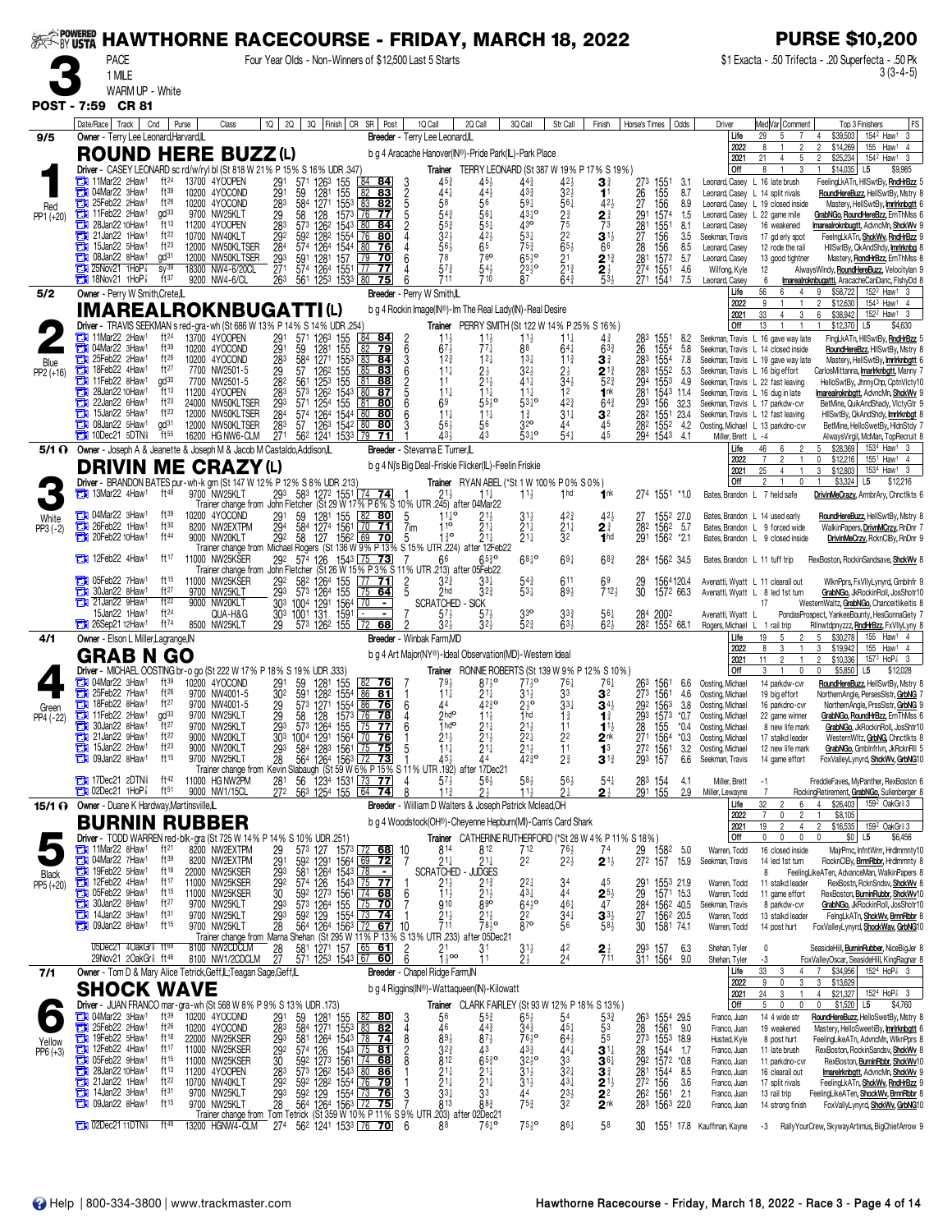# HAWTHORNE RACECOURSE - FRIDAY, MARCH 18, 2022

**PURSE $10,200**

**3** PACE 1 MILE — Four Year Olds - Non-Winners of $12,500 Last 5 Starts — $1 Exacta - .50 Trifecta - .20 Superfecta - .50 Pk 3 (3-4-5)

WARM UP - White

POST - 7:59 CR 81

---

## 1 — ROUND HERE BUZZ (L) — 9/5 — Red — PP1 (+20)

Owner - Terry Lee Leonard,Harvard,IL — Breeder - Terry Lee Leonard,IL

b g 4 Aracache Hanover(IN®)-Pride Park(IL)-Park Place

Driver - CASEY LEONARD sc rd/w/ryl bl (St 818 W 21% P 15% S 16% UDR .347) — Trainer TERRY LEONARD (St 387 W 19% P 17% S 19%)

| | Starts | W | P | S | Earnings | Best |
|---|---|---|---|---|---|---|
| Life | 29 | 5 | 7 | 4 | $39,503 | 154² Haw¹ 3 |
| 2022 | 8 | 1 | 2 | 2 | $14,269 | 155 Haw¹ 4 |
| 2021 | 21 | 4 | 5 | 2 | $25,234 | 154² Haw¹ 3 |
| Off | 8 | 1 | 3 | 1 | $14,035 | L5 $9,985 |

| Date/Race | Track | Cnd | Purse | Class | 1Q | 2Q | 3Q | Finish | CR | SR | Post | 1Q Call | 2Q Call | 3Q Call | Str Call | Finish | Horse's Times | Odds | Driver | Med/Var | Comment | Top 3 Finishers | FS |
|---|---|---|---|---|---|---|---|---|---|---|---|---|---|---|---|---|---|---|---|---|---|---|---|
| 11Mar22 2Haw¹ | | ft²⁴ | 13700 | 4YOOPEN | 291 | 571 | 1263 | 155 | 84 | 84 | 3 | 4⁵½ | 4⁵½ | 4⁴¾ | 4²½ | 3¾ | 273 1551 | 3.1 | Leonard, Casey | L 16 | late brush | FeelingLkATn, HllSwtBy, RndHrBzz | 5 |
| 04Mar22 3Haw¹ | | ft³⁹ | 10200 | 4YOCOND | 291 | 59 | 1281 | 155 | 82 | 83 | 2 | 4⁴¼ | 4⁴½ | 4³¾ | 3²½ | 1¹ | 26 155 | 8.7 | Leonard, Casey | L 14 | split rivals | RoundHereBuzz, HellSwtBy, Mstry | 8 |
| 25Feb22 2Haw¹ | | ft²⁶ | 10200 | 4YOCOND | 283 | 584 | 1271 | 1553 | 83 | 82 | 4 | 5⁸ | 5⁶ | 5⁹¾ | 5⁶¼ | 4²½ | 27 156 | 8.9 | Leonard, Casey | L 19 | closed inside | Mastery, HellSwtBy, Imrlrknbgtt | 6 |
| 11Feb22 2Haw¹ | | gd³³ | 9700 | NW25KLT | 29 | 58 | 128 | 1573 | 76 | 77 | 5 | 5⁴¾ | 5⁶½ | 4³½° | 2¾ | 2¾ | 291 1574 | 1.5 | Leonard, Casey | L 22 | game mile | GrabNGo, RoundHereBzz, EmThMss | 6 |
| 28Jan22 10Haw¹ | | ft¹³ | 11200 | 4YOOPEN | 283 | 573 | 1262 | 1543 | 80 | 84 | 2 | 5⁵¾ | 5⁵¼ | 4³° | 7⁵ | 7³ | 281 1551 | 8.1 | Leonard, Casey | 16 | weakened | Imarealroknbgtt, AdvncMn, ShckWv | 9 |
| 21Jan22 1Haw¹ | | ft²² | 10700 | NW40KLT | 292 | 592 | 1282 | 1554 | 76 | 80 | 4 | 3²½ | 4²½ | 5³¼ | 2² | 3¹½ | 27 156 | 3.5 | Seekman, Travis | 17 | gd erly spot | FeelngLkATn, ShckWv, RndHrBzz | 9 |
| 15Jan22 5Haw¹ | | ft²³ | 12000 | NW50KLTSER | 284 | 574 | 1264 | 1544 | 80 | 76 | 4 | 5⁶½ | 6⁵ | 7⁵¾ | 6⁵½ | 6⁶ | 28 156 | 8.5 | Leonard, Casey | 12 | rode the rail | HllSwtBy, QkAndShdy, Imrlrknbg | 8 |
| 08Jan22 8Haw¹ | | gd³¹ | 12000 | NW50KLTSER | 293 | 591 | 1281 | 157 | 79 | 70 | 6 | 7⁸ | 7⁶° | 6⁵½° | 2¹ | 2¹¾ | 281 1572 | 5.7 | Leonard, Casey | 13 | good tightner | Mastery, RondHrBzz, EmThMss | 8 |
| 25Nov21 1HoP⅞ | | sy³⁹ | 18300 | NW4-6/20CL | 271 | 574 | 1264 | 1551 | 77 | 77 | 4 | 5⁷¾ | 5⁴½ | 2³½° | 2¹¾ | 2½ | 274 1551 | 4.6 | Wilfong, Kyle | 12 | | AlwaysWindy, RoundHereBuzz, Velocitylan | 9 |
| 18Nov21 1HoP⅞ | | ft³⁷ | 9200 | NW4-6/CL | 263 | 561 | 1253 | 1533 | 80 | 75 | 6 | 7¹¹ | 7¹⁰ | 8⁷ | 6⁴¾ | 5³½ | 271 1541 | 7.5 | Leonard, Casey | 6 | | Imarealroknbugatti, AracacheCanDanc, FlshyDd | 8 |

---

## 2 — IMAREALROKNBUGATTI (L) — 5/2 — Blue — PP2 (+16)

Owner - Perry W Smith,Crete,IL — Breeder - Perry W Smith,IL

b g 4 Rockin Image(IN®)-Im The Real Lady(IN)-Real Desire

Driver - TRAVIS SEEKMAN s red-gra-wh (St 686 W 13% P 14% S 14% UDR .254) — Trainer PERRY SMITH (St 122 W 14% P 25% S 16%)

| | Starts | W | P | S | Earnings | Best |
|---|---|---|---|---|---|---|
| Life | 56 | 6 | 4 | 9 | $58,722 | 152² Haw¹ 3 |
| 2022 | 9 | 1 | 1 | 2 | $12,630 | 154³ Haw¹ 4 |
| 2021 | 33 | 4 | 3 | 6 | $38,942 | 152² Haw¹ 3 |
| Off | 13 | 1 | 1 | 1 | $12,370 | L5 $4,630 |

| Date/Race | Track | Cnd | Purse | Class | 1Q | 2Q | 3Q | Finish | CR | SR | Post | 1Q Call | 2Q Call | 3Q Call | Str Call | Finish | Horse's Times | Odds | Driver | Med/Var | Comment | Top 3 Finishers | FS |
|---|---|---|---|---|---|---|---|---|---|---|---|---|---|---|---|---|---|---|---|---|---|---|---|
| 11Mar22 2Haw¹ | | ft²⁴ | 13700 | 4YOOPEN | 291 | 571 | 1263 | 155 | 84 | 84 | 2 | 1¹½ | 1¹½ | 1¹½ | 1¹¼ | 4¾ | 283 1551 | 8.2 | Seekman, Travis | L 16 | gave way late | FlngLkATn, HllSwtBy, RndHrBzz | 5 |
| 04Mar22 3Haw¹ | | ft³⁹ | 10200 | 4YOCOND | 291 | 59 | 1281 | 155 | 82 | 79 | 6 | 6⁷½ | 7⁷¼ | 8⁸ | 6⁴¼ | 6³¾ | 26 1554 | 5.8 | Seekman, Travis | L 14 | closed inside | RoundHereBzz, HllSwtBy, Mstry | 8 |
| 25Feb22 2Haw¹ | | ft²⁶ | 10200 | 4YOCOND | 283 | 584 | 1271 | 1553 | 83 | 84 | 3 | 1²¾ | 1²¼ | 1³¼ | 1¹¾ | 3¾ | 283 1554 | 7.8 | Seekman, Travis | L 19 | gave way late | Mastery, HellSwtBy, Imrlrknbgtt | 6 |
| 18Feb22 4Haw¹ | | ft²⁷ | 7700 | NW2501-5 | 29 | 57 | 1262 | 155 | 85 | 83 | 6 | 1¹¼ | 2½ | 3²½ | 2½ | 2¹¾ | 283 1552 | 5.3 | Seekman, Travis | L 16 | big effort | CarlosMittanna, Imarlrknbgtt, Manny | 7 |
| 11Feb22 8Haw¹ | | gd³⁰ | 7700 | NW2501-5 | 282 | 561 | 1253 | 155 | 81 | 88 | 2 | 1¹ | 2¹½ | 4¹¼ | 3⁴½ | 5²¾ | 294 1553 | 4.9 | Seekman, Travis | L 22 | fast leaving | HelloSwtBy, JhnnyChp, CptnVictry | 10 |
| 28Jan22 10Haw¹ | | ft¹³ | 11200 | 4YOOPEN | 283 | 573 | 1262 | 1543 | 80 | 87 | 5 | 1¹½ | 1¹½ | 1¹½ | 1² | 1nk | 281 1543 | 11.4 | Seekman, Travis | L 16 | dug in late | Imarealroknbgtt, AdvncMn, ShckWv | 9 |
| 22Jan22 6Haw¹ | | ft²³ | 24000 | NW50KLTSER | 293 | 571 | 1254 | 155 | 81 | 80 | 6 | 6⁹ | 5⁵½° | 5³½° | 4²¾ | 6⁴¾ | 293 156 | 32.3 | Seekman, Travis | L 17 | parkdw-cvr | BetMine, QuikAndShady, VictyGtr | 9 |
| 15Jan22 5Haw¹ | | ft²³ | 12000 | NW50KLTSER | 284 | 574 | 1264 | 1544 | 80 | 80 | 6 | 1¹½ | 1¹½ | 1¾ | 3¹¼ | 3² | 282 1551 | 23.4 | Seekman, Travis | L 12 | fast leaving | HllSwtBy, QkAndShdy, Imrlrknbgt | 8 |
| 08Jan22 5Haw¹ | | gd³¹ | 12000 | NW50KLTSER | 283 | 57 | 1263 | 1542 | 80 | 80 | 6 | 5⁶½ | 5⁶ | 3²° | 4⁴ | 4⁵ | 282 1552 | 4.2 | Oosting, Michael | L 13 | parkdno-cvr | BetMine, HelloSwetBy, HdnStdy | 7 |
| 10Dec21 5DTN⅝ | | ft⁵⁵ | 16200 | HG NW6-CLM | 271 | 562 | 1241 | 1533 | 79 | 71 | 1 | 4³½ | 4³ | 5³½° | 5⁴¼ | 4⁵ | 294 1543 | 4.1 | Miller, Brett | L -4 | | AlwaysVirgil, McMan, TopRecruit | 8 |

---

## 3 — DRIVIN ME CRAZY (L) — 5/1 Ⓣ — White — PP3 (-2)

Owner - Joseph A & Jeanette & Joseph M & Jacob M Castaldo,Addison,IL — Breeder - Stevanna E Turner,IL

b g 4 Nj's Big Deal-Friskie Flicker(IL)-Feelin Friskie

Driver - BRANDON BATES pur-wh-k grn (St 147 W 12% P 12% S 8% UDR .213) — Trainer RYAN ABEL (*St 1 W 100% P 0% S 0%)

| | Starts | W | P | S | Earnings | Best |
|---|---|---|---|---|---|---|
| Life | 46 | 6 | 2 | 5 | $28,369 | 153⁴ Haw¹ 3 |
| 2022 | 7 | 2 | 1 | 0 | $12,216 | 155¹ Haw¹ 4 |
| 2021 | 25 | 4 | 1 | 3 | $12,603 | 153⁴ Haw¹ 3 |
| Off | 2 | 1 | 0 | 1 | $3,324 | L5 $12,216 |

| Date/Race | Track | Cnd | Purse | Class | 1Q | 2Q | 3Q | Finish | CR | SR | Post | 1Q Call | 2Q Call | 3Q Call | Str Call | Finish | Horse's Times | Odds | Driver | Med/Var | Comment | Top 3 Finishers | FS |
|---|---|---|---|---|---|---|---|---|---|---|---|---|---|---|---|---|---|---|---|---|---|---|---|
| 13Mar22 4Haw¹ | | ft⁴⁸ | 9700 | NW25KLT | 293 | 583 | 1272 | 1551 | 74 | 74 | 1 | 2¹½ | 1¹½ | 1¹½ | 1hd | 1nk | 274 1551 | *1.0 | Bates, Brandon | L 7 | held safe | DrivinMeCrazy, ArmbrAry, Chnctikts | 6 |

Trainer change from John Fletcher (St 29 W 17% P 6% S 10% UTR .245) after 04Mar22

| Date/Race | Track | Cnd | Purse | Class | 1Q | 2Q | 3Q | Finish | CR | SR | Post | 1Q Call | 2Q Call | 3Q Call | Str Call | Finish | Horse's Times | Odds | Driver | Med/Var | Comment | Top 3 Finishers | FS |
|---|---|---|---|---|---|---|---|---|---|---|---|---|---|---|---|---|---|---|---|---|---|---|---|
| 04Mar22 3Haw¹ | | ft³⁹ | 10200 | 4YOCOND | 291 | 59 | 1281 | 155 | 82 | 80 | 5 | 1¹½° | 2¹½ | 3¹½ | 4²¾ | 4²½ | 27 1552 | 27.0 | Bates, Brandon | L 14 | used early | RoundHereBuzz, HellSwtBy, Mstry | 8 |
| 26Feb22 1Haw¹ | | ft³⁰ | 8200 | NW2EXTPM | 294 | 584 | 1274 | 1561 | 70 | 71 | 7m | 1¹° | 2¹½ | 2¹½ | 2¹½ | 2¾ | 282 1562 | 5.7 | Bates, Brandon | L 9 | forced wide | WalkinPapers, DrivnMCrzy, RnDnr | 7 |
| 20Feb22 10Haw¹ | | ft⁴⁴ | 9000 | NW20KLT | 292 | 58 | 127 | 1562 | 69 | 70 | 5 | 1¾° | 2¹½ | 2¹½ | 3² | 1hd | 291 1562 | *2.1 | Bates, Brandon | L 9 | closed inside | DrivinMeCrzy, RcknCtBy, RnDnr | 9 |

Trainer change from Michael Rogers (St 136 W 9% P 13% S 15% UTR .224) after 12Feb22

| Date/Race | Track | Cnd | Purse | Class | 1Q | 2Q | 3Q | Finish | CR | SR | Post | 1Q Call | 2Q Call | 3Q Call | Str Call | Finish | Horse's Times | Odds | Driver | Med/Var | Comment | Top 3 Finishers | FS |
|---|---|---|---|---|---|---|---|---|---|---|---|---|---|---|---|---|---|---|---|---|---|---|---|
| 12Feb22 4Haw¹ | | ft¹⁷ | 11000 | NW25KSER | 292 | 574 | 126 | 1543 | 75 | 73 | 1 | 6⁶ | 6⁵¾° | 6⁸¼° | 6⁹¼ | 6⁸¾ | 284 1562 | 34.5 | Bates, Brandon | L 11 | tuff trip | RexBoston, RockinSandsave, ShckWv | 8 |

Trainer change from John Fletcher (St 26 W 15% P 3% S 11% UTR .213) after 05Feb22

| Date/Race | Track | Cnd | Purse | Class | 1Q | 2Q | 3Q | Finish | CR | SR | Post | 1Q Call | 2Q Call | 3Q Call | Str Call | Finish | Horse's Times | Odds | Driver | Med/Var | Comment | Top 3 Finishers | FS |
|---|---|---|---|---|---|---|---|---|---|---|---|---|---|---|---|---|---|---|---|---|---|---|---|
| 05Feb22 7Haw¹ | | ft¹⁵ | 11000 | NW25KSER | 292 | 582 | 1264 | 155 | 77 | 71 | 4 | 3²¾ | 3³¼ | 5⁴¾ | 6¹¹ | 6⁹ | 29 1564 | 120.4 | Avenatti, Wyatt | L 11 | clearall out | WlknPprs, FxVllyLynyrd, Grnblnfr | 9 |
| 30Jan22 8Haw¹ | | ft²⁷ | 9700 | NW25KLT | 293 | 573 | 1264 | 155 | 75 | 64 | 5 | 2hd | 3²¾ | 5³¼ | 8⁹½ | 7¹²½ | 30 1572 | 66.3 | Avenatti, Wyatt | L 8 | led 1st turn | GrabNGo, JkRocknRoll, JosShotr | 10 |
| 21Jan22 9Haw¹ | | ft²² | 9000 | NW20KLT | 303 | 1004 | 1291 | 1564 | 70 | - | | SCRATCHED - SICK | | | | | | | | 17 | | WesternWaltz, GrabNGo, Chanceitlikeitis | 8 |
| 15Jan22 1Haw¹ | | ft²⁴ | | QUA-H&G | 303 | 1001 | 131 | 1591 | - | - | 7 | 5⁷½ | 5⁷½ | 3³° | 3³¾ | 5⁶¼ | 284 2002 | | Avenatti, Wyatt | L | | PondasProspect, YankeeBounty, HesGonnaGety | 7 |
| 26Sep21 12Haw¹ | | ft⁷⁴ | 8500 | NW25KLT | 29 | 573 | 1262 | 155 | 72 | 68 | 2 | 3²½ | 3²½ | 5²¾ | 6³½ | 6²½ | 282 1552 | 68.1 | Rogers, Michael | L 1 | rail trip | Rllnwtdpnyzzz, RndHrBzz, FxVllyLyny | 8 |

---

## 4 — GRAB N GO — 4/1 — Green — PP4 (-22)

Owner - Elson L Miller,Lagrange,IN — Breeder - Winbak Farm,MD

b g 4 Art Major(NY®)-Ideal Observation(MD)-Western Ideal

Driver - MICHAEL OOSTING br-o go (St 222 W 17% P 18% S 19% UDR .333) — Trainer RONNIE ROBERTS (St 139 W 9% P 12% S 10%)

| | Starts | W | P | S | Earnings | Best |
|---|---|---|---|---|---|---|
| Life | 19 | 5 | 2 | 5 | $30,278 | 155 Haw¹ 4 |
| 2022 | 8 | 3 | 1 | 3 | $19,942 | 155 Haw¹ 4 |
| 2021 | 11 | 2 | 1 | 2 | $10,336 | 157³ HoP⅞ 3 |
| Off | 3 | 1 | 0 | 0 | $5,850 | L5 $12,028 |

| Date/Race | Track | Cnd | Purse | Class | 1Q | 2Q | 3Q | Finish | CR | SR | Post | 1Q Call | 2Q Call | 3Q Call | Str Call | Finish | Horse's Times | Odds | Driver | Med/Var | Comment | Top 3 Finishers | FS |
|---|---|---|---|---|---|---|---|---|---|---|---|---|---|---|---|---|---|---|---|---|---|---|---|
| 04Mar22 3Haw¹ | | ft³⁹ | 10200 | 4YOCOND | 291 | 59 | 1281 | 155 | 82 | 76 | 7 | 7⁹½ | 8⁷½° | 7⁷½° | 7⁶¼ | 7⁶¼ | 263 1561 | 6.6 | Oosting, Michael | | 14 parkdw-cvr | RoundHereBuzz, HellSwtBy, Mstry | 8 |
| 25Feb22 7Haw¹ | | ft²⁶ | 9700 | NW4001-5 | 302 | 591 | 1282 | 1554 | 86 | 81 | 1 | 1¹½ | 2¹½ | 3¹½ | 3³ | 3² | 273 1561 | 4.6 | Oosting, Michael | | 19 big effort | NorthernAngle, PersesSlstr, GrbNG | 7 |
| 18Feb22 8Haw¹ | | ft²⁷ | 9700 | NW4001-5 | 29 | 573 | 1271 | 1554 | 86 | 76 | 6 | 4⁴ | 4²³° | 2½° | 3³¼ | 3⁴½ | 292 1563 | 3.8 | Oosting, Michael | | 16 parkdno-cvr | NorthernAngle, PrssSlstr, GrbNG | 9 |
| 11Feb22 2Haw¹ | | gd³³ | 9700 | NW25KLT | 29 | 58 | 128 | 1573 | 76 | 78 | 4 | 2hd° | 1¹½ | 1hd | 1¾ | 1¾ | 293 1573 | *0.7 | Oosting, Michael | | 22 game winner | GrabNGo, RoundHrBzz, EmThMss | 6 |
| 30Jan22 8Haw¹ | | ft²⁷ | 9700 | NW25KLT | 293 | 573 | 1264 | 155 | 75 | 77 | 6 | 1hd° | 2¹½ | 2¹½ | 1¹ | 1¹½ | 28 155 | *0.4 | Oosting, Michael | | 8 new life mark | GrabNGo, JkRockinRoll, JosShtr | 10 |
| 21Jan22 9Haw¹ | | ft²² | 9000 | NW20KLT | 303 | 1004 | 1291 | 1564 | 70 | 76 | 1 | 2¹½ | 2¹½ | 2²¼ | 2² | 2nk | 271 1564 | *0.3 | Oosting, Michael | | 17 stalkd leader | WesternWltz, GrbNG, Chnctlkts | 8 |
| 15Jan22 2Haw¹ | | ft²³ | 9000 | NW20KLT | 293 | 584 | 1283 | 1561 | 75 | 75 | 5 | 1¹½ | 2¹½ | 2¹½ | 1¹ | 1³ | 272 1561 | 3.2 | Oosting, Michael | | 12 new life mark | GrabNGo, Grnblnfrlvn, JkRcknRll | 5 |
| 09Jan22 8Haw¹ | | ft¹⁵ | 9700 | NW25KLT | 28 | 564 | 1264 | 1563 | 72 | 73 | 1 | 4⁵½ | 4⁴ | 4²³° | 2¾ | 3¹½ | 293 157 | 6.6 | Seekman, Travis | | 14 game effort | FoxValleyLynyrd, ShckWv, GrbNG | 10 |

Trainer change from Kevin Slabaugh (St 59 W 6% P 15% S 11% UTR .192) after 17Dec21

| Date/Race | Track | Cnd | Purse | Class | 1Q | 2Q | 3Q | Finish | CR | SR | Post | 1Q Call | 2Q Call | 3Q Call | Str Call | Finish | Horse's Times | Odds | Driver | Med/Var | Comment | Top 3 Finishers | FS |
|---|---|---|---|---|---|---|---|---|---|---|---|---|---|---|---|---|---|---|---|---|---|---|---|
| 17Dec21 2DTN⅝ | | ft⁴² | 11000 | HG NW2PM | 281 | 56 | 1234 | 1531 | 73 | 77 | 4 | 5⁷½ | 5⁶½ | 5⁸½ | 5⁶½ | 5⁴¼ | 283 154 | 4.1 | Miller, Brett | -1 | | FreddieFaves, MyPanther, RexBoston | 6 |
| 02Dec21 1HoP⅞ | | ft⁵¹ | 9000 | NW1/15CL | 272 | 563 | 1254 | 155 | 64 | 74 | 8 | 1¹½ | 2½ | 1¹½ | 2¼ | 2½ | 291 155 | 2.9 | Miller, Lewayne | 7 | | RockingRetirement, GrabNGo, Sullenberger | 8 |

---

## 5 — BURNIN RUBBER — 15/1 Ⓣ — Black — PP5 (+20)

Owner - Duane K Hardway,Martinsville,IL — Breeder - William D Walters & Joseph Patrick Mcleod,OH

b g 4 Woodstock(OH®)-Cheyenne Hepburn(MI)-Cam's Card Shark

Driver - TODD WARREN red-blk-gra (St 725 W 14% P 14% S 10% UDR .251) — Trainer CATHERINE RUTHERFORD (*St 28 W 4% P 11% S 18%)

| | Starts | W | P | S | Earnings | Best |
|---|---|---|---|---|---|---|
| Life | 32 | 2 | 6 | 4 | $26,403 | 159² OakGr⅛ 3 |
| 2022 | 7 | 0 | 2 | 1 | $8,105 | |
| 2021 | 19 | 2 | 4 | 2 | $16,535 | 159² OakGr⅛ 3 |
| Off | 0 | 0 | 0 | 0 | $0 | L5 $6,456 |

| Date/Race | Track | Cnd | Purse | Class | 1Q | 2Q | 3Q | Finish | CR | SR | Post | 1Q Call | 2Q Call | 3Q Call | Str Call | Finish | Horse's Times | Odds | Driver | Med/Var | Comment | Top 3 Finishers | FS |
|---|---|---|---|---|---|---|---|---|---|---|---|---|---|---|---|---|---|---|---|---|---|---|---|
| 11Mar22 8Haw¹ | | ft²¹ | 8200 | NW2EXTPM | 29 | 573 | 127 | 1573 | 72 | 68 | 10 | 8¹⁴ | 8¹² | 7¹² | 7⁶½ | 7⁴ | 29 1582 | 5.0 | Warren, Todd | | 16 closed inside | MajPrmc, InfntWrrr, Hrdlmmnty | 10 |
| 04Mar22 7Haw¹ | | ft³⁹ | 8200 | NW2EXTPM | 291 | 592 | 1291 | 1564 | 69 | 72 | 7 | 2¹½ | 2¹½ | 2² | 2²½ | 2¹½ | 272 157 | 15.9 | Seekman, Travis | | 14 led 1st turn | RocknCtBy, BrnnRbbr, Hrdlmmnty | 8 |
| 19Feb22 5Haw¹ | | ft¹⁸ | 22000 | NW25KSER | 293 | 581 | 1264 | 1543 | 78 | - | | SCRATCHED - JUDGES | | | | | | | | 8 | | FeelingLikeATen, AdvanceMan, WalkinPapers | 8 |
| 12Feb22 4Haw¹ | | ft¹⁷ | 11000 | NW25KSER | 292 | 574 | 126 | 1543 | 75 | 77 | 1 | 2¹½ | 2¹¾ | 2²¼ | 3⁴ | 4⁵ | 291 1553 | 21.9 | Warren, Todd | | 11 stalkd leader | RexBostn, RcknSndsv, ShckWv | 8 |
| 05Feb22 9Haw¹ | | ft¹⁵ | 11000 | NW25KSER | 30 | 592 | 1273 | 1561 | 74 | 68 | 6 | 1¹½ | 2¹½ | 4³¼ | 4⁴ | 2⁵½ | 29 1571 | 15.3 | Warren, Todd | | 11 game effort | RexBoston, BurninRbbr, ShckWv | 10 |
| 30Jan22 8Haw¹ | | ft²⁷ | 9700 | NW25KLT | 293 | 573 | 1264 | 155 | 75 | 70 | 5 | 9¹⁰ | 8⁹° | 6⁴¾° | 4⁶½ | 4⁷ | 284 1562 | 40.5 | Warren, Todd | | 8 parkdw-cvr | GrabNGo, JkRocknRll, JosShotr | 10 |
| 14Jan22 3Haw¹ | | ft³¹ | 9700 | NW25KLT | 293 | 592 | 129 | 1554 | 73 | 74 | 1 | 2¹½ | 2¹½ | 2² | 3⁴¼ | 3³½ | 27 1562 | 20.5 | Warren, Todd | | 13 stalkd leader | FelngLkATn, ShckWv, BrnnRbbr | 8 |
| 09Jan22 8Haw¹ | | ft¹⁵ | 9700 | NW25KLT | 28 | 564 | 1264 | 1563 | 72 | 67 | 10 | 7¹¹ | 7⁸½° | 8⁷° | 5⁶ | 5⁸½ | 30 1581 | 74.1 | Warren, Todd | | 14 post hurt | FoxValleyLynyrd, ShockWav, GrbNG | 10 |

Trainer change from Marna Shehan (St 295 W 11% P 13% S 13% UTR .233) after 05Dec21

| Date/Race | Track | Cnd | Purse | Class | 1Q | 2Q | 3Q | Finish | CR | SR | Post | 1Q Call | 2Q Call | 3Q Call | Str Call | Finish | Horse's Times | Odds | Driver | Med/Var | Comment | Top 3 Finishers | FS |
|---|---|---|---|---|---|---|---|---|---|---|---|---|---|---|---|---|---|---|---|---|---|---|---|
| 05Dec21 4OakGr⅛ | | ft⁶⁹ | 8100 | NW2CDCLM | 28 | 581 | 1271 | 157 | 65 | 61 | 2 | 2¹ | 3¹ | 3¹½ | 4² | 2½ | 293 157 | 6.3 | Shehan, Tyler | 0 | | SeasideHill, BurninRubber, NiceBigJer | 8 |
| 29Nov21 2OakGr⅛ | | ft⁴⁶ | 8100 | NW1/2CDCLM | 27 | 571 | 1253 | 1543 | 67 | 60 | 6 | 1⅞°° | 1¹ | 2½ | 2⁴ | 7¹¹ | 311 1564 | 9.0 | Shehan, Tyler | -3 | | FoxValleyOscar, SeasideHill, KingRagnar | 8 |

---

## 6 — SHOCK WAVE — 7/1 — Yellow — PP6 (+3)

Owner - Tom D & Mary Alice Tetrick,Geff,IL;Teagan Sage,Geff,IL — Breeder - Chapel Ridge Farm,IN

b g 4 Riggins(IN®)-Wattaqueen(IN)-Kilowatt

Driver - JUAN FRANCO mar-gra-wh (St 568 W 8% P 9% S 13% UDR .173) — Trainer CLARK FAIRLEY (St 93 W 12% P 18% S 13%)

| | Starts | W | P | S | Earnings | Best |
|---|---|---|---|---|---|---|
| Life | 33 | 3 | 4 | 7 | $34,559 | 152⁴ HoP⅞ 3 |
| 2022 | 9 | 0 | 3 | 3 | $13,629 | |
| 2021 | 24 | 3 | 1 | 4 | $21,327 | 152⁴ HoP⅞ 3 |
| Off | 5 | 0 | 0 | 0 | $1,520 | L5 $4,760 |

| Date/Race | Track | Cnd | Purse | Class | 1Q | 2Q | 3Q | Finish | CR | SR | Post | 1Q Call | 2Q Call | 3Q Call | Str Call | Finish | Horse's Times | Odds | Driver | Med/Var | Comment | Top 3 Finishers | FS |
|---|---|---|---|---|---|---|---|---|---|---|---|---|---|---|---|---|---|---|---|---|---|---|---|
| 04Mar22 3Haw¹ | | ft³⁹ | 10200 | 4YOCOND | 291 | 59 | 1281 | 155 | 82 | 80 | 3 | 5⁶ | 5⁵¾ | 6⁵½ | 5⁴ | 5³¾ | 263 1554 | 29.5 | Franco, Juan | | 14 4 wide str | RoundHereBuzz, HelloSweetBy, Mstry | 8 |
| 25Feb22 2Haw¹ | | ft²⁶ | 10200 | 4YOCOND | 283 | 584 | 1271 | 1553 | 83 | 82 | 4 | 4⁶ | 4⁴¾ | 3⁴¾ | 4⁵½ | 5³ | 28 1561 | 9.0 | Franco, Juan | | 19 weakened | Mastery, HelloSweetBy, Imrlrknbgtt | 6 |
| 19Feb22 5Haw¹ | | ft¹⁸ | 22000 | NW25KSER | 293 | 581 | 1264 | 1543 | 78 | 74 | 8 | 8⁹½ | 8⁷½ | 7⁶½° | 6⁴½ | 5⁵ | 273 1553 | 18.9 | Husted, Kyle | | 8 post hurt | FeelingLikeATn, AdvncMn, WlknPprs | 8 |
| 12Feb22 4Haw¹ | | ft¹⁷ | 11000 | NW25KSER | 292 | 574 | 126 | 1543 | 75 | 81 | 2 | 3²¾ | 4³ | 4³¾ | 4⁴½ | 3¹½ | 28 1544 | 1.7 | Franco, Juan | | 11 late brush | RexBoston, RockinSandsv, ShckWv | 8 |
| 05Feb22 9Haw¹ | | ft¹⁵ | 11000 | NW25KSER | 30 | 592 | 1273 | 1561 | 74 | 68 | 8 | 8¹² | 6⁵¾° | 3²½° | 3³ | 3⁶½ | 292 1572 | *0.8 | Franco, Juan | | 11 parkdno-cvr | RexBoston, BurninRbbr, ShckWv | 10 |
| 28Jan22 10Haw¹ | | ft¹³ | 11200 | 4YOOPEN | 283 | 573 | 1262 | 1543 | 80 | 86 | 1 | 2¹½ | 2¹½ | 3¹½ | 3²¼ | 3¾ | 281 1544 | 8.5 | Franco, Juan | | 16 clearall out | Imarelrknbgtt, AdvncMn, ShckWv | 9 |
| 21Jan22 1Haw¹ | | ft²² | 10700 | NW40KLT | 292 | 592 | 1282 | 1554 | 76 | 79 | 1 | 2¹½ | 2¹½ | 3¹½ | 4³¼ | 2¹½ | 272 156 | 3.6 | Franco, Juan | | 17 split rivals | FeelngLkATn, ShckWv, RndHrBzz | 9 |
| 14Jan22 3Haw¹ | | ft³¹ | 9700 | NW25KLT | 293 | 592 | 129 | 1554 | 73 | 76 | 3 | 3³½ | 3³ | 4⁴ | 2³½ | 2² | 262 1561 | 2.1 | Franco, Juan | | 13 rail trip | FeelingLkATn, ShockWv, BrnnRbbr | 8 |
| 09Jan22 8Haw¹ | | ft¹⁵ | 9700 | NW25KLT | 28 | 564 | 1264 | 1563 | 72 | 75 | 7 | 8¹³ | 8⁸¾ | 7⁵½ | 3² | 2nk | 283 1563 | 22.0 | Franco, Juan | | 14 strong finish | FoxValyLynyrd, ShckWv, GrbNG | 10 |

Trainer change from Tom Tetrick (St 359 W 10% P 11% S 9% UTR .203) after 02Dec21

| Date/Race | Track | Cnd | Purse | Class | 1Q | 2Q | 3Q | Finish | CR | SR | Post | 1Q Call | 2Q Call | 3Q Call | Str Call | Finish | Horse's Times | Odds | Driver | Med/Var | Comment | Top 3 Finishers | FS |
|---|---|---|---|---|---|---|---|---|---|---|---|---|---|---|---|---|---|---|---|---|---|---|---|
| 02Dec21 11DTN⅝ | | ft⁴⁹ | 13200 | HGNW4-CLM | 274 | 562 | 1241 | 1533 | 76 | 70 | 6 | 8⁸ | 7⁶½° | 7⁵½° | 8⁶¼ | 5⁸ | 30 1551 | 17.8 | Kauffman, Kayne | -3 | | RallyYourCrew, SkywayArtimus, BigChiefArrow | 9 |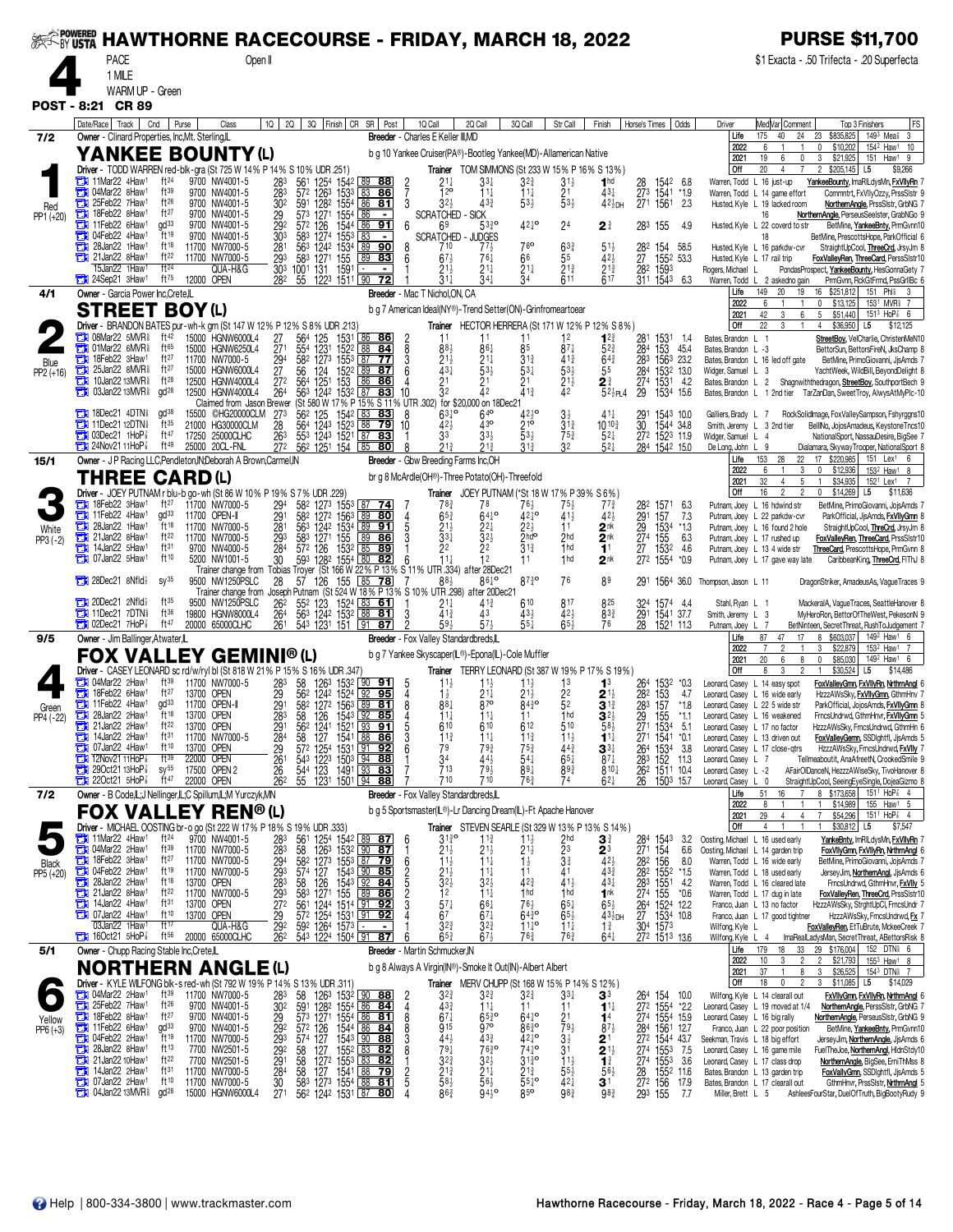# HAWTHORNE RACECOURSE - FRIDAY, MARCH 18, 2022

**PURSE $11,700**

**4** PACE — Open II — 1 MILE — WARM UP - Green

$1 Exacta - .50 Trifecta - .20 Superfecta

**POST - 8:21 CR 89**

---

## 1 — YANKEE BOUNTY (L) — 7/2 — Red PP1 (+20)

Owner - Clinard Properties, Inc,Mt. Sterling,IL
Breeder - Charles E Keller III,MD
b g 10 Yankee Cruiser(PA®)-Bootleg Yankee(MD)-Allamerican Native
Driver - TODD WARREN red-blk-gra (St 725 W 14% P 14% S 10% UDR .251)
Trainer TOM SIMMONS (St 233 W 15% P 16% S 13%)

| | Starts | Win | Place | Show | Earnings | Top |
|---|---|---|---|---|---|---|
| Life | 175 | 40 | 24 | 23 | $835,825 | 149³ Mea⅝ 3 |
| 2022 | 6 | 1 | 1 | 0 | $10,202 | 154² Haw¹ 10 |
| 2021 | 19 | 6 | 0 | 3 | $21,925 | 151 Haw¹ 9 |
| Off | 20 | 4 | 7 | 2 | $205,145 | L5 $9,266 |

| Date/Race | Track | Cnd | Purse | Class | 1Q | 2Q | 3Q | Finish | CR | SR | Post | 1Q Call | 2Q Call | 3Q Call | Str Call | Finish | Horse's Times | Odds | Driver | Med | Comment | Top 3 Finishers |
|---|---|---|---|---|---|---|---|---|---|---|---|---|---|---|---|---|---|---|---|---|---|---|
| 11Mar22 4Haw¹ | | ft²⁴ | 9700 | NW4001-5 | 28³ | 56¹ | 125⁴ | 154² | 89 | 88 | 2 | 2¹½ | 3³½ | 3²¾ | 3¹½ | 1hd | 28 154² | 6.8 | Warren, Todd | L 16 | just-up | YankeeBounty, ImaRILdysMn, FxVllyRn 7 |
| 04Mar22 8Haw¹ | | ft³⁹ | 9700 | NW4001-5 | 28³ | 57² | 126³ | 153³ | 83 | 86 | 7 | 1²° | 1¹½ | 1¹½ | 2¹ | 4³½ | 27³ 154¹ | *1.9 | Warren, Todd | L 14 | game effort | Commntrt, FxVllyOzzy, PrssSlstr 9 |
| 25Feb22 7Haw¹ | | ft²⁶ | 9700 | NW4001-5 | 30² | 59¹ | 128² | 155⁴ | 86 | 81 | 3 | 3²½ | 4³¾ | 5³½ | 5³½ | 4²½DH | 27¹ 156¹ | 2.3 | Husted, Kyle | L 19 | lacked room | NorthernAngle, PrssSlstr, GrbNG 7 |
| 18Feb22 8Haw¹ | | ft²⁷ | 9700 | NW4001-5 | 29 | 57³ | 127¹ | 155⁴ | 86 | - | | SCRATCHED - SICK | | | | | | | | | | NorthernAngle, PerseusSeelster, GrabNGo 9 |
| 11Feb22 6Haw¹ | | gd³³ | 9700 | NW4001-5 | 29² | 57² | 126 | 154⁴ | 86 | 91 | 6 | 6⁹ | 5³¾° | 4²½° | 2⁴ | 2¾ | 28³ 155 | 4.9 | Husted, Kyle | L 22 | coverd to str | BetMine, YankeeBnty, PrmGvnn10 |
| 04Feb22 4Haw¹ | | ft¹⁹ | 9700 | NW4001-5 | 30³ | 58³ | 127⁴ | 155³ | 83 | - | | SCRATCHED - JUDGES | | | | | | | | 18 | | BetMine, PrescottsHope, ParkOfficial 6 |
| 28Jan22 1Haw¹ | | ft¹⁸ | 11700 | NW7000-5 | 28¹ | 56³ | 124² | 153⁴ | 89 | 90 | 8 | 7¹⁰ | 7⁷½ | 7⁶° | 6³¾ | 5¹½ | 28² 154 | 58.5 | Husted, Kyle | L 16 | parkdw-cvr | StraightUpCool, ThreeCrd, JrsyJm 8 |
| 21Jan22 8Haw¹ | | ft²² | 11700 | NW7000-5 | 29³ | 58³ | 127¹ | 155 | 89 | 83 | 6 | 6⁷½ | 7⁶½ | 6⁶ | 5⁵ | 4²½ | 27 155² | 53.3 | Husted, Kyle | L 17 | rail trip | FoxValleyRen, ThreeCard, PerssSlstr10 |
| 15Jan22 1Haw¹ | | ft²⁴ | | QUA-H&G | 30³ | 100¹ | 131 | 159¹ | - | - | 1 | 2¹½ | 2¹½ | 2¹½ | 2¹¾ | 2¹¾ | 28² 159³ | | Rogers, Michael | L | | PondasProspect, YankeeBounty, HesGonnaGety 7 |
| 24Sep21 3Haw¹ | | ft⁷⁵ | 12000 | OPEN | 28² | 55 | 122³ | 151¹ | 90 | 72 | 7 | 3¹½ | 3⁴½ | 3⁴ | 6¹¹ | 6¹⁷ | 31¹ 154³ | 6.3 | Warren, Todd | L 2 | askedno gain | PrmGvnn, RckGtFrmd, PssGrllBc 6 |

---

## 2 — STREET BOY (L) — 4/1 — Blue PP2 (+16)

Owner - Garcia Power Inc,Crete,IL
Breeder - Mac T Nichol,ON, CA
b g 7 American Ideal(NY®)-Trend Setter(ON)-Grinfromeartoear
Driver - BRANDON BATES pur-wh-k grn (St 147 W 12% P 12% S 8% UDR .213)
Trainer HECTOR HERRERA (St 171 W 12% P 12% S 8%)

| | Starts | Win | Place | Show | Earnings | Top |
|---|---|---|---|---|---|---|
| Life | 149 | 20 | 19 | 16 | $251,812 | 151 Phl⅝ 3 |
| 2022 | 6 | 1 | 1 | 0 | $13,125 | 153¹ MVR⅝ 7 |
| 2021 | 42 | 3 | 6 | 5 | $51,440 | 151³ HoP⅞ 6 |
| Off | 22 | 3 | 1 | 4 | $36,950 | L5 $12,125 |

| Date/Race | Track | Cnd | Purse | Class | 1Q | 2Q | 3Q | Finish | CR | SR | Post | 1Q Call | 2Q Call | 3Q Call | Str Call | Finish | Horse's Times | Odds | Driver | Med | Comment | Top 3 Finishers |
|---|---|---|---|---|---|---|---|---|---|---|---|---|---|---|---|---|---|---|---|---|---|---|
| 08Mar22 5MVR⅝ | | ft⁴² | 15000 | HGNW6000L4 | 27 | 56⁴ | 125 | 153¹ | 86 | 86 | 2 | 1¹ | 1¹ | 1¹ | 1² | 1²¾ | 28¹ 153¹ | 1.4 | Bates, Brandon | L 1 | | StreetBoy, VelCharlie, ChristenMeN10 |
| 01Mar22 6MVR⅝ | | ft⁶⁵ | 15000 | HGNW6250L4 | 27¹ | 55⁴ | 123¹ | 152² | 88 | 84 | 8 | 8⁸½ | 8⁶½ | 8⁵ | 8⁷¼ | 5²¾ | 28⁴ 153 | 45.4 | Bates, Brandon | L -3 | | BettorSun, BettorsFireN, JksChamp 8 |
| 18Feb22 3Haw¹ | | ft²⁷ | 11700 | NW7000-5 | 29⁴ | 58² | 127³ | 155³ | 87 | 77 | 3 | 2¹½ | 2¹½ | 3¹¾ | 4¹¾ | 6⁴¾ | 28³ 156³ | 23.2 | Bates, Brandon | L 16 | led off gate | BetMine, PrimoGiovanni, JjsAmnds 7 |
| 25Jan22 8MVR⅝ | | ft²⁷ | 15000 | HGNW6000L4 | 27 | 56 | 124 | 152² | 89 | 87 | 6 | 4³½ | 5³½ | 5³½ | 5³½ | 5⁵ | 28⁴ 153² | 13.0 | Widger, Samuel | L 3 | | YachtWeek, WildBill, BeyondDelight 8 |
| 10Jan22 13MVR⅝ | | ft²⁸ | 12500 | HGNW4000L4 | 27² | 56⁴ | 125¹ | 153 | 86 | 86 | 4 | 2¹ | 2¹ | 2¹ | 2¹½ | 2¾ | 27⁴ 153¹ | 4.2 | Bates, Brandon | L 2 | | Shagnwiththedragon, StreetBoy, SouthportBech 9 |
| 03Jan22 13MVR⅝ | | gd²⁸ | 12500 | HGNW4000L4 | 26⁴ | 56³ | 124² | 153² | 87 | 83 | 10 | 3² | 4² | 4¹¾ | 4² | 5²½PL4 | 29 153⁴ | 15.6 | Bates, Brandon | L 1 | 2nd tier | TarZanDan, SweetTroy, AlwysAtMyPlc-10 |

Claimed from Jason Brewer (St 580 W 17 % P 15 % S 11% UTR .302) for $20,000 on 18Dec21

| Date/Race | Track | Cnd | Purse | Class | 1Q | 2Q | 3Q | Finish | CR | SR | Post | 1Q Call | 2Q Call | 3Q Call | Str Call | Finish | Horse's Times | Odds | Driver | Med | Comment | Top 3 Finishers |
|---|---|---|---|---|---|---|---|---|---|---|---|---|---|---|---|---|---|---|---|---|---|---|
| 18Dec21 4DTN⅝ | | gd³⁸ | 15500 | ©HG20000CLM | 27³ | 56² | 125 | 154² | 83 | 83 | 8 | 6³¾° | 6⁴° | 4²½° | 3½ | 4¹½ | 29¹ 154³ | 10.0 | Galliers, Brady | L 7 | | RockSolidImage, FoxValleySampson, Fshyrggns10 |
| 11Dec21 12DTN⅝ | | ft³⁵ | 21000 | HG30000CLM | 28 | 56⁴ | 124³ | 152³ | 88 | 79 | 10 | 4²½ | 4³° | 2¹° | 3¹¾ | 10¹⁰¾ | 30 154⁴ | 34.8 | Smith, Jeremy | L 3 | 2nd tier | BellNo, JojosAmadeus, KeystoneTncs10 |
| 03Dec21 1HoP⅞ | | ft⁴⁷ | 17250 | 25000CLHC | 26³ | 55³ | 124³ | 152¹ | 87 | 83 | 1 | 3³ | 3³½ | 5³½ | 7⁵¾ | 5²½ | 27² 152³ | 11.9 | Widger, Samuel | L 4 | | NationalSport, NassauDesire, BigSee 7 |
| 24Nov21 11HoP⅞ | | ft⁴⁹ | 25000 | 20CL-FNL | 27² | 56² | 125¹ | 154 | 85 | 80 | 8 | 2¹¾ | 2¹¾ | 3¹¾ | 3² | 5²½ | 28⁴ 154² | 15.0 | De Long, John | L 9 | | Dialamara, SkywayTrooper, NationalSport 8 |

---

## 3 — THREE CARD (L) — 15/1 — White PP3 (-2)

Owner - J P Racing LLC,Pendleton,IN;Deborah A Brown,Carmel,IN
Breeder - Gbw Breeding Farms Inc,OH
br g 8 McArdle(OH®)-Three Potato(OH)-Threefold
Driver - JOEY PUTNAM r blu-b go-wh (St 86 W 10% P 19% S 7% UDR .229)
Trainer JOEY PUTNAM (*St 18 W 17% P 39% S 6%)

| | Starts | Win | Place | Show | Earnings | Top |
|---|---|---|---|---|---|---|
| Life | 153 | 28 | 22 | 17 | $220,985 | 151 Lex¹ 6 |
| 2022 | 6 | 1 | 3 | 0 | $12,936 | 153² Haw¹ 8 |
| 2021 | 32 | 4 | 5 | 1 | $34,935 | 152¹ Lex¹ 7 |
| Off | 16 | 2 | 2 | 0 | $14,269 | L5 $11,636 |

| Date/Race | Track | Cnd | Purse | Class | 1Q | 2Q | 3Q | Finish | CR | SR | Post | 1Q Call | 2Q Call | 3Q Call | Str Call | Finish | Horse's Times | Odds | Driver | Med | Comment | Top 3 Finishers |
|---|---|---|---|---|---|---|---|---|---|---|---|---|---|---|---|---|---|---|---|---|---|---|
| 18Feb22 3Haw¹ | | ft²⁷ | 11700 | NW7000-5 | 29⁴ | 58² | 127³ | 155³ | 87 | 74 | 7 | 7⁸¾ | 7⁸ | 7⁶½ | 7⁵½ | 7⁷¾ | 28² 157¹ | 6.3 | Putnam, Joey | L 16 | hdwind str | BetMine, PrimoGiovanni, JojsAmnds 7 |
| 11Feb22 4Haw¹ | | gd³³ | 11700 | OPEN-II | 29¹ | 58³ | 127² | 156³ | 89 | 80 | 4 | 6⁵¾ | 6⁴¹° | 4²½° | 4¹½ | 4²½ | 29¹ 157 | 7.3 | Putnam, Joey | L 22 | parkdw-cvr | ParkOfficial, JjsAmds, FxVllyGmn 8 |
| 28Jan22 1Haw¹ | | ft¹⁸ | 11700 | NW7000-5 | 28¹ | 56³ | 124² | 153⁴ | 89 | 91 | 5 | 2¹½ | 2²½ | 2²½ | 1¹ | 2nk | 29 153⁴ | *1.3 | Putnam, Joey | L 16 | found 2 hole | StraightUpCool, ThreCrd, JrsyJm 8 |
| 21Jan22 8Haw¹ | | ft²² | 11700 | NW7000-5 | 29³ | 58³ | 127¹ | 155 | 89 | 86 | 3 | 3³½ | 3²½ | 2hd° | 2hd | 2nk | 27⁴ 155 | 6.3 | Putnam, Joey | L 17 | rushed up | FoxValleyRen, ThreeCard, PrssSlstr10 |
| 14Jan22 5Haw¹ | | ft³¹ | 9700 | NW4000-5 | 28⁴ | 57² | 126 | 153² | 85 | 89 | 1 | 2² | 2² | 3¹¾ | 1hd | 1¹ | 27 153² | 4.6 | Putnam, Joey | L 13 | 4 wide str | ThreeCard, PrescottsHope, PrmGvnn 8 |
| 07Jan22 5Haw¹ | | ft¹⁰ | 5200 | NW1001-5 | 30 | 59³ | 128² | 155⁴ | 80 | 82 | 6 | 1¹½ | 1² | 1¹ | 1hd | 2nk | 27² 155⁴ | *0.9 | Putnam, Joey | L 17 | gave way late | CaribbeanKing, ThreeCard, FlThJ 8 |

Trainer change from Tobias Troyer (St 166 W 22 % P 13 % S 11% UTR .334) after 28Dec21

| Date/Race | Track | Cnd | Purse | Class | 1Q | 2Q | 3Q | Finish | CR | SR | Post | 1Q Call | 2Q Call | 3Q Call | Str Call | Finish | Horse's Times | Odds | Driver | Med | Comment | Top 3 Finishers |
|---|---|---|---|---|---|---|---|---|---|---|---|---|---|---|---|---|---|---|---|---|---|---|
| 28Dec21 8Nfld⅞ | | sy³⁵ | 9500 | NW1250PSLC | 28 | 57 | 126 | 155 | 85 | 78 | 7 | 8⁸½ | 8⁶¹° | 8⁷¾° | 7⁶ | 8⁹ | 29¹ 156⁴ | 36.0 | Thompson, Jason | L 11 | | DragonStriker, AmadeusAs, VagueTraces 9 |

Trainer change from Joseph Putnam (St 524 W 18 % P 13 % S 10 % UTR .298) after 20Dec21

| Date/Race | Track | Cnd | Purse | Class | 1Q | 2Q | 3Q | Finish | CR | SR | Post | 1Q Call | 2Q Call | 3Q Call | Str Call | Finish | Horse's Times | Odds | Driver | Med | Comment | Top 3 Finishers |
|---|---|---|---|---|---|---|---|---|---|---|---|---|---|---|---|---|---|---|---|---|---|---|
| 20Dec21 2Nfld⅞ | | ft³⁵ | 9500 | NW1250PSLC | 26² | 55² | 123 | 152⁴ | 83 | 61 | 1 | 2¹½ | 4¹¾ | 6¹⁰ | 8¹⁷ | 8²⁵ | 32⁴ 157⁴ | 4.4 | Stahl, Ryan | L 1 | | MackeralA, VagueTraces, SeattleHanover 8 |
| 11Dec21 7DTN⅝ | | ft³⁶ | 19800 | HGNW8000L4 | 26⁴ | 56³ | 124² | 153² | 88 | 81 | 3 | 4¹¾ | 4³ | 4³½ | 4²½ | 8³¾ | 29¹ 151¹ | 37.7 | Smith, Jeremy | L 3 | | MyHeroRon, BettorOfTheWest, PekesonN 9 |
| 02Dec21 7HoP⅞ | | ft⁴⁷ | 20000 | 65000CLHC | 26¹ | 54³ | 123¹ | 151 | 91 | 87 | 2 | 5⁹½ | 5⁷½ | 5⁵¼ | 6⁵½ | 7⁶ | 28 152¹ | 11.3 | Putnam, Joey | L 7 | | BetNInteen, SecretThreat, RushToJudgement 7 |

---

## 4 — FOX VALLEY GEMINI® (L) — 9/5 — Green PP4 (-22)

Owner - Jim Ballinger,Atwater,IL
Breeder - Fox Valley Standardbreds,IL
b g 7 Yankee Skyscaper(IL®)-Epona(IL)-Cole Muffler
Driver - CASEY LEONARD sc rd/w/ryl bl (St 818 W 21% P 15% S 16% UDR .347)
Trainer TERRY LEONARD (St 387 W 19% P 17% S 19%)

| | Starts | Win | Place | Show | Earnings | Top |
|---|---|---|---|---|---|---|
| Life | 87 | 47 | 17 | 8 | $603,037 | 149² Haw¹ 6 |
| 2022 | 7 | 2 | 1 | 3 | $22,879 | 153² Haw¹ 7 |
| 2021 | 20 | 6 | 6 | 8 | $85,030 | 149² Haw¹ 6 |
| Off | 8 | 3 | 2 | 1 | $30,524 | L5 $14,486 |

| Date/Race | Track | Cnd | Purse | Class | 1Q | 2Q | 3Q | Finish | CR | SR | Post | 1Q Call | 2Q Call | 3Q Call | Str Call | Finish | Horse's Times | Odds | Driver | Med | Comment | Top 3 Finishers |
|---|---|---|---|---|---|---|---|---|---|---|---|---|---|---|---|---|---|---|---|---|---|---|
| 04Mar22 2Haw¹ | | ft³⁹ | 11700 | NW7000-5 | 28³ | 58 | 126³ | 153² | 90 | 91 | 5 | 1¹½ | 1¹½ | 1¹½ | 1³ | 1³ | 26⁴ 153² | *0.3 | Leonard, Casey | L 14 | easy spot | FoxValleyGmn, FxVllyRn, NrthrnAngl 6 |
| 18Feb22 6Haw¹ | | ft²⁷ | 13700 | OPEN | 29 | 56² | 124² | 152⁴ | 92 | 95 | 4 | 1½ | 2¹½ | 2¹½ | 2² | 2¹½ | 28² 153 | 4.7 | Leonard, Casey | L 16 | wide early | HzzAWsSky, FxVllyGmn, GthmHnv 7 |
| 11Feb22 4Haw¹ | | gd³³ | 11700 | OPEN-II | 29¹ | 58² | 127² | 156³ | 89 | 81 | 8 | 8⁸½ | 8⁷° | 8⁴¾° | 5² | 3¹¾ | 28³ 157 | *1.8 | Leonard, Casey | L 22 | 5 wide str | ParkOfficial, JojosAmnds, FxVllyGmn 8 |
| 28Jan22 2Haw¹ | | ft¹⁸ | 13700 | OPEN | 28³ | 58 | 126 | 154³ | 92 | 85 | 4 | 1¹½ | 1¹½ | 1¹ | 1hd | 3²½ | 29 155 | 4.6 | Leonard, Casey | L 16 | weakened | FrncsUndrwd, GthmHnvr, FxVllyGmn 5 |
| 21Jan22 2Haw¹ | | ft²² | 13700 | OPEN | 29¹ | 56² | 124¹ | 152¹ | 93 | 91 | 5 | 6¹⁰ | 6¹⁰ | 6¹² | 5¹⁰ | 5⁸½ | 27¹ 153⁴ | 5.1 | Leonard, Casey | L 17 | no factor | HzzzAWsSky, FrncsUndrwd, GthmHn 6 |
| 14Jan22 2Haw¹ | | ft³¹ | 11700 | NW7000-5 | 28⁴ | 58 | 127 | 154¹ | 88 | 86 | 3 | 1¹¾ | 1¹½ | 1¹¾ | 1¹½ | 1¹¼ | 27¹ 154¹ | *0.1 | Leonard, Casey | L 13 | driven out | FoxValleyGemn, SSDlghtfl, JjsAmnds 5 |
| 07Jan22 4Haw¹ | | ft¹⁰ | 13700 | OPEN | 29 | 57² | 125⁴ | 153¹ | 91 | 92 | 6 | 7⁹ | 7⁹¾ | 7⁵¾ | 4⁴¾ | 3³¼ | 26⁴ 153⁴ | 3.8 | Leonard, Casey | L 17 | close-qtrs | HzzzAWsSky, FrncsUndrwd, FxVlly 7 |
| 12Nov21 11HoP⅞ | | ft³⁹ | 22000 | OPEN | 26¹ | 54³ | 122³ | 150³ | 94 | 88 | 3 | 3⁴ | 4⁴½ | 5⁴¾ | 6⁵½ | 8⁷½ | 28³ 152 | 11.3 | Leonard, Casey | L 7 | | Tellmeaboutit, AnaAfreetN, CrookedSmile 9 |
| 29Oct21 13HoP⅞ | | sy⁵⁵ | 17500 | OPEN 2 | 26 | 54⁴ | 123 | 149¹ | 93 | 83 | 7 | 7¹³ | 7⁹½ | 8⁹¾ | 8⁹¾ | 8¹⁰½ | 26² 151¹ | 10.4 | Leonard, Casey | L -2 | | AFairOfDanceN, HezzzAWiseSky, TivoHanover 8 |
| 22Oct21 5HoP⅞ | | ft⁴⁷ | 22000 | OPEN | 26² | 55 | 123¹ | 150¹ | 94 | 88 | 7 | 7¹⁰ | 7¹⁰ | 7⁶¾ | 7⁴ | 6²½ | 26 150³ | 15.7 | Leonard, Casey | L 0 | | StraightUpCool, SeeingEyeSingle, DojeaGizmo 8 |

---

## 5 — FOX VALLEY REN® (L) — 7/2 — Black PP5 (+20)

Owner - B Code,IL;J Nellinger,IL;C Spillum,IL;M Yurczyk,MN
Breeder - Fox Valley Standardbreds,IL
b g 5 Sportsmaster(IL®)-Lr Dancing Dream(IL)-Ft Apache Hanover
Driver - MICHAEL OOSTING br-o go (St 222 W 17% P 18% S 19% UDR .333)
Trainer STEVEN SEARLE (St 329 W 13% P 13% S 14%)

| | Starts | Win | Place | Show | Earnings | Top |
|---|---|---|---|---|---|---|
| Life | 51 | 16 | 7 | 8 | $173,658 | 151¹ HoP⅞ 4 |
| 2022 | 8 | 1 | 1 | 1 | $14,989 | 155 Haw¹ 5 |
| 2021 | 29 | 4 | 4 | 7 | $54,296 | 151¹ HoP⅞ 4 |
| Off | 4 | 1 | 1 | 1 | $30,812 | L5 $7,547 |

| Date/Race | Track | Cnd | Purse | Class | 1Q | 2Q | 3Q | Finish | CR | SR | Post | 1Q Call | 2Q Call | 3Q Call | Str Call | Finish | Horse's Times | Odds | Driver | Med | Comment | Top 3 Finishers |
|---|---|---|---|---|---|---|---|---|---|---|---|---|---|---|---|---|---|---|---|---|---|---|
| 11Mar22 4Haw¹ | | ft²⁴ | 9700 | NW4001-5 | 28³ | 56¹ | 125⁴ | 154² | 89 | 87 | 6 | 3¹¾° | 1¹¾ | 1¹½ | 2hd | 3¾ | 28⁴ 154³ | 3.2 | Oosting, Michael | L 16 | used early | YankeBnty, ImRILdysMn, FxVllyRn 7 |
| 04Mar22 2Haw¹ | | ft³⁹ | 11700 | NW7000-5 | 28³ | 58 | 126³ | 153² | 90 | 87 | 4 | 2¹½ | 2¹½ | 2¹½ | 2³ | 2³ | 27¹ 154 | 6.6 | Oosting, Michael | L 14 | garden trip | FoxVllyGmn, FxVllyRn, NrthrnAngl 6 |
| 18Feb22 3Haw¹ | | ft²⁷ | 11700 | NW7000-5 | 29⁴ | 58² | 127³ | 155³ | 87 | 79 | 6 | 1¹½ | 1¹½ | 1½ | 3¾ | 4²½ | 28² 156 | 8.0 | Warren, Todd | L 16 | wide early | BetMine, PrimoGiovanni, JojsAmnds 7 |
| 04Feb22 2Haw¹ | | ft¹⁹ | 11700 | NW7000-5 | 29³ | 57⁴ | 127 | 154³ | 90 | 85 | 2 | 2¹½ | 1¹½ | 1¹ | 4¹ | 4³¾ | 28² 155² | *1.5 | Warren, Todd | L 18 | used early | JerseyJim, NorthernAngl, JjsAmnds 6 |
| 28Jan22 2Haw¹ | | ft¹⁸ | 13700 | OPEN | 28³ | 58 | 126 | 154³ | 92 | 84 | 5 | 3²½ | 3²½ | 4²¾ | 4¹½ | 4³¼ | 28³ 155¹ | 4.2 | Warren, Todd | L 16 | cleared late | FrncsUndrwd, GthmHnvr, FxVllyGmn 5 |
| 21Jan22 8Haw¹ | | ft²² | 11700 | NW7000-5 | 29³ | 58³ | 127¹ | 155 | 89 | 86 | 2 | 1² | 1¹½ | 1hd | 1hd | 1nk | 27⁴ 155 | *0.6 | Warren, Todd | L 17 | dug in late | FoxValleyRen, ThreeCrd, PrssSlstr10 |
| 14Jan22 4Haw¹ | | ft³¹ | 13700 | OPEN | 27² | 56¹ | 124⁴ | 151⁴ | 91 | 92 | 3 | 5⁷½ | 6⁶½ | 7⁶½ | 6⁵½ | 6⁵½ | 26⁴ 152⁴ | 12.2 | Franco, Juan | L 13 | no factor | HzzzAWsSky, StrghtUpCl, FrncsUndr 7 |
| 07Jan22 4Haw¹ | | ft¹⁰ | 13700 | OPEN | 29 | 57² | 125⁴ | 153¹ | 91 | 92 | 4 | 6⁷ | 6⁷½ | 6⁴¾° | 6⁵½ | 4³½DH | 27 153⁴ | 10.8 | Franco, Juan | L 17 | good tightner | HzzzAWsSky, FrncsUndrwd, Fx 7 |
| 03Jan22 1Haw¹ | | ft¹⁷ | | QUA-H&G | 29² | 59² | 126⁴ | 157³ | - | - | 1 | 3²¾ | 3²¾ | 1¹½° | 1¹½ | 1¾ | 30⁴ 157³ | | Wilfong, Kyle | L | | FoxValleyRen, EtTuBrute, McleeCreek 7 |
| 16Oct21 5HoP⅞ | | ft⁵⁶ | 20000 | 65000CLHC | 26² | 54³ | 122⁴ | 150⁴ | 91 | 87 | 6 | 6⁵¾ | 6⁷½ | 7⁶¾ | 7⁶¾ | 6⁴½ | 27² 151³ | 13.6 | Wilfong, Kyle | L 4 | | ImaRealLadysMan, SecretThreat, ABettorsRisk 8 |

---

## 6 — NORTHERN ANGLE (L) — 5/1 — Yellow PP6 (+6)

Owner - Chupp Racing Stable Inc,Crete,IL
Breeder - Martin Schmucker,IN
b g 8 Always A Virgin(IN®)-Smoke It Out(IN)-Albert Albert
Driver - KYLE WILFONG blk-s red-wh (St 792 W 19% P 14% S 13% UDR .311)
Trainer MERV CHUPP (St 168 W 15% P 14% S 12%)

| | Starts | Win | Place | Show | Earnings | Top |
|---|---|---|---|---|---|---|
| Life | 179 | 18 | 33 | 29 | $176,004 | 152 DTN⅝ 6 |
| 2022 | 10 | 3 | 2 | 2 | $21,793 | 155³ Haw¹ 8 |
| 2021 | 37 | 1 | 8 | 3 | $26,525 | 154³ DTN⅝ 7 |
| Off | 18 | 0 | 2 | 3 | $11,085 | L5 $14,029 |

| Date/Race | Track | Cnd | Purse | Class | 1Q | 2Q | 3Q | Finish | CR | SR | Post | 1Q Call | 2Q Call | 3Q Call | Str Call | Finish | Horse's Times | Odds | Driver | Med | Comment | Top 3 Finishers |
|---|---|---|---|---|---|---|---|---|---|---|---|---|---|---|---|---|---|---|---|---|---|---|
| 04Mar22 2Haw¹ | | ft³⁹ | 11700 | NW7000-5 | 28³ | 58 | 126³ | 153² | 90 | 88 | 2 | 3²¾ | 3²¾ | 3²¾ | 3³½ | 3³ | 26⁴ 154 | 10.0 | Wilfong, Kyle | L 14 | clearall out | FxVllyGmn, FxVllyRn, NrthrnAngl 6 |
| 25Feb22 7Haw¹ | | ft²⁶ | 9700 | NW4001-5 | 30² | 59¹ | 128² | 155⁴ | 86 | 84 | 5 | 4³½ | 1¹½ | 1¹ | 1¹ | 1¹½ | 27² 155⁴ | *2.2 | Wilfong, Kyle | L 19 | moved at 1/4 | NorthernAngle, PerssSlstr, GrbNG 7 |
| 18Feb22 8Haw¹ | | ft²⁷ | 9700 | NW4001-5 | 29 | 57³ | 127¹ | 155⁴ | 86 | 81 | 8 | 6⁷½ | 6⁵¾° | 6⁴½° | 2¹ | 1⁴ | 27⁴ 155⁴ | 15.9 | Leonard, Casey | L 16 | big rally | NorthernAngle, PerseusSlstr, GrbNG 9 |
| 11Feb22 6Haw¹ | | gd³³ | 9700 | NW4001-5 | 29² | 57² | 126 | 154⁴ | 86 | 84 | 8 | 9¹⁵ | 9⁷° | 8⁶¾° | 7⁹½ | 8⁷½ | 28⁴ 156¹ | 12.7 | Franco, Juan | L 22 | poor position | BetMine, YankeeBnty, PrmGvnn10 |
| 04Feb22 2Haw¹ | | ft¹⁹ | 11700 | NW7000-5 | 29³ | 57⁴ | 127 | 154³ | 90 | 88 | 3 | 4⁴½ | 4³¾ | 4²½° | 3½ | 2¹ | 27² 154⁴ | 43.7 | Seekman, Travis | L 18 | big effort | JerseyJim, NorthernAngle, JjsAmnds 6 |
| 28Jan22 8Haw¹ | | ft¹³ | 7700 | NW2501-5 | 29² | 58 | 127 | 155² | 83 | 82 | 8 | 7⁹½ | 7⁶½° | 7⁴½° | 3¹ | 2¹½ | 27⁴ 155³ | 7.5 | Leonard, Casey | L 16 | game mile | FuelTheJoe, NorthernAngl, HdnStdy10 |
| 21Jan22 10Haw¹ | | ft²² | 7700 | NW2501-5 | 29¹ | 58 | 127² | 155³ | 83 | 86 | 8 | 3²½ | 3²½ | 3¹½° | 1¹½ | 1³ | 27⁴ 155³ | 3.6 | Leonard, Casey | L 17 | class drop | NorthernAngle, BigSee, EmiThMss 8 |
| 14Jan22 2Haw¹ | | ft³¹ | 11700 | NW7000-5 | 28⁴ | 58 | 127 | 154¹ | 88 | 79 | 2 | 2¹¾ | 2¹½ | 2¹¾ | 5⁵½ | 5⁶½ | 28 155² | 11.6 | Bates, Brandon | L 13 | garden trip | FoxVallyGmn, SSDlghtfl, JjsAmnds 5 |
| 07Jan22 2Haw¹ | | ft¹⁰ | 11700 | NW7000-5 | 30 | 58³ | 127³ | 154⁴ | 88 | 81 | 5 | 5⁸½ | 5⁶½ | 5⁵½° | 4²½ | 3¹ | 27² 156 | 17.9 | Bates, Brandon | L 17 | clearall out | GthmHnvr, PrssSlstr, NrthrnAngl 8 |
| 04Jan22 13MVR⅝ | | gd²⁸ | 15000 | HGNW6000L4 | 27¹ | 56² | 124² | 153¹ | 87 | 80 | 4 | 8⁶¾ | 9⁴½° | 8⁵° | 9⁸¾ | 9⁸¾ | 29³ 155 | 7.7 | Miller, Brett | L 5 | | AshleesFourStar, DuelOfTruth, BigBootyRudy 9 |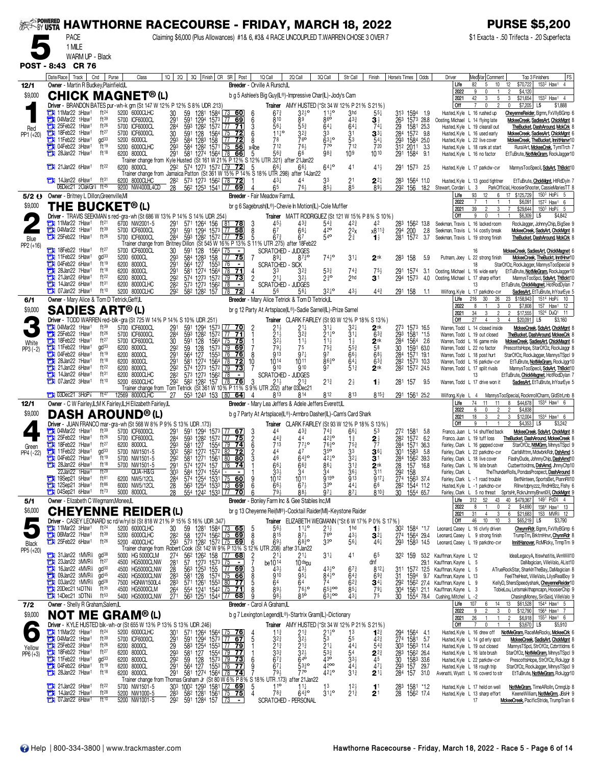# HAWTHORNE RACECOURSE - FRIDAY, MARCH 18, 2022

**PURSE $5,200**

**5** PACE 1 MILE WARM UP - Black
Claiming $6,000 (Plus Allowances) #1& 6, #3& 4 RACE UNCOUPLED T.WARREN CHOSE 3 OVER 7
$1 Exacta - .50 Trifecta - .20 Superfecta

**POST - 8:43 CR 76**

---

## 1 — CHICK MAGNET® (L) — 12/1 — $9,000 — Red — PP1 (+20)

Owner - Martin R Budkey,Plainfield,IL
Breeder - Orville A Rursch,IL
b g 5 Ashlee's Big Guy(IL®)-Impressive Char(IL)-Jody's Cam
Driver - BRANDON BATES pur-wh-k grn (St 147 W 12% P 12% S 8% UDR .213)
Trainer AMY HUSTED (*St 34 W 12% P 21% S 21%)

| | Starts | W | P | S | Earnings | Best |
|---|---|---|---|---|---|---|
| Life | 82 | 5 | 10 | 12 | $70,722 | 153² Haw¹ 4 |
| 2022 | 9 | 0 | 1 | 2 | $4,120 | |
| 2021 | 42 | 3 | 5 | 3 | $21,654 | 153² Haw¹ 4 |
| Off | 7 | 0 | 2 | 0 | $7,205 | L5 $1,888 |

| Date/Race | Track | Cnd | Purse | Class | 1Q | 2Q | 3Q | Finish | CR | SR | Post | 1Q Call | 2Q Call | 3Q Call | Str Call | Finish | Horse's Times | Odds | Driver | Comment | Top 3 Finishers | FS |
|---|---|---|---|---|---|---|---|---|---|---|---|---|---|---|---|---|---|---|---|---|---|---|
| 11Mar22 3Haw¹ | ft²⁴ | | 5200 | 6000CLHC | 30 | 59 | 128¹ | 158⁴ | 73 | 60 | 6 | 6⁷½ | 3²½° | 1¹½° | 3hd | 5⁵¼ | 31³ 159⁴ | 1.9 | Husted,Kyle | L 16 rushed up | CheyenneReider, Bgmn, FxVllyBGmp | 6 |
| 04Mar22 1Haw¹ | ft³⁹ | | 5700 | ICF6000CL | 29¹ | 59¹ | 129⁴ | 157³ | 77 | 69 | 6 | 8¹⁰ | 8⁹ | 8⁶° | 4³¾ | 3¾ | 26³ 157³ | 28.8 | Oosting,Michael | L 14 flying late | MckeeCreek, SadiesArt, ChickMgnt | 8 |
| 25Feb22 1Haw¹ | ft²⁶ | | 5700 | ICF6000CL | 28⁴ | 59³ | 128² | 157² | 77 | 71 | 3 | 5⁶¼ | 5⁵¾ | 6⁴¼ | 6⁴¼ | 7⁴½ | 29 158¹ | 25.3 | Husted,Kyle | L 19 clearall out | TheBucket, DashAround, MckCrk | 8 |
| 18Feb22 1Haw¹ | ft²⁷ | | 5700 | ICF6000CL | 30 | 59¹ | 128 | 156⁴ | 75 | 72 | 6 | 11¹¹° | 3²¾ | 3³ | 3¹ | 3³¾ | 28⁴ 157² | 9.8 | Husted,Kyle | L 16 used early | MckeeCreek, SadiesArt, ChickMgnt | 6 |
| 11Feb22 5Haw¹ | gd³³ | | 5200 | 6000CL | 29³ | 58⁴ | 128³ | 158 | 77 | 72 | 8 | 7⁸ | 7⁶° | 6³½° | 5³ | 5⁴¼ | 29³ 158⁴ | 25.0 | Husted,Kyle | L 22 live cover | MckeeCreek, TheBucket, InnitHanvr | 10 |
| 04Feb22 3Haw¹ | ft¹⁹ | | 5200 | 6000CLHC | 29³ | 58⁴ | 128² | 157¹ | 75 | 56 | x4be | 7¹² | 7⁶½ | 7⁷° | 7¹² | 7²⁰ | 31² 201¹ | 3.3 | Husted,Kyle | L 18 rank at start | RuralArt, MckeeCrek, TymlTrch | 7 |
| 28Jan22 7Haw¹ | ft¹⁸ | | 6200 | 8000CL | 29¹ | 58¹ | 127⁴ | 156⁴ | 78 | 66 | 5 | 5⁶¾ | 6⁶ | 9⁸¾ | 10⁹ | 10¹⁰ | 29¹ 158⁴ | 9.1 | Husted,Kyle | L 16 no factor | EtTuBrute, NotMeGram, RockJagger | 10 |
| Trainer change from Kyle Husted (St 161 W 21% P 12% S 12% UTR .321) after 21Jan22 | | | | | | | | | | | | | | | | | | | | | | |
| 21Jan22 6Haw¹ | ft²² | | 6200 | 8000CL | 29² | 57⁴ | 127³ | 157² | 79 | 72 | 5 | 6⁶¼ | 6⁶¼ | 6⁴½° | 4¹ | 4¹½ | 29¹ 157³ | 2.5 | Husted,Kyle | L 17 parkdw-cvr | MannysTooSpecil, SdsArt, ThBckt | 10 |
| Trainer change from Jamaica Patton (St 361 W 15% P 14% S 18% UTR .298) after 14Jan22 | | | | | | | | | | | | | | | | | | | | | | |
| 14Jan22 6Haw¹ | ft³¹ | | 6200 | 8000CLHC | 28² | 57³ | 127³ | 156² | 78 | 72 | 1 | 4³¼ | 4⁴ | 3³ | 2¹ | 2²¼ | 28³ 156⁴ | 11.0 | Husted,Kyle | L 13 good tightner | EtTuBrute, ChckMgnt, HtRdDyln | 7 |
| 06Dec21 2OakGr⅝ | ft⁴⁵ | | 9200 | NW4000L4CD | 28 | 56² | 125³ | 154¹ | 77 | 69 | 4 | 6⁵ | 7⁶½ | 8⁵½ | 8⁵ | 8⁹½ | 29² 156 | 18.2 | Stewart,Cordari | L 3 | ParkOfficial, HoosierShooter, CassieMariesTT | 8 |

## 2 — THE BUCKET® (L) — 5/2 — $9,000 — Blue — PP2 (+16)

Owner - Britney L Dillon,Greenville,MI
Breeder - Fair Meadow Farm,IL
br g 6 Sagebrush(IL®)-Chevie In Motion(IL)-Cole Muffler
Driver - TRAVIS SEEKMAN s red-gra-wh (St 686 W 13% P 14% S 14% UDR .254)
Trainer MATT RODRIGUEZ (St 121 W 15% P 8% S 10%)

| | Starts | W | P | S | Earnings | Best |
|---|---|---|---|---|---|---|
| Life | 93 | 12 | 6 | 17 | $125,729 | 150³ HoP⅞ 5 |
| 2022 | 7 | 1 | 1 | 1 | $6,091 | 157² Haw¹ 6 |
| 2021 | 39 | 2 | 3 | 7 | $29,644 | 150³ HoP⅞ 5 |
| Off | 9 | 0 | 1 | 1 | $6,309 | L5 $4,842 |

| Date/Race | Track | Cnd | Purse | Class | 1Q | 2Q | 3Q | Finish | CR | SR | Post | 1Q Call | 2Q Call | 3Q Call | Str Call | Finish | Horse's Times | Odds | Driver | Comment | Top 3 Finishers | FS |
|---|---|---|---|---|---|---|---|---|---|---|---|---|---|---|---|---|---|---|---|---|---|---|
| 11Mar22 7Haw¹ | ft²¹ | | 6700 | NW2001-5 | 29¹ | 57¹ | 126⁴ | 156 | 81 | 78 | 3 | 4⁵½ | 4³¾ | 5⁴¾ | 4²¾ | 4² | 28³ 156² | 13.8 | Seekman,Travis | L 16 lacked room | RockJagger, JohnnyChip, BigSee | 9 |
| 04Mar22 1Haw¹ | ft³⁹ | | 5700 | ICF6000CL | 29¹ | 59¹ | 129⁴ | 157³ | 77 | 58 | 8 | 6⁷ | 6⁶¼ | 4²° | 2²x | x8¹¹¾ | 29⁴ 200 | 2.8 | Seekman,Travis | L 14 costly break | MckeeCreek, SadsArt, ChickMgnt | 8 |
| 25Feb22 1Haw¹ | ft²⁶ | | 5700 | ICF6000CL | 28⁴ | 59³ | 128² | 157² | 77 | 75 | 5 | 6⁷½ | 6⁷ | 5⁴° | 2¾ | 1¾ | 28¹ 157² | 3.7 | Seekman,Travis | L 19 strong finish | TheBucket, DashArnd, MckCrk | 8 |
| Trainer change from Britney Dillon (St 545 W 16% P 16% S 11% UTR .275) after 18Feb22 | | | | | | | | | | | | | | | | | | | | | | |
| 18Feb22 1Haw¹ | ft²⁷ | | 5700 | ICF6000CL | 30 | 59¹ | 128 | 156⁴ | 75 | - | | SCRATCHED - JUDGES | | | | | | | | 16 | MckeeCreek, SadiesArt, ChickMagnet | 6 |
| 11Feb22 5Haw¹ | gd³³ | | 5200 | 6000CL | 29³ | 58⁴ | 128³ | 158 | 77 | 75 | 7 | 8⁹¼ | 8⁷¾° | 7⁴½° | 3¹¼ | 2nk | 28³ 158 | 5.9 | Putnam,Joey | L 22 strong finish | MckeeCreek, TheBuckt, InntHnvr | 10 |
| 04Feb22 6Haw¹ | ft¹⁹ | | 6200 | 8000CL | 29¹ | 56⁴ | 127 | 155³ | 76 | - | | SCRATCHED - SICK | | | | | | | | 18 | StarOfOz, RockJagger, MannysTooSpecial | 9 |
| 28Jan22 7Haw¹ | ft¹⁸ | | 6200 | 8000CL | 29¹ | 58¹ | 127⁴ | 156⁴ | 78 | 71 | 4 | 3³ | 3²¾ | 5³¾ | 7⁴¾ | 7⁵½ | 29¹ 157⁴ | 3.1 | Oosting,Michael | L 16 wide early | EtTuBrute, NotMeGram, RockJggr | 10 |
| 21Jan22 6Haw¹ | ft²² | | 6200 | 8000CL | 29² | 57⁴ | 127³ | 157² | 79 | 73 | 2 | 2¹¼ | 3²½ | 2³° | 2hd | 3¹ | 29⁴ 157³ | 4.0 | Oosting,Michael | L 17 sharp effort | MannysTooSpcl, SdsArt, ThBckt | 10 |
| 14Jan22 6Haw¹ | ft³¹ | | 6200 | 8000CLHC | 28² | 57³ | 127³ | 156² | 78 | - | | SCRATCHED - JUDGES | | | | | | | | 13 | EtTuBrute, ChickMagnet, HotRodDylan | 7 |
| 07Jan22 3Haw¹ | ft¹⁰ | | 5200 | 8000CLHC | 29² | 58² | 128² | 157 | 78 | 72 | 4 | 5⁶ | 5⁶¼ | 3²½° | 4³½ | 4⁴¾ | 29¹ 158 | 1.1 | Wilfong,Kyle | L 17 parkdno-cvr | SadiesArt, EtTuBrute, InYourEye | 5 |

## 3 — SADIES ART® (L) — 6/1 — $9,000 — White — PP3 (-2)

Owner - Mary Alice & Tom D Tetrick,Geff,IL
Breeder - Mary Alice Tetrick & Tom D Tetrick,IL
br g 12 Party At Artsplace(IL®)-Sadie Sarnel(IL)-Prize Sarnel
Driver - TODD WARREN red-blk-gra (St 725 W 14% P 14% S 10% UDR .251)
Trainer CLARK FAIRLEY (St 93 W 12% P 18% S 13%)

| | Starts | W | P | S | Earnings | Best |
|---|---|---|---|---|---|---|
| Life | 216 | 30 | 26 | 23 | $158,943 | 151⁴ HoP⅞ 10 |
| 2022 | 8 | 1 | 3 | 0 | $7,808 | 157 Haw¹ 12 |
| 2021 | 34 | 3 | 2 | 2 | $17,555 | 152⁴ DuQ¹ 11 |
| Off | 27 | 4 | 3 | 4 | $20,091 | L5 $3,160 |

| Date/Race | Track | Cnd | Purse | Class | 1Q | 2Q | 3Q | Finish | CR | SR | Post | 1Q Call | 2Q Call | 3Q Call | Str Call | Finish | Horse's Times | Odds | Driver | Comment | Top 3 Finishers | FS |
|---|---|---|---|---|---|---|---|---|---|---|---|---|---|---|---|---|---|---|---|---|---|---|
| 04Mar22 1Haw¹ | ft³⁹ | | 5700 | ICF6000CL | 29¹ | 59¹ | 129⁴ | 157³ | 77 | 70 | 2 | 2¹½ | 2¹½ | 3¹¼ | 3²¼ | 2nk | 27³ 157³ | 16.5 | Warren,Todd | L 14 closed inside | MckeeCreek, SdsArt, ChckMgnt | 8 |
| 25Feb22 1Haw¹ | ft²⁶ | | 5700 | ICF6000CL | 28⁴ | 59³ | 128² | 157² | 77 | 71 | 1 | 2¹½ | 3²¾ | 2¹½° | 3¹¼ | 6³¾ | 29³ 158¹ | *1.5 | Warren,Todd | L 19 out closed | TheBuckt, DashArnd, MckeeCrk | 8 |
| 18Feb22 1Haw¹ | ft²⁷ | | 5700 | ICF6000CL | 30 | 59¹ | 128 | 156⁴ | 75 | 75 | 1 | 3²½ | 1¹½ | 1¹½ | 1½ | 2nk | 28⁴ 156⁴ | 2.6 | Warren,Todd | L 16 game mile | MckeeCreek, SadiesArt, ChickMagnet | 6 |
| 11Feb22 3Haw¹ | gd³³ | | 6200 | 8000CL | 29² | 59 | 128 | 157³ | 79 | 69 | 7 | 7⁹¼ | 7⁵ | 7⁵¾ | 5⁵¾ | 5⁸ | 30 159¹ | 63.0 | Warren,Todd | L 22 no factor | PrescottsHope, StarOfOz, RockJggr | 8 |
| 04Feb22 6Haw¹ | ft¹⁹ | | 6200 | 8000CL | 29¹ | 56⁴ | 127 | 155³ | 76 | 76 | 8 | 9¹³ | 9⁷¼ | 9⁷ | 6⁶½ | 6⁸½ | 28⁴ 157¹ | 19.1 | Warren,Todd | L 18 post hurt | StarOfOz, RockJagger, MannysTSpcl | 9 |
| 28Jan22 7Haw¹ | ft¹⁸ | | 6200 | 8000CL | 29¹ | 58¹ | 127⁴ | 156⁴ | 78 | 72 | 10 | 10¹⁴ | 10¹¹ | 8⁶³° | 6⁴¼ | 6³¾ | 28² 157³ | 10.3 | Warren,Todd | L 16 parkdw-cvr | EtTuBrute, NotMeGram, RockJggr | 10 |
| 21Jan22 6Haw¹ | ft²² | | 6200 | 8000CL | 29² | 57⁴ | 127³ | 157² | 79 | 73 | 7 | 9¹⁰ | 9¹⁰ | 9⁷ | 5¹¾ | 2nk | 28² 157² | 24.5 | Warren,Todd | L 17 split rivals | MannysTooSpecil, SdsArt, ThBckt | 10 |
| 14Jan22 6Haw¹ | ft³¹ | | 6200 | 8000CLHC | 28² | 57³ | 127³ | 156² | 78 | - | | SCRATCHED - JUDGES | | | | | | | | 13 | EtTuBrute, ChickMagnet, HotRodDylan | 7 |
| 07Jan22 3Haw¹ | ft¹⁰ | | 5200 | 6500CLHC | 29² | 58² | 128² | 157 | 78 | 76 | 3 | 2¹½ | 2¹¾ | 2¹¾ | 2½ | 1½ | 28¹ 157 | 9.5 | Warren,Todd | L 17 drive won it | SadiesArt, EtTuBrute, InYourEye | 5 |
| Trainer change from Tom Tetrick (St 361 W 10% P 11% S 9% UTR .202) after 03Dec21 | | | | | | | | | | | | | | | | | | | | | | |
| 03Dec21 3HoP⅞ | ft⁴⁷ | | 12569 | 8000CLHC | 27 | 55³ | 124³ | 153 | 80 | 64 | 4 | 8¹³ | 8¹⁴ | 8¹² | 8¹³ | 8¹⁵¾ | 29¹ 156¹ | 25.2 | Wilfong,Kyle | L 4 | MannysTooSpecial, RocknrollCharm, GldStrLmb | 8 |

## 4 — DASH AROUND® (L) — 12/1 — $9,000 — Green — PP4 (-22)

Owner - C W Fairley,IL;M K Fairley,IL;H Elizabeth Fairley,IL
Breeder - Mary Lea Jeffers & Adele Jeffers Everett,IL
b g 7 Party At Artsplace(IL®)-Armbro Dasher(IL)-Cam's Card Shark
Driver - JUAN FRANCO mar-gra-wh (St 568 W 8% P 9% S 13% UDR .173)
Trainer CLARK FAIRLEY (St 93 W 12% P 18% S 13%)

| | Starts | W | P | S | Earnings | Best |
|---|---|---|---|---|---|---|
| Life | 74 | 11 | 11 | 8 | $44,678 | 153⁴ Haw¹ 6 |
| 2022 | 6 | 0 | 2 | 2 | $4,838 | |
| 2021 | 18 | 3 | 2 | 3 | $12,004 | 153⁴ Haw¹ 6 |
| Off | 9 | 1 | 1 | 2 | $4,353 | L5 $3,242 |

| Date/Race | Track | Cnd | Purse | Class | 1Q | 2Q | 3Q | Finish | CR | SR | Post | 1Q Call | 2Q Call | 3Q Call | Str Call | Finish | Horse's Times | Odds | Driver | Comment | Top 3 Finishers | FS |
|---|---|---|---|---|---|---|---|---|---|---|---|---|---|---|---|---|---|---|---|---|---|---|
| 04Mar22 1Haw¹ | ft³⁹ | | 5700 | ICF6000CL | 29¹ | 59¹ | 129⁴ | 157³ | 77 | 67 | 3 | 4⁴ | 4³¾ | 7⁴¾ | 6⁶¼ | 5³ | 27² 158¹ | 5.8 | Franco,Juan | L 14 shuffled back | MckeeCreek, SdsArt, ChckMgnt | 8 |
| 25Feb22 1Haw¹ | ft²⁶ | | 5700 | ICF6000CL | 28⁴ | 59³ | 128² | 157² | 77 | 75 | 2 | 4⁴¾ | 4⁴ | 4²³° | 1³ | 2½ | 28² 157² | 6.2 | Franco,Juan | L 19 tuff loss | TheBucket, DashAround, MckeeCreek | 8 |
| 18Feb22 7Haw¹ | ft²⁷ | | 6200 | 8000CL | 29³ | 58¹ | 127 | 155⁴ | 79 | 74 | 6 | 7¹³ | 7⁷½° | 7⁶³° | 7⁵¾ | 7⁷ | 28⁴ 157¹ | 36.3 | Fairley,Clark | L 16 gapped cover | StarOfOz, NtMGrm, MnnysTSpcl | 9 |
| 11Feb22 3Haw¹ | gd³³ | | 5700 | NW1501-5 | 30² | 58² | 127² | 157² | 82 | 72 | 2 | 4⁴ | 4⁷ | 3⁵° | 3³ | 3⁶¼ | 30¹ 158³ | 5.8 | Fairley,Clark | L 22 parkdno-cvr | CarlsMttnn, MdwbrkRdr, DshArnd | 5 |
| 04Feb22 7Haw¹ | ft¹⁹ | | 5700 | NW1501-5 | 29² | 58¹ | 127¹ | 156¹ | 80 | 80 | 3 | 4⁶ | 6⁴³° | 4²³° | 3²¼ | 3¹ | 28⁴ 156² | 39.3 | Fairley,Clark | L 18 live cover | FlashyDude, JohnnyChip, DashArnd | 10 |
| 28Jan22 8Haw¹ | ft¹⁸ | | 5700 | NW1501-5 | 29¹ | 57⁴ | 127⁴ | 157 | 76 | 74 | 1 | 6⁶¼ | 6⁶¾ | 8⁶¼ | 3¹¾ | 2nk | 28 157 | 16.8 | Fairley,Clark | L 16 late brush | Cuzbertitolms, DshArnd, JhnnyChp | 10 |
| 22Jan22 1Haw¹ | ft²⁹ | | | QUA-H&G | 30³ | 58⁴ | 127⁴ | 155⁴ | | | | 3³½ | 3⁴ | 3⁴ | 3⁶¼ | 3¹¹ | 29² 158 | | Fairley,Clark | L | TheThunderRolls, PondasProspect, DashAround | 8 |
| 19Sep21 5Haw¹ | ft⁸¹ | | 6200 | NW5/12CL | 28⁴ | 57⁴ | 125⁴ | 153¹ | 75 | 60 | 1 | 10¹² | 10¹¹ | 9¹⁵° | 9¹³ | 9¹⁷¼ | 27⁴ 156³ | 37.4 | Fairley,Clark | L -1 road trouble | BetNinteen, SportsBet, PlanrRill | 10 |
| 12Sep21 3Haw¹ | ft⁸⁶ | | 6000 | NW5/12CL | 28 | 56³ | 125⁴ | 153³ | 73 | 69 | 6 | 6⁶½ | 6⁷½ | 3³° | 4⁴¼ | 6⁶ | 28² 154⁴ | 11.2 | Fairley,Clark | L -1 parkdno-cvr | Rllnwtdnyzzz, RindHrBzz, Flshy | 6 |
| 04Sep21 6Haw¹ | ft⁷³ | | 5000 | 8000CL | 28 | 55⁴ | 124² | 153³ | 77 | 70 | 6 | 7⁹½ | 8⁸½ | 9⁷¼ | 8⁷½ | 8¹⁰¾ | 30 155⁴ | 65.7 | Fairley,Clark | L 5 no threat | SprtsHr, RcknJmmyBrwnDl, ChckMgnt | 9 |

## 5 — CHEYENNE REIDER (L) — 5/1 — $6,000 — Black — PP5 (+20)

Owner - Elizabeth C Wegmann,Monee,IL
Breeder - Bonley Farm Inc & Gee Stables Inc,MI
br g 13 Cheyenne Rei(MI®)-Cocktail Raider(MI)-Keystone Raider
Driver - CASEY LEONARD sc rd/w/ryl bl (St 818 W 21% P 15% S 16% UDR .347)
Trainer ELIZABETH WEGMANN (*St 6 W 17% P 0% S 17%)

| | Starts | W | P | S | Earnings | Best |
|---|---|---|---|---|---|---|
| Life | 312 | 52 | 43 | 40 | $479,367 | 149 PcD1 4 |
| 2022 | 8 | 1 | 0 | 2 | $4,690 | 158⁴ Haw¹ 13 |
| 2021 | 31 | 4 | 3 | 6 | $21,683 | 153 MVR⅞ 12 |
| Off | 46 | 10 | 10 | 3 | $65,219 | L5 $3,790 |

| Date/Race | Track | Cnd | Purse | Class | 1Q | 2Q | 3Q | Finish | CR | SR | Post | 1Q Call | 2Q Call | 3Q Call | Str Call | Finish | Horse's Times | Odds | Driver | Comment | Top 3 Finishers | FS |
|---|---|---|---|---|---|---|---|---|---|---|---|---|---|---|---|---|---|---|---|---|---|---|
| 11Mar22 3Haw¹ | ft²⁴ | | 5200 | 6000CLHC | 30 | 59 | 128¹ | 158⁴ | 73 | 65 | 5 | 5⁶½ | 1¹½° | 2¹½ | 1hd | 1¾ | 30² 158⁴ | *1.7 | Leonard,Casey | L 16 clvrly driven | CheynnRdr, Bgmn, FxVllyBGmp | 6 |
| 06Mar22 7Haw¹ | ft³⁹ | | 5200 | 6000CLHC | 28² | 58 | 127⁴ | 156² | 75 | 69 | 8 | 8¹⁵ | 8⁷½ | 7⁶° | 4³¼ | 3²¼ | 27⁴ 156⁴ | 29.4 | Leonard,Casey | L 9 strong finish | TrumpTrn, BrktmHnvr, ChynnRdr | 8 |
| 25Feb22 6Haw¹ | ft²⁶ | | 5200 | 4000CLHC | 29³ | 57³ | 128² | 157² | 75 | 69 | 6 | 6⁹½ | 6⁸³° | 3³° | 5⁶¼ | 4⁶¼ | 29³ 158³ | 14.5 | Leonard,Casey | L 19 parkdno-cvr | InnitHanover, RcMlRcky, TrmpTrn | 9 |
| Trainer change from Robert Cook (St 142 W 9% P 13% S 12% UTR .208) after 31Jan22 | | | | | | | | | | | | | | | | | | | | | | |
| 31Jan22 1MVR⅞ | gd³⁸ | | 5000 | HG 5000CLM | 27⁴ | 56² | 126² | 158 | 77 | 68 | 2 | 2¹¼ | 2¹½ | 3¹¼ | 4¹ | 6⁵ | 32² 159 | 53.2 | Kauffman,Kayne | L 12 | IdealLegacyA, Itswhatitis, IAmWill | 10 |
| 23Jan22 3MVR⅞ | ft²⁷ | | 4500 | HG5000CLNW | 28¹ | 57 | 127³ | 157³ | 75 | - | 7 | be10¹⁴ | 10 dis pu | | | dnf | | 29.1 | Kauffman,Kayne | L 5 | DaMagician, VilleValo, AList | 10 |
| 16Jan22 4MVR⅞ | gd³⁰ | | 4500 | HG5000CLNW | 28 | 56³ | 125³ | 155 | 77 | 69 | 3 | 4³½ | 4³½ | 4³½° | 6⁷¾ | 8¹²¼ | 31¹ 157² | 12.5 | Kauffman,Kayne | L 5 | ATrueRockStar, SharkInTheBay, DaMagician | 8 |
| 09Jan22 3MVR⅞ | gd⁴⁵ | | 4500 | HG5000CLNW | 28³ | 58¹ | 128 | 157⁴ | 75 | 66 | 8 | 9¹⁰ | 9⁵¼ | 8⁴½° | 6⁴¾ | 6⁹¾ | 31 159⁴ | 9.7 | Kauffman,Kayne | L 13 | FeelTheHeat, VilleValo, LilysRealBoy | 9 |
| 03Jan22 1MVR⅞ | gd²⁸ | | 7500 | HGNW1500L4 | 28³ | 57¹ | 126¹ | 155³ | 80 | 77 | 5 | 6⁴ | 6⁴ | 7⁴ | 6²¾ | 3⁴¼ | 29² 156² | 27.4 | Kauffman,Kayne | L 9 | KellyD, ShersSpeedyshark, CheyenneReider | 10 |
| 20Dec21 14DTN⅞ | ft³⁵ | | 4500 | HG5000CLM | 26⁴ | 55⁴ | 124¹ | 154² | 75 | 71 | 8 | 8⁹½ | 7⁶½° | 6⁵³°° | 8⁵½ | 7⁹¼ | 30⁴ 156¹ | 21.1 | Kauffman,Kayne | L 3 | TobieLou, Letsmakithapncapn, HoosierChip | 9 |
| 14Dec21 3DTN⅞ | ft⁵³ | | 5400 | HG5000CLM | 27¹ | 56³ | 125¹ | 154⁴ | 77 | 68 | 9 | 9⁸½ | 8⁵° | 6³½°° | 4³¼ | 7⁵ | 30 155⁴ | 78.4 | Cushing,Mitchel | L -2 | ChasingMoney, SiriSaid, VilleValo | 9 |

## 6 — NOT ME GRAM® (L) — 7/2 — $9,000 — Yellow — PP6 (+3)

Owner - Shelly R Graham,Salem,IL
Breeder - Carol A Graham,IL
b g 7 Lexington Legend(IL®)-Startrix Gram(IL)-Dictionary
Driver - KYLE HUSTED blk-wh-or (St 655 W 13% P 13% S 13% UDR .246)
Trainer AMY HUSTED (*St 34 W 12% P 21% S 21%)

| | Starts | W | P | S | Earnings | Best |
|---|---|---|---|---|---|---|
| Life | 107 | 6 | 14 | 13 | $61,528 | 154⁴ Haw¹ 5 |
| 2022 | 9 | 2 | 3 | 0 | $12,790 | 156⁴ Haw¹ 7 |
| 2021 | 26 | 1 | 2 | 6 | $6,918 | 155³ Haw¹ 6 |
| Off | 7 | 0 | 1 | 1 | $3,670 | L5 $5,910 |

| Date/Race | Track | Cnd | Purse | Class | 1Q | 2Q | 3Q | Finish | CR | SR | Post | 1Q Call | 2Q Call | 3Q Call | Str Call | Finish | Horse's Times | Odds | Driver | Comment | Top 3 Finishers | FS |
|---|---|---|---|---|---|---|---|---|---|---|---|---|---|---|---|---|---|---|---|---|---|---|
| 11Mar22 1Haw¹ | ft²⁴ | | 5200 | 6000CLHC | 30¹ | 57¹ | 126⁴ | 156⁴ | 75 | 76 | 4 | 1¹½ | 2¹¾ | 2¹½° | 1³ | 1²¾ | 29⁴ 156⁴ | 4.1 | Husted,Kyle | L 16 drew off | NotMeGram, RaceMeRocky, MckeeCrk | 6 |
| 04Mar22 1Haw¹ | ft³⁹ | | 5700 | ICF6000CL | 29¹ | 59¹ | 129⁴ | 157³ | 77 | 67 | 5 | 3²¾ | 3²½ | 5³ | 5⁵ | 4²¾ | 27⁴ 158¹ | 5.7 | Husted,Kyle | L 14 gd erly spot | MckeeCreek, SadsArt, ChckMgnt | 8 |
| 25Feb22 7Haw¹ | ft²⁶ | | 6200 | 8000CL | 29 | 58³ | 125⁴ | 155³ | 77 | 79 | 1 | 2¹½ | 2¹½ | 2¹¼ | 4¹½ | 5⁴¾ | 30³ 156³ | 11.4 | Husted,Kyle | L 19 out closed | MannysTSpcl, StrOfOz, Czbrttldms | 6 |
| 18Feb22 7Haw¹ | ft²⁷ | | 6200 | 8000CL | 29³ | 58¹ | 127 | 155⁴ | 79 | 77 | 3 | 3³¾ | 3²½ | 5³¾ | 5⁴ | 2²¾ | 28³ 156² | 26.4 | Husted,Kyle | L 16 late brush | StarOfOz, NotMeGrm, MnnysTSpcl | 9 |
| 11Feb22 3Haw¹ | gd³³ | | 6200 | 8000CL | 29² | 59 | 128 | 157³ | 79 | 73 | 6 | 6⁷¾ | 6⁴° | 4³° | 3³½ | 4⁵ | 30 158³ | 33.6 | Husted,Kyle | L 22 parkdw-cvr | PrescottsHope, StrOfOz, RckJggr | 8 |
| 04Feb22 6Haw¹ | ft¹⁹ | | 6200 | 8000CL | 29¹ | 56⁴ | 127 | 155³ | 76 | 77 | 9 | 6⁷¼ | 5³½° | 4²°° | 4⁴¼ | 4⁷½ | 29³ 157 | 29.7 | Husted,Kyle | L 18 rough trip | StarOfOz, RockJagger, MnnysTSpcl | 9 |
| 28Jan22 7Haw¹ | ft¹⁸ | | 6200 | 8000CL | 29¹ | 58¹ | 127⁴ | 156⁴ | 78 | 74 | 7 | 7⁸¾ | 7⁷° | 4²½° | 3¹¼ | 2¹¼ | 28⁴ 157 | 31.0 | Avenatti,Wyatt | L 16 coverd to str | EtTuBrute, NotMeGram, RockJggr | 10 |
| Trainer change from Thomas Graham Jr (St 80 W 6% P 8% S 18% UTR .173) after 21Jan22 | | | | | | | | | | | | | | | | | | | | | | |
| 21Jan22 5Haw¹ | ft²² | | 5700 | NW1501-5 | 30³ | 100² | 129³ | 158¹ | 72 | 69 | 5 | 1¹° | 1¹½ | 1³ | 1²½ | 1¹ | 28³ 158¹ | *1.2 | Husted,Kyle | L 17 held on well | NotMeGram, TimeARolln, CnngUp | 8 |
| 14Jan22 7Haw¹ | ft²⁸ | | 5200 | NW1000-5 | 28³ | 58² | 128¹ | 156¹ | 75 | 75 | 4 | 7⁸¾ | 6⁴³° | 3¹½° | 2¹¾ | 2¹ | 28 156² | 17.4 | Husted,Kyle | L 13 sharp effort | KeeneWilliam, NotMeGrm, JBsHr | 9 |
| 07Jan22 6Haw¹ | ft¹⁰ | | 5200 | NW1001-5 | 29² | 59¹ | 128⁴ | 157 | 73 | - | | SCRATCHED - PERSONAL | | | | | | | | 17 | MckeeCreek, PacificStride, TrumpTrain | 6 |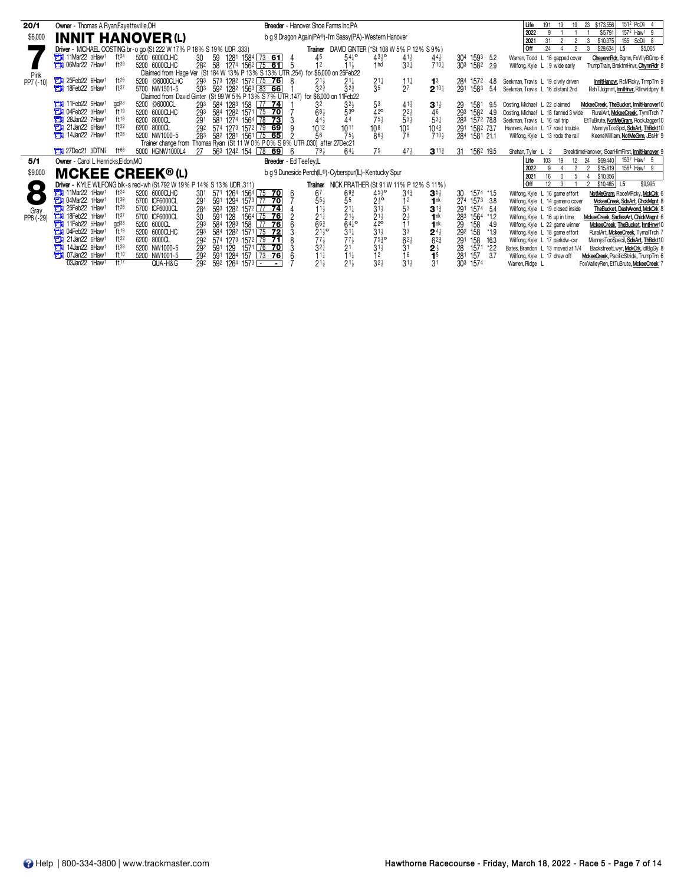## 7 — INNIT HANOVER (L)

**20/1** | **$6,000** | Pink | PP7 (-10)

Owner - Thomas A Ryan,Fayetteville,OH

Breeder - Hanover Shoe Farms Inc,PA

b g 9 Dragon Again(PA®)-Im Sassy(PA)-Western Hanover

Driver - MICHAEL OOSTING br-o go (St 222 W 17% P 18% S 19% UDR .333)

Trainer DAVID GINTER (*St 108 W 5% P 12% S 9%)

| | Starts | W | P | S | Earnings | Best |
|---|---|---|---|---|---|---|
| Life | 191 | 19 | 19 | 23 | $173,556 | 151² PcD⅝ 4 |
| 2022 | 9 | 1 | 1 | 1 | $5,791 | 157² Haw¹ 9 |
| 2021 | 31 | 2 | 2 | 3 | $10,375 | 155 ScD⅝ 8 |
| Off | 24 | 4 | 2 | 3 | $29,634 | L5 $5,065 |

| Date | Race | Trk | Purse | Class | 1/4 | 1/2 | 3/4 | Time | Rtg | PP | 1/4 | 1/2 | 3/4 | Str | Fin | Last Q | Time | Odds | Driver | Comment | Order of Finish |
|---|---|---|---|---|---|---|---|---|---|---|---|---|---|---|---|---|---|---|---|---|---|
| 11Mar22 3Haw¹ | | ft²⁴ | 5200 | 6000CLHC | 30 | 59 | 128¹ | 158⁴ | 73 61 | 4 | 4⁵ | 5⁴½° | 4³¾° | 4¹½ | 4⁴½ | 30⁴ | 159³ | 5.2 | Warren, Todd L | 16 gapped cover | CheyennRdr, Bgmn, FxVllyBGmp 6 |
| 06Mar22 7Haw¹ | | ft³⁹ | 5200 | 6000CLHC | 28² | 58 | 127⁴ | 156² | 75 61 | 5 | 1² | 1½ | 1hd | 3³¼ | 7¹⁰¼ | 30³ | 158² | 2.9 | Wilfong, Kyle L | 9 wide early | TrumpTrain, BrektmHnvr, ChynnRdr 8 |

Claimed from Hage Ver (St 184 W 13% P 13% S 13% UTR .254) for $6,000 on 25Feb22

| Date | Race | Trk | Purse | Class | 1/4 | 1/2 | 3/4 | Time | Rtg | PP | 1/4 | 1/2 | 3/4 | Str | Fin | Last Q | Time | Odds | Driver | Comment | Order of Finish |
|---|---|---|---|---|---|---|---|---|---|---|---|---|---|---|---|---|---|---|---|---|---|
| 25Feb22 6Haw¹ | | ft²⁶ | 5200 | ©6000CLHC | 29³ | 57³ | 128² | 157² | 75 76 | 8 | 2¹½ | 2¹¼ | 2¹¼ | 1¹½ | 1³ | 28⁴ | 157² | 4.8 | Seekman, Travis L | 19 clvrly driven | InnitHanover, RcMRcky, TrmpTrn 9 |
| 18Feb22 5Haw¹ | | ft²⁷ | 5700 | NW1501-5 | 30³ | 59² | 128² | 156³ | 83 66 | 1 | 3²¾ | 3²¾ | 3⁵ | 2⁷ | 2¹⁰¼ | 29¹ | 158³ | 5.4 | Seekman, Travis L | 16 distant 2nd | RshTJdgmnt, InntHnvr, Rllnwtdpny 8 |

Claimed from David Ginter (St 99 W 5% P 13% S 7% UTR .147) for $6,000 on 11Feb22

| Date | Race | Trk | Purse | Class | 1/4 | 1/2 | 3/4 | Time | Rtg | PP | 1/4 | 1/2 | 3/4 | Str | Fin | Last Q | Time | Odds | Driver | Comment | Order of Finish |
|---|---|---|---|---|---|---|---|---|---|---|---|---|---|---|---|---|---|---|---|---|---|
| 11Feb22 5Haw¹ | | gd³³ | 5200 | ©6000CL | 29³ | 58⁴ | 128³ | 158 | 77 74 | 1 | 3² | 3²½ | 5³ | 4¹¾ | 3¹½ | 29 | 158¹ | 9.5 | Oosting, Michael L | 22 claimed | MckeeCreek, TheBucket, InnitHanover10 |
| 04Feb22 3Haw¹ | | ft¹⁹ | 5200 | 6000CLHC | 29³ | 58⁴ | 128² | 157¹ | 75 70 | 7 | 6⁸½ | 5³° | 4²° | 2²½ | 4⁶ | 29³ | 158² | 4.9 | Oosting, Michael L | 18 fanned 3 wide | RuralArt, MckeeCreek, TymlTrch 7 |
| 28Jan22 7Haw¹ | | ft¹⁸ | 6200 | 8000CL | 29¹ | 58¹ | 127⁴ | 156⁴ | 78 73 | 3 | 4⁴½ | 4⁴ | 7⁵½ | 5³½ | 5³¼ | 28³ | 157² | 78.8 | Seekman, Travis L | 16 rail trip | EtTuBrute, NotMeGram, RockJagger10 |
| 21Jan22 6Haw¹ | | ft²² | 6200 | 8000CL | 29² | 57⁴ | 127³ | 157² | 79 69 | 9 | 10¹² | 10¹¹ | 10⁸ | 10⁵ | 10⁴¾ | 29¹ | 158² | 73.7 | Hanners, Austin L | 17 road trouble | MannysTooSpcl, SdsArt, ThBckt10 |
| 14Jan22 7Haw¹ | | ft²⁸ | 5200 | NW1000-5 | 28³ | 58² | 128¹ | 156¹ | 75 65 | 2 | 5⁶ | 7⁵½ | 8⁶½ | 7⁸ | 7¹⁰½ | 28⁴ | 158¹ | 21.1 | Wilfong, Kyle L | 13 rode the rail | KeeneWilliam, NotMeGrm, JBsHr 9 |

Trainer change from Thomas Ryan (St 11 W 0% P 0% S 9% UTR .030) after 27Dec21

| Date | Race | Trk | Purse | Class | 1/4 | 1/2 | 3/4 | Time | Rtg | PP | 1/4 | 1/2 | 3/4 | Str | Fin | Last Q | Time | Odds | Driver | Comment | Order of Finish |
|---|---|---|---|---|---|---|---|---|---|---|---|---|---|---|---|---|---|---|---|---|---|
| 27Dec21 3DTN⅝ | | ft⁶⁶ | 5000 | HGNW1000L4 | 27 | 56³ | 124² | 154 | 78 69 | 6 | 7⁹½ | 6⁴¼ | 7⁵ | 4⁷½ | 3¹¹¾ | 31 | 156² | 19.5 | Shehan, Tyler L | 2 | BreaktimeHanover, ISoarHimFirst, InnitHanover 9 |

## 8 — MCKEE CREEK® (L)

**5/1** | **$9,000** | Gray | PP8 (-29)

Owner - Carol L Henricks,Eldon,MO

Breeder - Ed Teefey,IL

b g 9 Duneside Perch(IL®)-Cyberspur(IL)-Kentucky Spur

Driver - KYLE WILFONG blk-s red-wh (St 792 W 19% P 14% S 13% UDR .311)

Trainer NICK PRATHER (St 91 W 11% P 12% S 11%)

| | Starts | W | P | S | Earnings | Best |
|---|---|---|---|---|---|---|
| Life | 103 | 19 | 12 | 24 | $69,440 | 153² Haw¹ 5 |
| 2022 | 9 | 4 | 2 | 2 | $15,819 | 156⁴ Haw¹ 9 |
| 2021 | 16 | 0 | 5 | 4 | $10,356 | |
| Off | 12 | 3 | 1 | 2 | $10,485 | L5 $9,995 |

| Date | Race | Trk | Purse | Class | 1/4 | 1/2 | 3/4 | Time | Rtg | PP | 1/4 | 1/2 | 3/4 | Str | Fin | Last Q | Time | Odds | Driver | Comment | Order of Finish |
|---|---|---|---|---|---|---|---|---|---|---|---|---|---|---|---|---|---|---|---|---|---|
| 11Mar22 1Haw¹ | | ft²⁴ | 5200 | 6000CLHC | 30¹ | 57¹ | 126⁴ | 156⁴ | 75 70 | 6 | 6⁷ | 6⁹¾ | 4⁵¾° | 3⁴¾ | 3⁵½ | 30 | 157⁴ | *1.5 | Wilfong, Kyle L | 16 game effort | NotMeGram, RaceMRcky, MckCrk 6 |
| 04Mar22 1Haw¹ | | ft³⁹ | 5700 | ICF6000CL | 29¹ | 59¹ | 129⁴ | 157³ | 77 70 | 7 | 5⁵½ | 5⁵ | 2½° | 1² | 1nk | 27⁴ | 157³ | 3.8 | Wilfong, Kyle L | 14 gameno cover | MckeeCreek, SdsArt, ChckMgnt 8 |
| 25Feb22 1Haw¹ | | ft²⁶ | 5700 | ICF6000CL | 28⁴ | 59³ | 128² | 157² | 77 74 | 4 | 1½ | 2¹½ | 3¹½ | 5³ | 3¹¾ | 29¹ | 157⁴ | 5.4 | Wilfong, Kyle L | 19 closed inside | TheBucket, DashArond, MckCrk 8 |
| 18Feb22 1Haw¹ | | ft²⁷ | 5700 | ICF6000CL | 30 | 59¹ | 128 | 156⁴ | 75 76 | 2 | 2¹¼ | 2¹½ | 2¹½ | 2½ | 1nk | 28³ | 156⁴ | *1.2 | Wilfong, Kyle L | 16 up in time | MckeeCreek, SadiesArt, ChickMagnt 6 |
| 11Feb22 5Haw¹ | | gd³³ | 5200 | 6000CL | 29³ | 58⁴ | 128³ | 158 | 77 76 | 6 | 6⁶¾ | 6⁴½° | 4²° | 1¹ | 1nk | 29 | 158 | 4.9 | Wilfong, Kyle L | 22 game winner | MckeeCreek, TheBucket, InntHnvr10 |
| 04Feb22 3Haw¹ | | ft¹⁹ | 5200 | 6000CLHC | 29³ | 58⁴ | 128² | 157¹ | 75 72 | 3 | 2¹½° | 3¹¼ | 3¹½ | 3³ | 2⁴½ | 29² | 158 | *1.9 | Wilfong, Kyle L | 18 game effort | RuralArt, MckeeCreek, TymalTrch 7 |
| 21Jan22 6Haw¹ | | ft²² | 6200 | 8000CL | 29² | 57⁴ | 127³ | 157² | 79 71 | 8 | 7⁷½ | 7⁷½ | 7⁵¾° | 6²½ | 6²¾ | 29¹ | 158 | 16.3 | Wilfong, Kyle L | 17 parkdw-cvr | MannysTooSpecl, SdsArt, ThBckt10 |
| 14Jan22 8Haw¹ | | ft²⁸ | 5200 | NW1000-5 | 29² | 59¹ | 129 | 157¹ | 76 70 | 3 | 3²¼ | 2¹ | 3¹½ | 3¹ | 2½ | 28 | 157¹ | *2.2 | Bates, Brandon L | 13 moved at 1/4 | BackstreetLwyr, MckCrk, IdlBgGy 8 |
| 07Jan22 6Haw¹ | | ft¹⁰ | 5200 | NW1001-5 | 29² | 59¹ | 128⁴ | 157 | 73 76 | 6 | 1¹½ | 1¹½ | 1² | 1⁶ | 1⁵ | 28¹ | 157 | 3.7 | Wilfong, Kyle L | 17 drew off | MckeeCreek, PacificStride, TrumpTrn 6 |
| 03Jan22 1Haw¹ | | ft¹⁷ | | QUA-H&G | 29² | 59² | 126⁴ | 157³ | - | 7 | 2¹½ | 2¹½ | 3²½ | 3¹½ | 3¹ | 30³ | 157⁴ | | Warren, Ridge L | | FoxValleyRen, EtTuBrute, MckeeCreek 7 |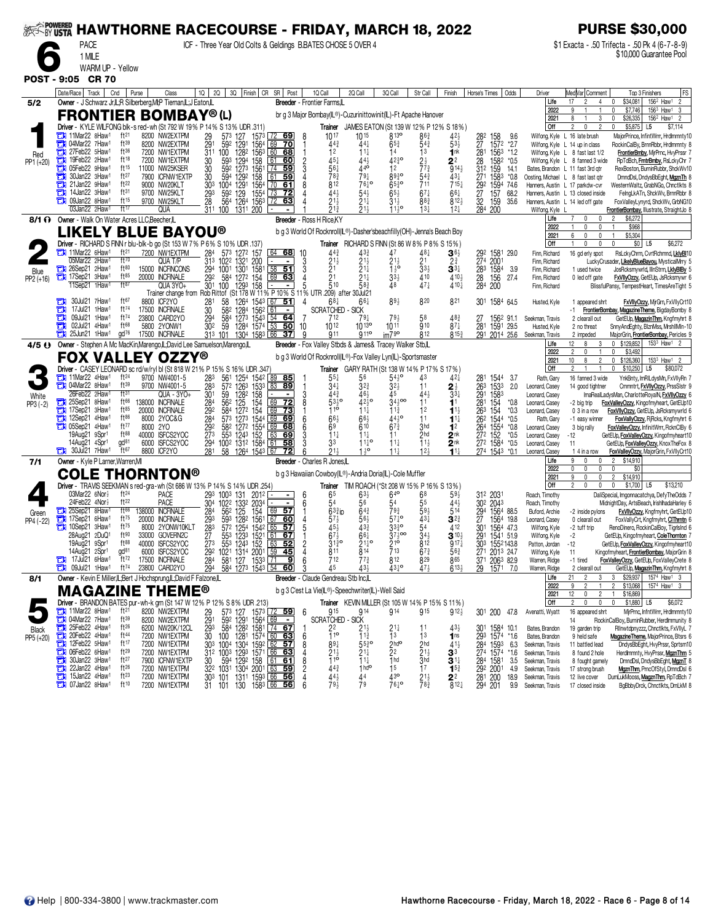# HAWTHORNE RACECOURSE - FRIDAY, MARCH 18, 2022

**PURSE $30,000**

**6** PACE 1 MILE — ICF - Three Year Old Colts & Geldings B.BATES CHOSE 5 OVER 4

WARM UP - Yellow

$1 Exacta - .50 Trifecta - .50 Pk 4 (6-7-8-9) $10,000 Guarantee Pool

**POST - 9:05 CR 70**

---

## 1 — FRONTIER BOMBAY® (L) — 5/2 — Red — PP1 (+20)

Owner - J Schwarz Jr,IL;R Silberberg,MI;P Tiernan,IL;J Eaton,IL
Breeder - Frontier Farms,IL
br g 3 Major Bombay(IL®)-Cuzurinittowinit(IL)-Ft Apache Hanover
Driver - KYLE WILFONG blk-s red-wh (St 792 W 19% P 14% S 13% UDR .311)
Trainer JAMES EATON (St 139 W 12% P 12% S 18%)

| | Starts | W | P | S | Earnings | Best |
|---|---|---|---|---|---|---|
| Life | 17 | 2 | 4 | 0 | $34,081 | 1562 Haw1 2 |
| 2022 | 9 | 1 | 1 | 0 | $7,746 | 1563 Haw1 3 |
| 2021 | 8 | 1 | 3 | 0 | $26,335 | 1562 Haw1 2 |
| Off | 2 | 0 | 2 | 0 | $5,875 | L5 $7,114 |

| Date/Race | Track | Cnd | Purse | Class | 1Q | 2Q | 3Q | Finish | CR | SR | Post | 1Q Call | 2Q Call | 3Q Call | Str Call | Finish | Horse's Times | Odds | Driver | Comment | Top 3 Finishers |
|---|---|---|---|---|---|---|---|---|---|---|---|---|---|---|---|---|---|---|---|---|---|
| 11Mar22 8Haw1 | | ft21 | 8200 | NW2EXTPM | 29 | 573 | 127 | 1573 | 72 | 69 | 8 | 1017 | 1015 | 813o | 863 | 42½ | 282 158 | 9.6 | Wilfong, Kyle L | 16 late brush | MajorPrince, InfintWrrr, Hrdlmmnty10 |
| 04Mar22 7Haw1 | | ft39 | 8200 | NW2EXTPM | 291 | 592 | 1291 | 1564 | 69 | 70 | 1 | 44¾ | 44½ | 65¾ | 54¾ | 53½ | 27 1572 | *2.7 | Wilfong, Kyle L | 14 up in class | RockinCalBy, BrnnRbbr, Hrdlmmnty 8 |
| 27Feb22 5Haw1 | | ft36 | 7200 | NW1EXTPM | 311 | 100 | 1282 | 1563 | 60 | 68 | 1 | 12 | 11½ | 14 | 13 | 1nk | 281 1563 | *1.2 | Wilfong, Kyle L | 8 fast last 1/2 | FrontierBmby, MjrPrnc, HvyPrssr 7 |
| 19Feb22 2Haw1 | | ft18 | 7200 | NW1EXTPM | 30 | 593 | 1294 | 158 | 61 | 60 | 2 | 45½ | 44½ | 423o | 2½ | 22 | 28 1582 | *0.5 | Wilfong, Kyle L | 8 fanned 3 wide | RpTdBch, FrntrBmby, RsLckyChr 7 |
| 05Feb22 9Haw1 | | ft15 | 11000 | NW25KSER | 30 | 592 | 1273 | 1561 | 74 | 59 | 3 | 56½ | 44o | 12 | 77¾ | 914½ | 312 159 | 14.1 | Bates, Brandon L | 11 fast 3rd qtr | RexBoston, BurninRubbr, ShckWv10 |
| 30Jan22 3Haw1 | | ft27 | 7900 | ICFNW1EXTP | 30 | 594 | 1292 | 158 | 61 | 59 | 4 | 78¾ | 79½ | 89¾o | 54¾ | 43¼ | 271 1583 | *0.8 | Oosting, Michael L | 8 fast last qtr | DmndDsl, DndysBbEght, MgznTh 8 |
| 21Jan22 9Haw1 | | ft22 | 9000 | NW20KLT | 303 | 1004 | 1291 | 1564 | 70 | 61 | 8 | 812 | 76¼o | 65¾o | 711 | 715¼ | 292 1594 | 74.6 | Hanners, Austin L | 17 parkdw-cvr | WesternWaltz, GrabNGo, Chnctlkts 8 |
| 14Jan22 3Haw1 | | ft31 | 9700 | NW25KLT | 293 | 592 | 129 | 1554 | 73 | 72 | 4 | 44½ | 54½ | 65½ | 67¼ | 66¼ | 27 157 | 68.2 | Hanners, Austin L | 13 closed inside | FelngLkATn, ShckWv, BrnnRbbr 8 |
| 09Jan22 8Haw1 | | ft15 | 9700 | NW25KLT | 28 | 564 | 1264 | 1563 | 72 | 63 | 4 | 21½ | 21½ | 31½ | 88¾ | 812¼ | 32 159 | 35.6 | Hanners, Austin L | 14 led off gate | FoxValleyLynyrd, ShckWv, GrbNG10 |
| 03Jan22 2Haw1 | | ft17 | | QUA | 311 | 100 | 1311 | 200 | - | - | 4 | 21¾ | 21½ | 11½o | 13¼ | 12¼ | 284 200 | | Wilfong, Kyle L | | FrontierBombay, Illustrate, StraightJo 8 |

---

## 2 — LIKELY BLUE BAYOU® — 8/1 — Blue — PP2 (+16)

Owner - Walk On Water Acres LLC,Beecher,IL
Breeder - Ross H Rice,KY
b g 3 World Of Rocknroll(IL®)-Dasher'sbeachfilly(OH)-Jenna's Beach Boy
Driver - RICHARD S FINN r blu-blk-b go (St 153 W 7% P 6% S 10% UDR .137)
Trainer RICHARD S FINN (St 86 W 8% P 8% S 15%)

| | Starts | W | P | S | Earnings | Best |
|---|---|---|---|---|---|---|
| Life | 7 | 0 | 0 | 2 | $6,272 | |
| 2022 | 1 | 0 | 0 | 1 | $968 | |
| 2021 | 6 | 0 | 0 | 1 | $5,304 | |
| Off | 1 | 0 | 0 | 0 | $0 | L5 $6,272 |

| Date/Race | Track | Cnd | Purse | Class | 1Q | 2Q | 3Q | Finish | CR | SR | Post | 1Q Call | 2Q Call | 3Q Call | Str Call | Finish | Horse's Times | Odds | Driver | Comment | Top 3 Finishers |
|---|---|---|---|---|---|---|---|---|---|---|---|---|---|---|---|---|---|---|---|---|---|
| 11Mar22 6Haw1 | | ft21 | 7200 | NW1EXTPM | 284 | 573 | 1272 | 157 | 64 | 68 | 10 | 44¾ | 43¾ | 47 | 48½ | 36½ | 292 1581 | 29.0 | Finn, Richard | 16 gd erly spot | RsLckyChrm, CvrtRchmnd, LkIyBl10 |
| 05Mar22 2Haw1 | | ft70 | | QUA T/P | 313 | 1022 | 1321 | 200 | - | - | 3 | 21½ | 21½ | 21½ | 21 | 2¾ | 274 2001 | | Finn, Richard | | LuckyCrusader, LikelyBlueBayou, MysticalMrry 5 |
| 26Sep21 2Haw1 | | ft60 | 15000 | INCFINCONS | 294 | 1001 | 1301 | 1581 | 58 | 51 | 3 | 21 | 21½ | 1½o | 33½ | 3¾ | 283 1584 | 3.9 | Finn, Richard | 1 used twice | JosRckmywrld, IllnStrm, LklyBlBy 5 |
| 17Sep21 3Haw1 | | ft65 | 20000 | INCFINALE | 292 | 584 | 1272 | 154 | 69 | 63 | 4 | 21 | 21½ | 33½ | 410 | 410½ | 28 156 | 27.4 | Finn, Richard | 0 led off gate | FxVllyOzzy, GetEUp, JsRckswrwr 6 |
| 11Sep21 1Haw1 | | ft67 | | QUA 3YO+ | 301 | 100 | 1293 | 158 | - | - | 5 | 510 | 58¾ | 48 | 47½ | 410½ | 284 200 | | Finn, Richard | | BlissfulPansy, TempestHeart, TimesAreTight 5 |

Trainer change from Rob Rittof (St 178 W 11% P 10% S 11% UTR .209) after 30Jul21

| Date/Race | Track | Cnd | Purse | Class | 1Q | 2Q | 3Q | Finish | CR | SR | Post | 1Q Call | 2Q Call | 3Q Call | Str Call | Finish | Horse's Times | Odds | Driver | Comment | Top 3 Finishers |
|---|---|---|---|---|---|---|---|---|---|---|---|---|---|---|---|---|---|---|---|---|---|
| 30Jul21 7Haw1 | | ft87 | 8800 | ICF2YO | 281 | 58 | 1264 | 1543 | 67 | 51 | 4 | 68¼ | 66¼ | 89½ | 820 | 821 | 301 1584 | 64.5 | Husted, Kyle | 1 appeared shrt | FxVllyOzzy, MjrGrn, FxVllyCrt10 |
| 17Jul21 1Haw1 | | ft74 | 17500 | INCFINALE | 30 | 582 | 1284 | 1562 | 61 | - | | SCRATCHED - SICK | | | | | | | | -1 | FrontierBombay, MagazineTheme, BigdayBomby 8 |
| 09Jul21 1Haw1 | | ft74 | 23800 | CARD2YO | 294 | 584 | 1273 | 1543 | 54 | 64 | 7 | 712 | 79½ | 79½ | 58 | 48¾ | 27 1562 | 91.1 | Seekman, Travis | 2 clearall out | GetEUp, MagazinThm, Kngfmyhrt 8 |
| 02Jul21 4Haw1 | | ft68 | 5800 | 2YONW1 | 302 | 59 | 1284 | 1574 | 53 | 50 | 10 | 1012 | 1013o | 1011 | 910 | 87¼ | 281 1591 | 29.5 | Husted, Kyle | 2 no threat | SnnyAndEghty, BlznMss, MrshllMln-10 |
| 25Jun21 1Haw1 | | gd76 | 17500 | INCFINALE | 313 | 101 | 1304 | 1583 | 66 | 37 | 9 | 911 | 911o | im79o | 812 | 815¾ | 291 2014 | 25.6 | Seekman, Travis | 2 impeded | MajorGrin, FrontierBombay, Pericles 9 |

---

## 3 — FOX VALLEY OZZY® — 4/5 — White — PP3 (-2)

Owner - Stephen A Mc MacKin,Marengo,IL;David Lee Samuelson,Marengo,IL
Breeder - Fox Valley Stbds & James& Tracey Walker Stb,IL
b g 3 World Of Rocknroll(IL®)-Fox Valley Lyn(IL)-Sportsmaster
Driver - CASEY LEONARD sc rd/w/ryl bl (St 818 W 21% P 15% S 16% UDR .347)
Trainer GARY RATH (St 138 W 14% P 17% S 17%)

| | Starts | W | P | S | Earnings | Best |
|---|---|---|---|---|---|---|
| Life | 12 | 8 | 3 | 0 | $129,852 | 1533 Haw1 2 |
| 2022 | 2 | 0 | 1 | 0 | $3,492 | |
| 2021 | 10 | 8 | 2 | 0 | $126,360 | 1533 Haw1 2 |
| Off | 2 | 1 | 1 | 0 | $10,250 | L5 $80,072 |

| Date/Race | Track | Cnd | Purse | Class | 1Q | 2Q | 3Q | Finish | CR | SR | Post | 1Q Call | 2Q Call | 3Q Call | Str Call | Finish | Horse's Times | Odds | Driver | Comment | Top 3 Finishers |
|---|---|---|---|---|---|---|---|---|---|---|---|---|---|---|---|---|---|---|---|---|---|
| 11Mar22 4Haw1 | | ft24 | 9700 | NW4001-5 | 283 | 561 | 1254 | 1542 | 89 | 85 | 1 | 55½ | 56 | 54¾o | 43 | 42½ | 281 1544 | 3.7 | Rath, Gary | 16 fanned 3 wide | YnkBnty, ImRlLdysMn, FxVllyRn 7 |
| 04Mar22 8Haw1 | | ft39 | 9700 | NW4001-5 | 283 | 572 | 1263 | 1533 | 83 | 89 | 1 | 34½ | 32¾ | 32½ | 11 | 2½ | 263 1533 | 2.0 | Leonard, Casey | 14 good tightner | Cmmnfrt, FxVllyOzzy, PrssSlstr 9 |
| 26Feb22 2Haw1 | | ft31 | | QUA - 3YO+ | 301 | 59 | 1282 | 158 | - | - | 3 | 44¾ | 46½ | 45 | 44½ | 33¼ | 291 1583 | | Leonard, Casey | | ImaRealLadysMan, CharlotteRoyalN, FxVllyOzzy 6 |
| 25Sep21 8Haw1 | | ft66 | 138000 | INCFINALE | 284 | 562 | 125 | 154 | 69 | 72 | 8 | 53¾o | 42½o | 34¾oo | 11 | 11 | 281 154 | *0.8 | Leonard, Casey | -2 big trip | FoxValleyOzzy, Kingofmyheart, GetEUp10 |
| 17Sep21 3Haw1 | | ft65 | 20000 | INCFINALE | 292 | 584 | 1272 | 154 | 69 | 73 | 1 | 11o | 11½ | 11¾ | 12 | 11½ | 263 154 | *0.3 | Leonard, Casey | 0 3 in a row | FoxVllyOzzy, GetEUp, JsRckmywrld 6 |
| 12Sep21 4Haw1 | | ft86 | 8000 | 2YOC&G | 284 | 573 | 1273 | 1544 | 69 | 69 | 6 | 66½ | 66½ | 44¾o | 11 | 11¼ | 262 1544 | *0.5 | Rath, Gary | -1 easy winner | FoxValleyOzzy, RjRcks, Kngfmyhrt 6 |
| 05Sep21 4Haw1 | | ft77 | 8000 | 2YO | 292 | 582 | 1272 | 1554 | 69 | 68 | 6 | 69 | 610 | 67¾ | 3hd | 12 | 264 1554 | *0.8 | Leonard, Casey | 3 big rally | FoxValleyOzzy, InfinitWrrr, RcknClBy 6 |
| 19Aug21 9Spr1 | | ft88 | 40000 | ISFCS2YOC | 273 | 553 | 1243 | 152 | 63 | 69 | 3 | 11½ | 11½ | 11 | 2hd | 2nk | 272 152 | *0.5 | Leonard, Casey | -12 | GetEUp, FoxValleyOzzy, Kingofmyheart10 |
| 14Aug21 4Spr1 | | gd81 | 6000 | ISFCS2YOC | 294 | 1002 | 1312 | 1584 | 61 | 58 | 3 | 33 | 11½o | 11½ | 11½ | 2nk | 272 1584 | *0.5 | Leonard, Casey | 11 | GetEUp, FoxValleyOzzy, KnoxTheFox 8 |
| 30Jul21 7Haw1 | | ft87 | 8800 | ICF2YO | 281 | 58 | 1264 | 1543 | 67 | 72 | 6 | 21½ | 1½o | 11½ | 12½ | 11½ | 274 1543 | *0.1 | Leonard, Casey | 1 4 in a row | FoxValleyOzzy, MajorGrin, FxVllyCrt10 |

---

## 4 — COLE THORNTON® — 7/1 — Green — PP4 (-22)

Owner - Kyle P Larner,Warren,MI
Breeder - Charles R Jones,IL
b g 3 Hawaiian Cowboy(IL®)-Andria Doria(IL)-Cole Muffler
Driver - TRAVIS SEEKMAN s red-gra-wh (St 686 W 13% P 14% S 14% UDR .254)
Trainer TIM ROACH (*St 208 W 15% P 16% S 13%)

| | Starts | W | P | S | Earnings | Best |
|---|---|---|---|---|---|---|
| Life | 9 | 0 | 0 | 2 | $14,910 | |
| 2022 | 0 | 0 | 0 | 0 | $0 | |
| 2021 | 9 | 0 | 0 | 2 | $14,910 | |
| Off | 2 | 0 | 0 | 1 | $1,700 | L5 $13,210 |

| Date/Race | Track | Cnd | Purse | Class | 1Q | 2Q | 3Q | Finish | CR | SR | Post | 1Q Call | 2Q Call | 3Q Call | Str Call | Finish | Horse's Times | Odds | Driver | Comment | Top 3 Finishers |
|---|---|---|---|---|---|---|---|---|---|---|---|---|---|---|---|---|---|---|---|---|---|
| 03Mar22 6Nor½ | | ft24 | | PACE | 293 | 1003 | 131 | 2012 | - | - | 6 | 65 | 63½ | 64o | 68 | 59½ | 312 2031 | | Roach, Timothy | | DaliSpecial, Imgonnacatchya, DefyTheOdds 7 |
| 24Feb22 4Nor½ | | ft22 | | PACE | 304 | 1022 | 1332 | 2034 | - | - | 6 | 54 | 56 | 54 | 55 | 44½ | 302 2043 | | Roach, Timothy | | MidnightDay, ArtsBeach, IrishIadaHarley 6 |
| 25Sep21 8Haw1 | | ft66 | 138000 | INCFINALE | 284 | 562 | 125 | 154 | 69 | 57 | 1 | 63¾ip | 64¾ | 79¾ | 59½ | 514 | 294 1564 | 88.5 | Buford, Archie | -2 inside pylons | FxVllyOzzy, Kngfmyhrt, GetEUp10 |
| 17Sep21 6Haw1 | | ft75 | 20000 | INCFINALE | 293 | 593 | 1282 | 1561 | 67 | 60 | 4 | 57½ | 56½ | 57¼o | 43½ | 32¾ | 27 1564 | 19.8 | Leonard, Casey | 0 clearall out | FoxVallyCrt, Kngfmyhrt, ClThrntn 6 |
| 10Sep21 3Haw1 | | ft75 | 8000 | 2YONW10KLT | 283 | 572 | 1254 | 1542 | 65 | 57 | 5 | 45½ | 43¾ | 33¾o | 54 | 412 | 301 1564 | 47.3 | Wilfong, Kyle | -2 tuff trip | RenoDinero, RockinCalBoy, TigrIsInd 6 |
| 28Aug21 2DuQ1 | | ft90 | 33000 | GOVERN2C | 27 | 553 | 1233 | 1521 | 61 | 67 | 6 | 67½ | 66½ | 37¾oo | 34½ | 310½ | 291 1541 | 51.9 | Wilfong, Kyle | -2 | GetEUp, Kingofmyheart, ColeThornton 7 |
| 19Aug21 9Spr1 | | ft88 | 40000 | ISFCS2YOC | 273 | 553 | 1243 | 152 | 63 | 52 | 2 | 31¾o | 21½o | 21o | 812 | 917¼ | 303 1552 | 143.8 | Patton, Jordan | -12 | GetEUp, FoxValleyOzzy, Kingofmyheart10 |
| 14Aug21 2Spr1 | | gd81 | 6000 | ISFCS2YOC | 292 | 1021 | 1314 | 2001 | 59 | 45 | 4 | 811 | 814 | 713 | 67¾ | 56¾ | 271 2013 | 24.7 | Wilfong, Kyle | 11 | Kingofmyheart, FrontierBombay, MajorGrin 8 |
| 17Jul21 6Haw1 | | ft72 | 17500 | INCFINALE | 284 | 581 | 127 | 1533 | 71 | 9 | 6 | 712 | 77¾ | 812 | 829 | 865 | 371 2063 | 82.9 | Warren, Ridge | -1 tired | FoxValleyOzzy, GetEUp, FoxValleyCrete 8 |
| 09Jul21 1Haw1 | | ft74 | 23800 | CARD2YO | 294 | 584 | 1273 | 1543 | 54 | 60 | 3 | 45 | 43½ | 43¼o | 47½ | 613½ | 29 1571 | 7.0 | Warren, Ridge | 2 clearall out | GetEUp, MagazinThm, Kngfmyhrt 8 |

---

## 5 — MAGAZINE THEME® — 8/1 — Black — PP5 (+20)

Owner - Kevin E Miller,IL;Bert J Hochsprung,IL;David F Falzone,IL
Breeder - Claude Gendreau Stb Inc,IL
b g 3 C'est La Vie(IL®)-Speechwriter(IL)-Well Said
Driver - BRANDON BATES pur-wh-k grn (St 147 W 12% P 12% S 8% UDR .213)
Trainer KEVIN MILLER (St 105 W 14% P 15% S 11%)

| | Starts | W | P | S | Earnings | Best |
|---|---|---|---|---|---|---|
| Life | 21 | 2 | 3 | 3 | $29,937 | 1574 Haw1 3 |
| 2022 | 9 | 2 | 1 | 2 | $13,068 | 1574 Haw1 3 |
| 2021 | 12 | 0 | 2 | 1 | $16,869 | |
| Off | 2 | 0 | 0 | 0 | $1,880 | L5 $6,072 |

| Date/Race | Track | Cnd | Purse | Class | 1Q | 2Q | 3Q | Finish | CR | SR | Post | 1Q Call | 2Q Call | 3Q Call | Str Call | Finish | Horse's Times | Odds | Driver | Comment | Top 3 Finishers |
|---|---|---|---|---|---|---|---|---|---|---|---|---|---|---|---|---|---|---|---|---|---|
| 11Mar22 8Haw1 | | ft21 | 8200 | NW2EXTPM | 29 | 573 | 127 | 1573 | 72 | 59 | 6 | 915 | 914 | 914 | 915 | 912½ | 301 200 | 47.8 | Avenatti, Wyatt | 16 appeared shrt | MjrPrnc, InfntWrrr, Hrdlmmnty10 |
| 04Mar22 7Haw1 | | ft39 | 8200 | NW2EXTPM | 291 | 592 | 1291 | 1564 | 69 | - | | SCRATCHED - SICK | | | | | | | | 14 | RockinCalBoy, BurninRubber, Herdimmunity 8 |
| 25Feb22 4Haw1 | | ft26 | 6200 | NW20K/12CL | 293 | 584 | 1282 | 1581 | 74 | 67 | 1 | 22 | 21½ | 21¼ | 11 | 43½ | 301 1584 | 10.1 | Bates, Brandon | 19 garden trip | Rllnwtdpnyzzz, Chnctlkts, FxVllyL 7 |
| 20Feb22 4Haw1 | | ft44 | 7200 | NW1EXTPM | 30 | 100 | 1281 | 1574 | 60 | 63 | 6 | 11o | 11¾ | 13 | 13 | 1ns | 293 1574 | *1.6 | Bates, Brandon | 9 held safe | MagazineTheme, MajorPrince, Btsrs 6 |
| 12Feb22 5Haw1 | | ft17 | 7200 | NW1EXTPM | 303 | 1004 | 1304 | 1592 | 62 | 57 | 8 | 89¼ | 55¾o | 2hdo | 2hd | 41½ | 284 1593 | 6.3 | Seekman, Travis | 11 battled lead | DndysBbEght, HvyPrssr, Sprtsm10 |
| 06Feb22 6Haw1 | | ft29 | 7200 | NW1EXTPM | 312 | 1003 | 1293 | 1571 | 66 | 63 | 4 | 21½ | 21½ | 22 | 21½ | 3¾ | 274 1574 | *1.6 | Seekman, Travis | 8 found 2 hole | Herdimmnty, HvyPrssr, MgznThm 5 |
| 30Jan22 3Haw1 | | ft27 | 7900 | ICFNW1EXTP | 30 | 594 | 1292 | 158 | 61 | 61 | 8 | 11o | 11½ | 1hd | 3hd | 31½ | 284 1581 | 3.5 | Seekman, Travis | 8 fought gamely | DmndDsl, DndysBbEght, MgznT 8 |
| 22Jan22 4Haw1 | | ft26 | 7200 | NW1EXTPM | 322 | 1031 | 1304 | 2001 | 63 | 59 | 2 | 44¾ | 1hdo | 15 | 17 | 15¾ | 292 2001 | 4.9 | Seekman, Travis | 17 strong brush | MgznThm, PmcOfStyl, DmndDsl 6 |
| 15Jan22 4Haw1 | | ft23 | 7200 | NW1EXTPM | 303 | 101 | 1311 | 1593 | 66 | 56 | 4 | 44½ | 44 | 43o | 21½ | 22 | 281 200 | 18.9 | Seekman, Travis | 12 live cover | DumLukMooss, MagznThm, RpTdBch 7 |
| 07Jan22 8Haw1 | | ft10 | 7200 | NW1EXTPM | 31 | 101 | 130 | 1583 | 66 | 56 | 6 | 79½ | 79 | 76¼o | 78¾ | 812¼ | 294 201 | 9.9 | Seekman, Travis | 17 closed inside | BgBbbyDrck, ChnctlktS, DmLkM 8 |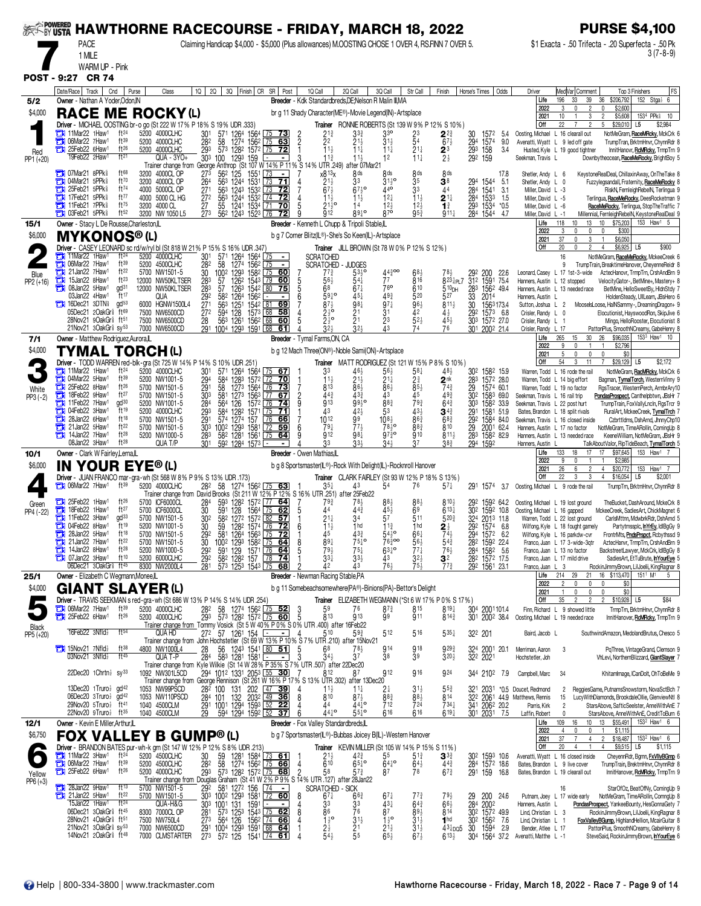# HAWTHORNE RACECOURSE - FRIDAY, MARCH 18, 2022

**PURSE $4,100**

**7** PACE 1 MILE WARM UP - Pink

Claiming Handicap $4,000 - $5,000 (Plus allowances) M.OOSTING CHOSE 1 OVER 4, RS.FINN 7 OVER 5.

$1 Exacta - .50 Trifecta - .20 Superfecta - .50 Pk 3 (7-8-9)

**POST - 9:27 CR 74**

---

## 1 — RACE ME ROCKY (L) — 5/2 — $4,000 — Red — PP1 (+20)

Owner - Nathan A Yoder,Odon,IN
Breeder - Kdk Standardbreds,DE;Nelson R Malin III,MA
br g 11 Shady Character(ME®)-Movie Legend(IN)-Artsplace
Driver - MICHAEL OOSTING br-o go (St 222 W 17% P 18% S 19% UDR .333)
Trainer RONNIE ROBERTS (St 139 W 9% P 12% S 10%)

| | Starts | W | P | S | Earnings | |
|---|---|---|---|---|---|---|
| Life | 196 | 33 | 39 | 36 | $206,792 | 152 Stga⅝ 6 |
| 2022 | 3 | 0 | 2 | 0 | $2,600 | |
| 2021 | 10 | 1 | 3 | 2 | $5,608 | 153[4] PPk⅝ 10 |
| Off | 22 | 7 | 2 | 5 | $29,010 | L5 $2,984 |

| Date/Race | Track | Cnd | Purse | Class | 1Q | 2Q | 3Q | Finish | CR | SR | Post | 1Q Call | 2Q Call | 3Q Call | Str Call | Finish | Horse's Times | Odds | Driver | Med | Comment | Top 3 Finishers | FS |
|---|---|---|---|---|---|---|---|---|---|---|---|---|---|---|---|---|---|---|---|---|---|---|---|
| 11Mar22 1Haw1 | | ft24 | 5200 | 4000CLHC | 30[1] | 57[1] | 126[4] | 156[4] | 75 | 73 | 2 | 2[1½] | 3[3¾] | 3[3o] | 2[3] | 2[2¾] | 30 157[2] | 5.4 | Oosting, Michael | L 16 | clearall out | NotMeGram, RaceMeRocky, MckCrk | 6 |
| 06Mar22 7Haw1 | | ft39 | 5200 | 4000CLHC | 28[2] | 58 | 127[4] | 156[2] | 75 | 63 | 2 | 2[2] | 2[1½] | 3[1½] | 5[4] | 6[7½] | 29[4] 157[4] | 9.0 | Avenatti, Wyatt | L 9 | led off gate | TrumpTran, BrktmHnvr, ChynnRdr | 8 |
| 25Feb22 6Haw1 | | ft26 | 5200 | 4000CLHC | 29[3] | 57[3] | 128[2] | 157[2] | 75 | 72 | 1 | 1[1½] | 1[1½] | 1[1¼] | 2[1¼] | 2[3] | 29[3] 158 | 3.4 | Husted, Kyle | L 19 | good tightner | InnitHanovr, RcMRcky, TrmpTrn | 9 |
| 19Feb22 2Haw1 | | ft21 | | QUA - 3YO+ | 30[3] | 100 | 129[3] | 159 | - | - | 3 | 1[1¾] | 1[1½] | 1[2] | 1[1¼] | 2[½] | 29[2] 159 | | Seekman, Travis | L | | Downbytheocean, RaceMeRocky, BrightBoy | 5 |

Trainer change from George Anthrop (St 107 W 14% P 11% S 14% UTR .249) after 07Mar21

| Date/Race | Track | Cnd | Purse | Class | 1Q | 2Q | 3Q | Finish | CR | SR | Post | 1Q Call | 2Q Call | 3Q Call | Str Call | Finish | Horse's Times | Odds | Driver | Med | Comment | Top 3 Finishers | FS |
|---|---|---|---|---|---|---|---|---|---|---|---|---|---|---|---|---|---|---|---|---|---|---|---|
| 07Mar21 8PPk⅝ | | ft68 | 3200 | 4000CL OP | 27[3] | 56[2] | 125 | 155[1] | 73 | - | 7 | x8[13x] | 8ds | 8ds | 8ds | 8ds | | 17.8 | Shetler, Andy | L 6 | | KeystoneRealDeal, ChillaxinAway, OnTheTake | 8 |
| 04Mar21 5PPk⅝ | | ft70 | 3200 | 4000CL OP | 26[4] | 56[3] | 124[4] | 153[1] | 73 | 71 | 4 | 2[1½] | 3[3] | 3[1½o] | 3[5] | 3[8] | 29[4] 154[4] | 5.1 | Shetler, Andy | L 0 | | Fuzzylegsandall, Fraternity, RaceMeRocky | 8 |
| 25Feb21 5PPk⅝ | | ft74 | 4000 | 5000CL OP | 27[1] | 56[3] | 124[3] | 153[2] | 73 | 72 | 7 | 6[7½] | 6[7½o] | 4[4o] | 3[3] | 4[4] | 28[4] 154[1] | 3.1 | Miller, David | L -3 | | RiskN, FernleighRebelN, Terlingua | 9 |
| 17Feb21 5PPk⅝ | | ft77 | 4000 | 5000 CL HG | 27[2] | 56[3] | 124[4] | 153[2] | 74 | 72 | 4 | 1[1½] | 1[1½] | 1[2¼] | 1[1½] | 2[1¼] | 28[4] 153[3] | 1.5 | Miller, David | L -5 | | Terlingua, RaceMeRocky, DeesRocketman | 9 |
| 11Feb21 7PPk⅝ | | ft75 | 3200 | 4000 CL | 27 | 55 | 124[1] | 153[4] | 71 | 70 | 5 | 2[1½o] | 1[4] | 1[2½] | 1[2½] | 1[¾] | 29[3] 153[4] | *0.5 | Miller, David | L -6 | | RaceMeRocky, Terlingua, StopTheTraffic | 7 |
| 03Feb21 5PPk⅝ | | ft52 | 3200 | NW 1050 L5 | 27[3] | 56[2] | 124[3] | 152[3] | 76 | 72 | 9 | 9[12] | 8[9½o] | 8[7o] | 9[5¾] | 9[11¼] | 28[4] 154[4] | 4.7 | Miller, David | L -1 | | Millennial, FernleighRebelN, KeystoneRealDeal | 9 |

---

## 2 — MYKONOS® (L) — 15/1 — $6,000 — Blue — PP2 (+16)

Owner - Stacy L De Rousse,Charleston,IL
Breeder - Kenneth L Chupp & Tripoli Stable,IL
b g 7 Corner Blitz(IL®)-She's So Keen(IL)-Artsplace
Driver - CASEY LEONARD sc rd/w/ryl bl (St 818 W 21% P 15% S 16% UDR .347)
Trainer JILL BROWN (St 78 W 0% P 12% S 12%)

| | Starts | W | P | S | Earnings | |
|---|---|---|---|---|---|---|
| Life | 118 | 10 | 13 | 10 | $75,203 | 153 Haw1 5 |
| 2022 | 3 | 0 | 0 | 0 | $300 | |
| 2021 | 37 | 0 | 3 | 1 | $6,050 | |
| Off | 20 | 0 | 2 | 4 | $6,925 | L5 $900 |

| Date/Race | Track | Cnd | Purse | Class | 1Q | 2Q | 3Q | Finish | CR | SR | Post | 1Q Call | 2Q Call | 3Q Call | Str Call | Finish | Horse's Times | Odds | Driver | Med | Comment | Top 3 Finishers | FS |
|---|---|---|---|---|---|---|---|---|---|---|---|---|---|---|---|---|---|---|---|---|---|---|---|
| 11Mar22 1Haw1 | | ft24 | 5200 | 4000CLHC | 30[1] | 57[1] | 126[4] | 156[4] | 75 | - | | SCRATCHED | | | | | | | | 16 | | NotMeGram, RaceMeRocky, MckeeCreek | 6 |
| 06Mar22 7Haw1 | | ft39 | 5200 | 4500CLHC | 28[2] | 58 | 127[4] | 156[2] | 75 | - | | SCRATCHED - JUDGES | | | | | | | | 9 | | TrumpTrain, BreaktimeHanover, CheyenneReidr | 8 |
| 21Jan22 7Haw1 | | ft22 | 5700 | NW1501-5 | 30 | 100[2] | 129[3] | 158[2] | 75 | 60 | 7 | 7[7¾] | 5[3½o] | 4[4¾oo] | 6[8½] | 7[8½] | 29[2] 200 | 22.6 | Leonard, Casey | L 17 | 1st-3-wide | AztecHanovr, TrmpTrn, CrshAndBrn | 9 |
| 15Jan22 8Haw1 | | ft23 | 12000 | NW50KLTSER | 28[3] | 57 | 126[2] | 154[3] | 79 | 60 | 5 | 5[6½] | 5[4¼] | 7[7] | 8[16] | 8[23½]PL7 | 31[2] 159[1] | 75.4 | Hanners, Austin | L 12 | stopped | VelocityGator-, BetMine+, Mastery+ | 8 |
| 08Jan22 5Haw1 | | gd31 | 12000 | NW50KLTSER | 28[3] | 57 | 126[3] | 154[2] | 80 | 75 | 5 | 6[8] | 6[7¼] | 7[6o] | 6[10] | 5[10]DH | 28[3] 156[2] | 49.4 | Hanners, Austin | L 13 | needed race | BetMine, HelloSweetBy, HdnStdy | 7 |
| 03Jan22 4Haw1 | | ft17 | | QUA | 29[2] | 58[2] | 126[4] | 156[2] | - | - | 6 | 5[9½o] | 4[5½] | 4[9¾] | 5[20] | 5[27] | 33 201[4] | | Hanners, Austin | L | | HoldenSteady, UllLearn, JBsHero | 6 |
| 16Dec21 3DTN⅞ | | gd53 | 6000 | HGNW1500L4 | 27[1] | 56[3] | 125[1] | 154[2] | 81 | 69 | 7 | 8[7½] | 9[8½] | 9[7¼] | 9[6½] | 8[11½] | 30 156[3] | 173.4 | Sutton, Joshua | L 2 | | MooselsLoose, HalNSammy-, DreamingDragon+ | 9 |
| 05Dec21 2OakGr⅞ | | ft69 | 7500 | NW6500CD | 27[2] | 59[4] | 128 | 157[3] | 68 | 58 | 4 | 2[1½o] | 2[1] | 3[1] | 4[2] | 4[¾] | 29[2] 157[3] | 6.8 | Crisler, Randy | L 0 | | Elocutionist, HayswoodRon, SkipJive | 6 |
| 28Nov21 9OakGr⅞ | | ft51 | 7500 | NW6500CD | 28 | 56[3] | 126[1] | 156[2] | 68 | 60 | 5 | 2[1½o] | 2[1] | 2[3] | 5[2½] | 4[5½] | 30[3] 157[2] | 27.0 | Crisler, Randy | L 1 | | Mingo, HelloRooster, Elocutionist | 8 |
| 21Nov21 3OakGr⅞ | | sy53 | 7000 | NW6500CD | 29[1] | 100[4] | 129[3] | 159[1] | 68 | 61 | 4 | 3[2½] | 3[2½] | 4[3] | 7[4] | 7[6] | 30[1] 200[2] | 21.4 | Crisler, Randy | L 17 | | PattonPlus, SmoothNCreamy, GabeHenry | 8 |

---

## 3 — TYMAL TORCH (L) — 7/1 — $4,000 — White — PP3 (-2)

Owner - Matthew Rodriguez,Aurora,IL
Breeder - Tymal Farms,ON, CA
b g 12 Mach Three(ON®)-Noble Sami(ON)-Artsplace
Driver - TODD WARREN red-blk-gra (St 725 W 14% P 14% S 10% UDR .251)
Trainer MATT RODRIGUEZ (St 121 W 15% P 8% S 10%)

| | Starts | W | P | S | Earnings | |
|---|---|---|---|---|---|---|
| Life | 265 | 15 | 30 | 26 | $96,035 | 153[3] Haw1 10 |
| 2022 | 9 | 0 | 1 | 1 | $2,796 | |
| 2021 | 5 | 0 | 0 | 0 | $0 | |
| Off | 54 | 3 | 11 | 7 | $29,129 | L5 $2,172 |

| Date/Race | Track | Cnd | Purse | Class | 1Q | 2Q | 3Q | Finish | CR | SR | Post | 1Q Call | 2Q Call | 3Q Call | Str Call | Finish | Horse's Times | Odds | Driver | Med | Comment | Top 3 Finishers | FS |
|---|---|---|---|---|---|---|---|---|---|---|---|---|---|---|---|---|---|---|---|---|---|---|---|
| 11Mar22 1Haw1 | | ft24 | 5200 | 4000CLHC | 30[1] | 57[1] | 126[4] | 156[4] | 75 | 67 | 1 | 3[3] | 4[6½] | 5[6½] | 5[8¼] | 4[8½] | 30[2] 158[2] | 15.9 | Warren, Todd | L 16 | rode the rail | NotMeGram, RacMRcky, MckCrk | 6 |
| 04Mar22 5Haw1 | | ft39 | 5200 | NW1001-5 | 29[4] | 58[4] | 128[3] | 157[2] | 72 | 70 | 4 | 1[1½] | 2[1½] | 2[1½] | 2[¾] | 2[nk] | 28[3] 157[2] | 28.0 | Warren, Todd | L 14 | big effort | Bagman, TymalTorch, WesternVinny | 9 |
| 25Feb22 8Haw1 | | ft26 | 5700 | NW1501-5 | 29[1] | 58 | 127[3] | 156[4] | 76 | 73 | 7 | 8[13] | 8[6½] | 8[6½] | 8[5½] | 7[4¾] | 29 157[4] | 60.1 | Warren, Todd | L 19 | no factor | RgsTracer, WesternPerch, ArmbrAry | 10 |
| 18Feb22 9Haw1 | | ft27 | 5700 | NW1501-5 | 30[3] | 58[1] | 127[3] | 156[3] | 77 | 67 | 2 | 4[4¾] | 4[3¾] | 4[3] | 4[5] | 4[9¾] | 30[2] 158[3] | 69.0 | Seekman, Travis | L 16 | rail trip | PondasProspect, Canthelpbtwn, JBsHr | 7 |
| 11Feb22 7Haw1 | | gd30 | 5200 | NW1001-5 | 28[4] | 56[4] | 126 | 157[2] | 76 | 74 | 9 | 9[13] | 9[9½o] | 8[8¾] | 7[9¾] | 6[4¾] | 30[3] 158[2] | 33.9 | Seekman, Travis | L 22 | post hurt | TrumpTrain, FoxVallyLncln, RgsTrcr | 9 |
| 04Feb22 3Haw1 | | ft19 | 5200 | 4000CLHC | 29[3] | 58[4] | 128[2] | 157[1] | 75 | 71 | 4 | 4[3] | 4[2½] | 5[3] | 4[3½] | 3[4¾] | 29[1] 158[1] | 51.9 | Bates, Brandon | L 18 | split rivals | RuralArt, MckeeCreek, TymalTrch | 7 |
| 28Jan22 6Haw1 | | ft18 | 5700 | NW1501-5 | 29[1] | 57[4] | 127[4] | 157 | 76 | 66 | 7 | 10[12] | 9[9] | 10[8½] | 8[6¾] | 6[8¾] | 29[2] 158[4] | 84.0 | Seekman, Travis | L 16 | closed inside | Czbrttldms, DshArnd, JnnyChp | 10 |
| 21Jan22 5Haw1 | | ft22 | 5700 | NW1501-5 | 30[3] | 100[2] | 129[3] | 158[1] | 72 | 59 | 6 | 7[9¼] | 7[7½] | 7[8½oo] | 8[8¾] | 8[10] | 29 200[1] | 62.4 | Hanners, Austin | L 17 | no factor | NotMeGram, TimeARollin, ComingUp | 8 |
| 14Jan22 7Haw1 | | ft28 | 5200 | NW1000-5 | 28[3] | 58[2] | 128[1] | 156[1] | 75 | 64 | 9 | 9[12] | 9[8½] | 9[7¾o] | 9[10] | 8[11½] | 28[3] 158[2] | 82.9 | Hanners, Austin | L 13 | needed race | KeeneWilliam, NotMeGram, JBsHr | 9 |
| 08Jan22 3Haw1 | | ft28 | | QUA T/P | 30[1] | 59[2] | 128[4] | 157[3] | - | - | 4 | 3[3] | 3[3½] | 3[4½] | 3[7] | 3[8½] | 29[4] 159[2] | | Hanners, Austin | L | | TalkAboutValor, RipTideBeach, TymalTorch | 5 |

---

## 4 — IN YOUR EYE® (L) — 10/1 — $6,000 — Green — PP4 (-22)

Owner - Clark W Fairley,Lerna,IL
Breeder - Owen Mathias,IL
b g 8 Sportsmaster(IL®)-Rock With Delight(IL)-Rocknroll Hanover
Driver - JUAN FRANCO mar-gra-wh (St 568 W 8% P 9% S 13% UDR .173)
Trainer CLARK FAIRLEY (St 93 W 12% P 18% S 13%)

| | Starts | W | P | S | Earnings | |
|---|---|---|---|---|---|---|
| Life | 133 | 18 | 17 | 17 | $97,645 | 153 Haw1 7 |
| 2022 | 9 | 0 | 1 | 1 | $2,985 | |
| 2021 | 26 | 6 | 2 | 4 | $20,772 | 153 Haw1 7 |
| Off | 22 | 3 | 3 | 4 | $16,054 | L5 $2,001 |

| Date/Race | Track | Cnd | Purse | Class | 1Q | 2Q | 3Q | Finish | CR | SR | Post | 1Q Call | 2Q Call | 3Q Call | Str Call | Finish | Horse's Times | Odds | Driver | Med | Comment | Top 3 Finishers | FS |
|---|---|---|---|---|---|---|---|---|---|---|---|---|---|---|---|---|---|---|---|---|---|---|---|
| 06Mar22 7Haw1 | | ft39 | 5200 | 4000CLHC | 28[2] | 58 | 127[4] | 156[2] | 75 | 63 | 1 | 3[5¼] | 4[3] | 5[4] | 7[6] | 5[7¼] | 29[1] 157[4] | 3.7 | Oosting, Michael | L 9 | rode the rail | TrumpTrn, BrktmHnvr, ChynnRdr | 8 |

Trainer change from David Brooks (St 211 W 12% P 12% S 16% UTR .251) after 25Feb22

| Date/Race | Track | Cnd | Purse | Class | 1Q | 2Q | 3Q | Finish | CR | SR | Post | 1Q Call | 2Q Call | 3Q Call | Str Call | Finish | Horse's Times | Odds | Driver | Med | Comment | Top 3 Finishers | FS |
|---|---|---|---|---|---|---|---|---|---|---|---|---|---|---|---|---|---|---|---|---|---|---|---|
| 25Feb22 1Haw1 | | ft26 | 5700 | ICF6000CL | 28[4] | 59[3] | 128[2] | 157[2] | 77 | 64 | 7 | 7[9¾] | 7[8½] | 8[8½] | 8[8½] | 8[10½] | 29[2] 159[2] | 64.2 | Oosting, Michael | L 19 | lost ground | TheBucket, DashAround, MckeCrk | 8 |
| 18Feb22 1Haw1 | | ft27 | 5700 | ICF6000CL | 30 | 59[1] | 128 | 156[4] | 75 | 62 | 5 | 4[4] | 4[4¾] | 4[5½] | 6[9] | 6[13½] | 30[2] 159[2] | 108.9 | Oosting, Michael | L 16 | gapped | MckeeCreek, SadiesArt, ChickMagnet | 6 |
| 11Feb22 3Haw1 | | gd30 | 5700 | NW1501-5 | 30[2] | 58[2] | 127[2] | 157[2] | 82 | 57 | 1 | 2[1½] | 3[4] | 5[7] | 5[11] | 5[20¾] | 32[4] 201[3] | 11.8 | Warren, Todd | L 22 | lost ground | CarlsMttnn, MdwbrkRdr, DshArnd | 5 |
| 04Feb22 8Haw1 | | ft19 | 5200 | NW1001-5 | 30 | 59 | 128[2] | 157[4] | 76 | 72 | 6 | 1[1½] | 1[hd] | 1[1¼] | 1[hd] | 2[½] | 29[2] 157[4] | 6.8 | Wilfong, Kyle | L 18 | fought gamely | Partytmsspkc, InYrEy, IdlBgGy | 9 |
| 28Jan22 5Haw1 | | ft18 | 5700 | NW1501-5 | 29[2] | 58[1] | 126[4] | 156[3] | 75 | 72 | 1 | 4[5] | 4[3¾] | 5[4¼o] | 6[6½] | 7[4½] | 29[4] 157[2] | 6.2 | Wilfong, Kyle | L 16 | parkdw-cvr | FrontrMts, PndsPrspct, Rcbythssd | 9 |
| 21Jan22 7Haw1 | | ft22 | 5700 | NW1501-5 | 30 | 100[2] | 129[3] | 158[2] | 75 | 64 | 8 | 8[9½] | 7[5½o] | 7[6¾oo] | 5[6½] | 5[4¾] | 28[2] 159[2] | 22.4 | Franco, Juan | L 17 | 3-wide-3qtr | AztecHanvr, TrmpTrn, CrshAndBrn | 9 |
| 14Jan22 8Haw1 | | ft28 | 5200 | NW1000-5 | 29[2] | 59[1] | 129 | 157[1] | 76 | 64 | 5 | 7[9½] | 7[5¼] | 6[3¾o] | 7[7¼] | 7[6½] | 28[4] 158[2] | 5.6 | Franco, Juan | L 13 | no factor | BackstreetLawyer, MckCrk, IdlBgGy | 8 |
| 07Jan22 3Haw1 | | ft10 | 5200 | 6000CLHC | 29[2] | 58[2] | 128[2] | 157 | 78 | 74 | 3 | 3[3¼] | 3[3½] | 4[3] | 3[2½] | 3[2] | 28[2] 157[2] | 17.5 | Franco, Juan | L 17 | mild drive | SadiesArt, EtTuBrute, InYourEye | 5 |
| 06Dec21 3OakGr⅞ | | ft45 | 8300 | NW2000L4 | 28[1] | 57[3] | 125[3] | 154[3] | 75 | 68 | 2 | 4[2] | 4[3] | 7[6½] | 7[5½] | 7[7¾] | 29[2] 156[1] | 23.1 | Franco, Juan | L 3 | | RockinJimmyBrown, LilJoelii, KingRagnar | 8 |

---

## 5 — GIANT SLAYER (L) — 25/1 — $4,000 — Black — PP5 (+20)

Owner - Elizabeth C Wegmann,Monee,IL
Breeder - Newman Racing Stable,PA
b g 11 Somebeachsomewhere(PA®)-Binions(PA)-Bettor's Delight
Driver - TRAVIS SEEKMAN s red-gra-wh (St 686 W 13% P 14% S 14% UDR .254)
Trainer ELIZABETH WEGMANN (*St 6 W 17% P 0% S 17%)

| | Starts | W | P | S | Earnings | |
|---|---|---|---|---|---|---|
| Life | 214 | 29 | 21 | 16 | $113,470 | 151[1] M[1] 5 |
| 2022 | 2 | 0 | 0 | 0 | $0 | |
| 2021 | 1 | 0 | 0 | 0 | $0 | |
| Off | 35 | 2 | 2 | 2 | $10,928 | L5 $84 |

| Date/Race | Track | Cnd | Purse | Class | 1Q | 2Q | 3Q | Finish | CR | SR | Post | 1Q Call | 2Q Call | 3Q Call | Str Call | Finish | Horse's Times | Odds | Driver | Med | Comment | Top 3 Finishers | FS |
|---|---|---|---|---|---|---|---|---|---|---|---|---|---|---|---|---|---|---|---|---|---|---|---|
| 06Mar22 7Haw1 | | ft39 | 5200 | 4000CLHC | 28[2] | 58 | 127[4] | 156[2] | 75 | 52 | 3 | 5[9] | 7[6] | 8[7¾] | 8[15] | 8[19¼] | 30[4] 200[1] | 101.4 | Finn, Richard | L 9 | showed little | TrumpTrn, BrktmHnvr, ChynnRdr | 8 |
| 25Feb22 6Haw1 | | ft26 | 5200 | 4000CLHC | 29[3] | 57[3] | 128[2] | 157[2] | 75 | 60 | 5 | 8[13] | 9[13] | 9[9] | 9[11] | 8[14¾] | 30[1] 200[2] | 38.4 | Oosting, Michael | L 19 | needed race | InnitHanover, RcMRcky, TrmpTrn | 9 |

Trainer change from Tommy Vosick (St 5 W 40% P 0% S 0% UTR .400) after 16Feb22

| Date/Race | Track | Cnd | Purse | Class | 1Q | 2Q | 3Q | Finish | CR | SR | Post | 1Q Call | 2Q Call | 3Q Call | Str Call | Finish | Horse's Times | Odds | Driver | Med | Comment | Top 3 Finishers | FS |
|---|---|---|---|---|---|---|---|---|---|---|---|---|---|---|---|---|---|---|---|---|---|---|---|
| 16Feb22 3Nfld⅞ | | ft54 | | QUA HD | 27[2] | 57 | 126[1] | 154 | - | - | 4 | 5[10] | 5[9½] | 5[12] | 5[16] | 5[35¼] | 32[2] 201 | | Baird, Jacob | L | | SouthwindAmazon, MedolandBrutus, Chesco | 5 |

Trainer change from John Hochstetler (St 69 W 13% P 10% S 7% UTR .210) after 15Nov21

| Date/Race | Track | Cnd | Purse | Class | 1Q | 2Q | 3Q | Finish | CR | SR | Post | 1Q Call | 2Q Call | 3Q Call | Str Call | Finish | Horse's Times | Odds | Driver | Med | Comment | Top 3 Finishers | FS |
|---|---|---|---|---|---|---|---|---|---|---|---|---|---|---|---|---|---|---|---|---|---|---|---|
| 15Nov21 7Nfld⅞ | | ft38 | 4800 | NW1000L4 | 28 | 56 | 124[3] | 154[1] | 80 | 51 | 5 | 6[8] | 7[8½] | 9[14] | 9[18] | 9[29¾] | 32[4] 200[1] | 20.1 | Merriman, Aaron | | 3 | PqThree, VintageGrand, Clemson | 9 |
| 03Nov21 3Nfld⅞ | | ft45 | | QUA T-P | 28[4] | 58[3] | 128[1] | 158[1] | - | - | 3 | 3[4½] | 3[7] | 3[8] | 3[9] | 3[20¾] | 32[2] 202[1] | | Hochstetler, Joh | | | VhLevi, NorthernBlizzard, GiantSlayer | 7 |

Trainer change from Kyle Wilkie (St 14 W 28% P 35% S 7% UTR .507) after 22Dec20

| Date/Race | Track | Cnd | Purse | Class | 1Q | 2Q | 3Q | Finish | CR | SR | Post | 1Q Call | 2Q Call | 3Q Call | Str Call | Finish | Horse's Times | Odds | Driver | Med | Comment | Top 3 Finishers | FS |
|---|---|---|---|---|---|---|---|---|---|---|---|---|---|---|---|---|---|---|---|---|---|---|---|
| 22Dec20 1Chrtn⅞ | | sy33 | 1092 | NW301L5CD | 29[4] | 101[2] | 133[1] | 205[3] | 55 | 30 | 7 | 8[12] | 8[7] | 9[12] | 9[16] | 9[24] | 34[4] 210[2] | 7.9 | Campbell, Marc | | 34 | Khitamlmage, ICanDolt, OhToBeMe | 9 |

Trainer change from George Rennison (St 261 W 16% P 17% S 13% UTR .302) after 13Dec20

| Date/Race | Track | Cnd | Purse | Class | 1Q | 2Q | 3Q | Finish | CR | SR | Post | 1Q Call | 2Q Call | 3Q Call | Str Call | Finish | Horse's Times | Odds | Driver | Med | Comment | Top 3 Finishers | FS |
|---|---|---|---|---|---|---|---|---|---|---|---|---|---|---|---|---|---|---|---|---|---|---|---|
| 13Dec20 1Truro⅞ | | gd42 | 1053 | NW99PSCD | 28[2] | 100 | 131 | 202 | 47 | 39 | 4 | 1[1½] | 1[1½] | 2[½] | 3[1½] | 5[5¾] | 32[2] 203[1] | *0.5 | Doucet, Redmond | | 2 | ReggiesGame, PutnamsSnowstorm, NovaSctBch | 7 |
| 06Dec20 3Truro⅞ | | gd42 | 1053 | NW110PSCD | 28[4] | 101 | 132 | 203[2] | 49 | 36 | 8 | 8[10] | 8[7½] | 8[8¾] | 8[8½] | 8[14] | 32[2] 206[1] | 44.9 | Matthews, Rennis | | 15 | LucyWithDiamonds, BrookdaleOllie, GlenviewNtl | 8 |
| 29Nov20 5Truro⅞ | | ft41 | 1040 | 4500CLM | 29[1] | 100[1] | 129[4] | 159[3] | 52 | 22 | 4 | 4[4] | 4[4½o] | 7[12] | 7[24] | 7[34¼] | 34[1] 206[2] | 20.1 | Parris, Kirk | | 2 | StarsAbove, SafticSeelster, AnneWithAnE | 7 |
| 22Nov20 9Truro⅞ | | ft35 | 1040 | 4500CLM | 29 | 59[4] | 129[4] | 159[2] | 52 | 37 | 6 | 4[4½o] | 5[5½o] | 6[16] | 6[16] | 6[19¼] | 30[1] 203[1] | 7.5 | Laffin, Robert | | 0 | StarsAbove, AnneWithAnE, CreditToBurn | 6 |

---

## 6 — FOX VALLEY B GUMP® (L) — 12/1 — $6,750 — Yellow — PP6 (+3)

Owner - Kevin E Miller,Arthur,IL
Breeder - Fox Valley Standardbreds,IL
b g 7 Sportsmaster(IL®)-Bubbas Joicey B(IL)-Western Hanover
Driver - BRANDON BATES pur-wh-k grn (St 147 W 12% P 12% S 8% UDR .213)
Trainer KEVIN MILLER (St 105 W 14% P 15% S 11%)

| | Starts | W | P | S | Earnings | |
|---|---|---|---|---|---|---|
| Life | 109 | 16 | 10 | 13 | $55,491 | 153[2] Haw1 6 |
| 2022 | 4 | 0 | 0 | 1 | $1,115 | |
| 2021 | 37 | 7 | 4 | 2 | $18,487 | 153[2] Haw1 6 |
| Off | 20 | 4 | 1 | 4 | $9,515 | L5 $1,115 |

| Date/Race | Track | Cnd | Purse | Class | 1Q | 2Q | 3Q | Finish | CR | SR | Post | 1Q Call | 2Q Call | 3Q Call | Str Call | Finish | Horse's Times | Odds | Driver | Med | Comment | Top 3 Finishers | FS |
|---|---|---|---|---|---|---|---|---|---|---|---|---|---|---|---|---|---|---|---|---|---|---|---|
| 11Mar22 2Haw1 | | ft24 | 5200 | 4500CLHC | 30 | 59 | 128[1] | 158[4] | 73 | 61 | 1 | 2[1½] | 4[2¾] | 5[5] | 5[1¾] | 3[3¾] | 30[2] 159[3] | 10.6 | Avenatti, Wyatt | L 16 | closed inside | CheyennRdr, Bgmn, FxVllyBGmp | 6 |
| 06Mar22 7Haw1 | | ft39 | 5200 | 4500CLHC | 28[2] | 58 | 127[4] | 156[2] | 75 | 66 | 4 | 6[10] | 6[5½o] | 6[4¼o] | 4[4½] | 4[4¾] | 28[4] 157[2] | 18.6 | Bates, Brandon | L 9 | live cover | TrumpTrain, BrktmHnvr, ChynnRdr | 8 |
| 25Feb22 6Haw1 | | ft26 | 5200 | 4000CLHC | 29[3] | 57[3] | 128[2] | 157[2] | 75 | 68 | 2 | 5[8] | 5[7¾] | 8[7] | 7[8] | 6[7¾] | 29[1] 159 | 16.8 | Bates, Brandon | L 19 | clearall out | InnitHanover, RcMRcky, TrmpTrn | 9 |

Trainer change from Douglas Graham (St 41 W 2% P 9% S 14% UTR .127) after 28Jan22

| Date/Race | Track | Cnd | Purse | Class | 1Q | 2Q | 3Q | Finish | CR | SR | Post | 1Q Call | 2Q Call | 3Q Call | Str Call | Finish | Horse's Times | Odds | Driver | Med | Comment | Top 3 Finishers | FS |
|---|---|---|---|---|---|---|---|---|---|---|---|---|---|---|---|---|---|---|---|---|---|---|---|
| 28Jan22 9Haw1 | | ft18 | 5700 | NW1501-5 | 29[2] | 58[1] | 127[2] | 156 | 74 | - | | SCRATCHED - SICK | | | | | | | | 16 | | StarOfOz, BeatOfNy, ComingUp | 9 |
| 21Jan22 5Haw1 | | ft22 | 5700 | NW1501-5 | 30[3] | 100[2] | 129[3] | 158[1] | 72 | 60 | 8 | 6[7½] | 6[6¾] | 6[7¼] | 7[7¾] | 7[9½] | 29 200 | 24.6 | Putnam, Joey | L 17 | wide early | NotMeGram, TimeARollin, ComngUp | 8 |
| 15Jan22 8Haw1 | | ft24 | | QUA-H&G | 30[3] | 100[1] | 131 | 159[1] | - | - | 4 | 3[3] | 3[3] | 4[3½] | 6[4¾] | 6[6½] | 28[4] 200[2] | | Hanners, Austin | L | | PondasProspect, YankeeBounty, HesGonnaGety | 7 |
| 06Dec21 3OakGr⅞ | | ft45 | 8300 | 7000CL OP | 28[1] | 57[3] | 125[3] | 154[3] | 75 | 69 | 8 | 8[6] | 7[6] | 8[7] | 8[9½] | 8[14] | 30[2] 157[2] | 49.9 | Lind, Christian | L 3 | | RockinJimmyBrown, LilJoelii, KingRagnar | 8 |
| 28Nov21 4OakGr⅞ | | ft51 | 7500 | NW750L4 | 27[3] | 56[4] | 126 | 156[2] | 74 | 66 | 4 | 1[½o] | 3[1½] | 3[1½] | 3[1½] | 1[hd] | 30[2] 156[2] | 7.6 | Lind, Christian | L 1 | | FoxValleyBGump, HighlandHellion, McairGuitar | 8 |
| 21Nov21 3OakGr⅞ | | sy53 | 7000 | NW6500CD | 29[1] | 100[4] | 129[3] | 159[1] | 68 | 64 | 4 | 2[½] | 2[1] | 2[1½] | 3[1½] | 4[3½]DQ5 | 30 159[4] | 2.9 | Bender, Atlee | L 17 | | PattonPlus, SmoothNCreamy, GabeHenry | 8 |
| 14Nov21 2OakGr⅞ | | ft48 | 7000 | CLMSTARTER | 27[3] | 57[2] | 125 | 154[1] | 74 | 61 | 4 | 5[4½] | 5[5] | 6[5½] | 6[7½] | 6[13¼] | 30[4] 156[4] | 37.2 | Avenatti, Matthe | L -1 | | SteveSaid, RockinJimmyBrown, InYourEye | 6 |

Help | 800-334-3800 | www.trackmaster.com — Hawthorne Racecourse - Friday, March 18, 2022 - Race 7 - Page 9 of 14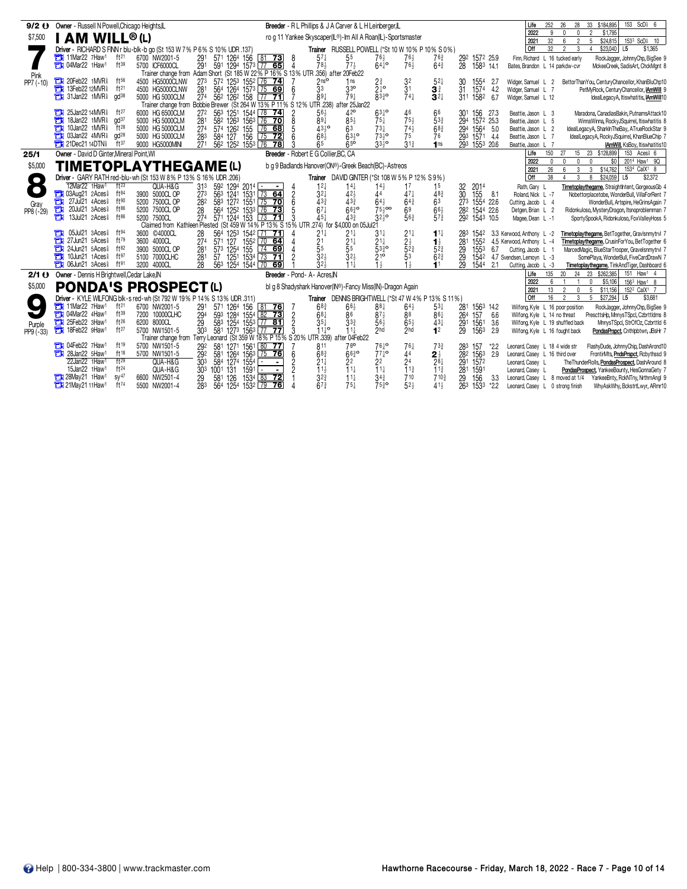## 7 — I AM WILL® (L)

9/2 — Owner - Russell N Powell,Chicago Heights,IL — $7,500 — Pink — PP7 (-10)

Breeder - R L Phillips & J A Carver & L H Leinberger,IL

ro g 11 Yankee Skyscaper(IL®)-Im All A Roan(IL)-Sportsmaster

Driver - RICHARD S FINN r blu-blk-b go (St 153 W 7% P 6% S 10% UDR .137)

Trainer RUSSELL POWELL (*St 10 W 10% P 10% S 0%)

| Life | 252 | 26 | 28 | 33 | $184,895 | 153 ScD⅝ 6 |
|---|---|---|---|---|---|---|
| 2022 | 9 | 0 | 0 | 2 | $1,795 | |
| 2021 | 32 | 6 | 2 | 5 | $24,815 | 153³ ScD⅝ 10 |
| Off | 32 | 2 | 3 | 4 | $23,040 | L5 $1,365 |

| Date | Track | Cond | Class | Fractions | SR | PP | 1/4 | 1/2 | 3/4 | Str | Fin | Last Q / Time / Odds | Driver | Comment | Top 3 |
|---|---|---|---|---|---|---|---|---|---|---|---|---|---|---|---|
| 11Mar22 7Haw1 | | ft21 | 6700 NW2001-5 | 291 571 1264 156 | 81 73 | 8 | 5 7¼ | 5 5 | 7 6½ | 7 6½ | 7 6¾ | 292 1572 25.9 | Finn, Richard L 16 | tucked early | RockJagger, JohnnyChp, BigSee 9 |
| 04Mar22 1Haw1 | | ft39 | 5700 ICF6000CL | 291 591 1294 1573 | 77 65 | 4 | 7 8¾ | 7 7½ | 6 4¼° | 7 6½ | 6 4¾ | 28 1583 14.1 | Bates, Brandon L 14 | parkdw-cvr | MckeeCreek, SadisArt, ChckMgnt 8 |
| Trainer change from Adam Short (St 185 W 22% P 16% S 13% UTR .356) after 20Feb22 | | | | | | | | | | | | | | | |
| 20Feb22 1MVR⅝ | | ft56 | 4500 HG5000CLNW | 273 572 1253 1552 | 76 74 | 7 | 2ns° | 1ns | 2¾ | 3 2 | 5 2¼ | 30 1554 2.7 | Widger, Samuel L 2 | | BettorThanYou, CenturyChancellor, KhanBluChp10 |
| 13Feb22 12MVR⅝ | | ft21 | 4500 HG5000CLNW | 281 564 1264 1573 | 75 69 | 6 | 3 3 | 3 3° | 2 1° | 3 1 | 3 ¾ | 31 1574 4.2 | Widger, Samuel L 7 | | PetMyRock, CenturyChancellor, IAmWill 9 |
| 31Jan22 1MVR⅝ | | gd38 | 5000 HG 5000CLM | 274 562 1262 158 | 77 71 | 7 | 8 9¼ | 7 9½ | 8 3¾° | 7 4¼ | 3 2¼ | 311 1582 6.7 | Widger, Samuel L 12 | | IdealLegacyA, Itiswhatitis, IAmWill10 |
| Trainer change from Bobbie Brewer (St 264 W 13% P 11% S 12% UTR .238) after 25Jan22 | | | | | | | | | | | | | | | |
| 25Jan22 14MVR⅝ | | ft27 | 6000 HG 6500CLM | 272 563 1251 1544 | 78 74 | 2 | 5 6½ | 4 2° | 6 3¼° | 4 6 | 6 6 | 301 156 27.3 | Beattie, Jason L 3 | | Maradona, CanadiasBakin, PutnamsAttack10 |
| 18Jan22 1MVR⅝ | | gd37 | 5000 HG 5000CLM | 281 582 1263 1563 | 76 70 | 8 | 8 9¼ | 8 5½ | 7 5¼ | 7 5½ | 5 3¾ | 294 1572 25.3 | Beattie, Jason L 5 | | WinnaWinna, RockyJSquirrel, Itiswhatitis 8 |
| 10Jan22 1MVR⅝ | | ft28 | 5000 HG 5000CLM | 274 574 1262 155 | 76 68 | 5 | 4 3½° | 6 3 | 7 3¼ | 7 4½ | 6 8¾ | 294 1564 5.0 | Beattie, Jason L 2 | | IdealLegacyA, SharkInTheBay, ATrueRockStar 9 |
| 03Jan22 4MVR⅝ | | gd28 | 5000 HG 5000CLM | 283 584 127 156 | 75 72 | 6 | 6 8½ | 6 3½° | 7 3½° | 7 5 | 7 6 | 293 1571 4.4 | Beattie, Jason L 7 | | IdealLegacyA, RockyJSquirrel, KhanBlueChip 7 |
| 21Dec21 14DTN⅝ | | ft37 | 9000 HG5000MINI | 271 562 1252 1553 | 76 78 | 3 | 6 5 | 6 5° | 3 3½° | 3 1¾ | 1ns | 293 1553 20.6 | Beattie, Jason L 7 | | IAmWill, KsBoy, Itiswhatitis10 |

## 8 — TIMETOPLAYTHEGAME (L)

25/1 — Owner - David D Ginter,Mineral Point,WI — $5,000 — Gray — PP8 (-29)

Breeder - Robert E G Collier,BC, CA

b g 9 Badlands Hanover(ON®)-Greek Beach(BC)-Astreos

Driver - GARY RATH red-blu-wh (St 153 W 8% P 13% S 16% UDR .206)

Trainer DAVID GINTER (*St 108 W 5% P 12% S 9%)

| Life | 150 | 27 | 15 | 23 | $128,899 | 153 Aces⅝ 6 |
|---|---|---|---|---|---|---|
| 2022 | 0 | 0 | 0 | 0 | $0 | 201⁴ Haw1 9Q |
| 2021 | 26 | 6 | 3 | 3 | $14,762 | 153⁴ CalX1 8 |
| Off | 38 | 4 | 3 | 8 | $24,059 | L5 $2,372 |

| Date | Track | Cond | Class | Fractions | SR | PP | 1/4 | 1/2 | 3/4 | Str | Fin | Last Q / Time / Odds | Driver | Top 3 |
|---|---|---|---|---|---|---|---|---|---|---|---|---|---|---|
| 12Mar22 1Haw1 | | ft23 | QUA-H&G | 313 592 1294 2014 | - | 4 | 1 2¼ | 1 4½ | 1 4½ | 1 7 | 1 5 | 32 2014 | Rath, Gary L | Timetoplaythegame, StraightIntent, GorgeousGb 4 |
| 03Aug21 2Aces⅝ | | ft84 | 3900 5000CL OP | 273 563 1241 1531 | 73 64 | 2 | 3 2¼ | 4 2½ | 4 4 | 4 7¼ | 4 8¾ | 30 155 8.1 | Roland, Nick L -7 | Nobettorplacetobe, WonderBull, VillaForRent 7 |
| 27Jul21 4Aces⅝ | | ft90 | 5200 7500CL OP | 282 583 1272 1551 | 75 70 | 6 | 4 3¾ | 4 3¾ | 6 4½ | 6 4¾ | 6 3 | 273 1554 22.6 | Cutting, Jacob L 4 | WonderBull, Artspire, HeGrinsAgain 7 |
| 20Jul21 3Aces⅝ | | ft86 | 5200 7500CL OP | 28 564 1252 1533 | 76 73 | 5 | 6 7¼ | 6 6¾° | 7 5½°° | 6 9 | 6 6½ | 282 1544 22.6 | Detgen, Brian L 2 | Ridonkuloso, MysteryDragon, Itsnoproblemman 7 |
| 13Jul21 2Aces⅝ | | ft86 | 5200 7500CL | 274 571 1244 153 | 73 71 | 3 | 4 5¼ | 4 3¾ | 3 2¾° | 5 6¾ | 5 7¾ | 292 1543 10.5 | Magee, Dean L -1 | SportySpookA, Ridonkuloso, FoxValleyHoss 5 |
| Claimed from Kathleen Plested (St 459 W 14% P 13% S 15% UTR .274) for $4,000 on 05Jul21 | | | | | | | | | | | | | | |
| 05Jul21 3Aces⅝ | | ft94 | 3600 ©4000CL | 28 564 1253 1542 | 71 71 | 4 | 2 1¼ | 2 1¼ | 3 1¼ | 2 1¼ | 1 1¼ | 283 1542 3.3 | Kerwood, Anthony L -2 | Timetoplaythegame, BetTogether, Gravlsnmytrvl 7 |
| 27Jun21 5Aces⅝ | | ft79 | 3600 4000CL | 274 571 127 1552 | 70 64 | 4 | 2 1 | 2 1¼ | 2 1¼ | 2 ½ | 1 ½ | 281 1552 4.5 | Kerwood, Anthony L -4 | Timetoplaythegame, CrusinForYou, BetTogether 6 |
| 24Jun21 5Aces⅝ | | ft82 | 3900 5000CL OP | 281 573 1254 155 | 74 69 | 4 | 5 5 | 5 5 | 5 3¾° | 5 2¾ | 5 2¾ | 29 1553 6.7 | Cutting, Jacob L 1 | MarcedMagic, BlueStarTrooper, Gravelsnmytrvl 7 |
| 10Jun21 1Aces⅝ | | ft97 | 5100 7000CLHC | 281 57 1251 1534 | 73 71 | 2 | 3 2½ | 3 2½ | 2 1° | 5 3 | 6 2¾ | 29 1542 4.7 | Svendsen, Lemoyn L -3 | SomePlaya, WonderBull, FiveCardDrawN 7 |
| 06Jun21 3Aces⅝ | | ft91 | 3200 4000CL | 28 563 1254 1544 | 70 69 | 1 | 3 2½ | 1 1¼ | 1 ½ | 1 ½ | 1 1 | 29 1544 2.1 | Cutting, Jacob L -3 | Timetoplaythegame, TinkAndTiger, Dashboard 6 |

## 9 — PONDA'S PROSPECT (L)

2/1 — Owner - Dennis H Brightwell,Cedar Lake,IN — $5,000 — Purple — PP9 (-33)

Breeder - Pond- A- Acres,IN

bl g 8 Shadyshark Hanover(IN®)-Fancy Miss(IN)-Dragon Again

Driver - KYLE WILFONG blk-s red-wh (St 792 W 19% P 14% S 13% UDR .311)

Trainer DENNIS BRIGHTWELL (*St 47 W 4% P 13% S 11%)

| Life | 135 | 20 | 24 | 23 | $262,385 | 151 Haw1 4 |
|---|---|---|---|---|---|---|
| 2022 | 6 | 1 | 1 | 0 | $5,106 | 156³ Haw1 8 |
| 2021 | 13 | 2 | 0 | 5 | $11,156 | 152² CalX1 7 |
| Off | 16 | 2 | 3 | 5 | $27,294 | L5 $3,681 |

| Date | Track | Cond | Class | Fractions | SR | PP | 1/4 | 1/2 | 3/4 | Str | Fin | Last Q / Time / Odds | Driver | Comment | Top 3 |
|---|---|---|---|---|---|---|---|---|---|---|---|---|---|---|---|
| 11Mar22 7Haw1 | | ft21 | 6700 NW2001-5 | 291 571 1264 156 | 81 76 | 7 | 6 8¾ | 6 6½ | 8 8¼ | 6 4½ | 5 3¼ | 281 1563 14.2 | Wilfong, Kyle L 16 | poor position | RockJagger, JohnnyChp, BigSee 9 |
| 04Mar22 4Haw1 | | ft39 | 7200 10000CLHC | 294 593 1284 1554 | 82 73 | 2 | 6 8¼ | 8 6 | 8 7½ | 8 8 | 8 6¼ | 264 157 6.6 | Wilfong, Kyle L 14 | no threat | PrescttsHp, MnnysTSpcl, Czbrttldms 8 |
| 25Feb22 3Haw1 | | ft26 | 6200 8000CL | 29 583 1254 1553 | 77 81 | 2 | 3 5¼ | 3 3¾ | 5 6½ | 6 5½ | 4 3¼ | 291 1561 3.6 | Wilfong, Kyle L 19 | shuffled back | MnnysTSpcl, StrOfOz, Czbrttld 6 |
| 18Feb22 9Haw1 | | ft27 | 5700 NW1501-5 | 303 581 1273 1563 | 77 77 | 3 | 1 1½° | 1 1¼ | 2hd | 2hd | 1 2 | 29 1563 2.9 | Wilfong, Kyle L 16 | fought back | PondasPrspct, Cnthlpbtwn, JBsHr 7 |
| Trainer change from Terry Leonard (St 359 W 18% P 15% S 20% UTR .339) after 04Feb22 | | | | | | | | | | | | | | | |
| 04Feb22 7Haw1 | | ft19 | 5700 NW1501-5 | 292 581 1271 1561 | 80 77 | 7 | 8 11 | 7 6° | 7 6¼° | 7 6¼ | 7 3¾ | 283 157 *2.2 | Leonard, Casey L 18 | 4 wide str | FlashyDude, JohnnyChip, DashArond10 |
| 28Jan22 5Haw1 | | ft18 | 5700 NW1501-5 | 292 581 1264 1563 | 75 76 | 6 | 6 8¾ | 6 6¾° | 7 7¼° | 4 4 | 2 ½ | 282 1563 2.9 | Leonard, Casey L 16 | third over | FrontirMts, PndsPrspct, Rcbythssd 9 |
| 22Jan22 1Haw1 | | ft29 | QUA-H&G | 303 584 1274 1554 | - | 2 | 2 1¼ | 2 2 | 2 2 | 2 4 | 2 8¼ | 291 1572 | Leonard, Casey L | | TheThunderRolls, PondasProspect, DashAround 8 |
| 15Jan22 1Haw1 | | ft24 | QUA-H&G | 303 1001 131 1591 | - | 2 | 1 1½ | 1 1¼ | 1 1¼ | 1 1¾ | 1 1¾ | 281 1591 | Leonard, Casey L | | PondasProspect, YankeeBounty, HesGonnaGety 7 |
| 28May21 1Haw1 | | sy47 | 6600 NW2501-4 | 29 581 126 1534 | 83 72 | 1 | 3 2¾ | 1 1½ | 3 4¾ | 7 10 | 7 10¾ | 29 156 3.3 | Leonard, Casey L 8 | moved at 1/4 | YankeeBnty, RckNTny, NrthrnAngl 9 |
| 21May21 11Haw1 | | ft74 | 5500 NW2001-4 | 283 564 1254 1532 | 79 76 | 4 | 6 7¾ | 7 5¼ | 7 5¾° | 5 2½ | 4 1½ | 263 1533 *2.2 | Leonard, Casey L 0 | strong finish | WhyAskWhy, BckstrtLwyr, ARmr10 |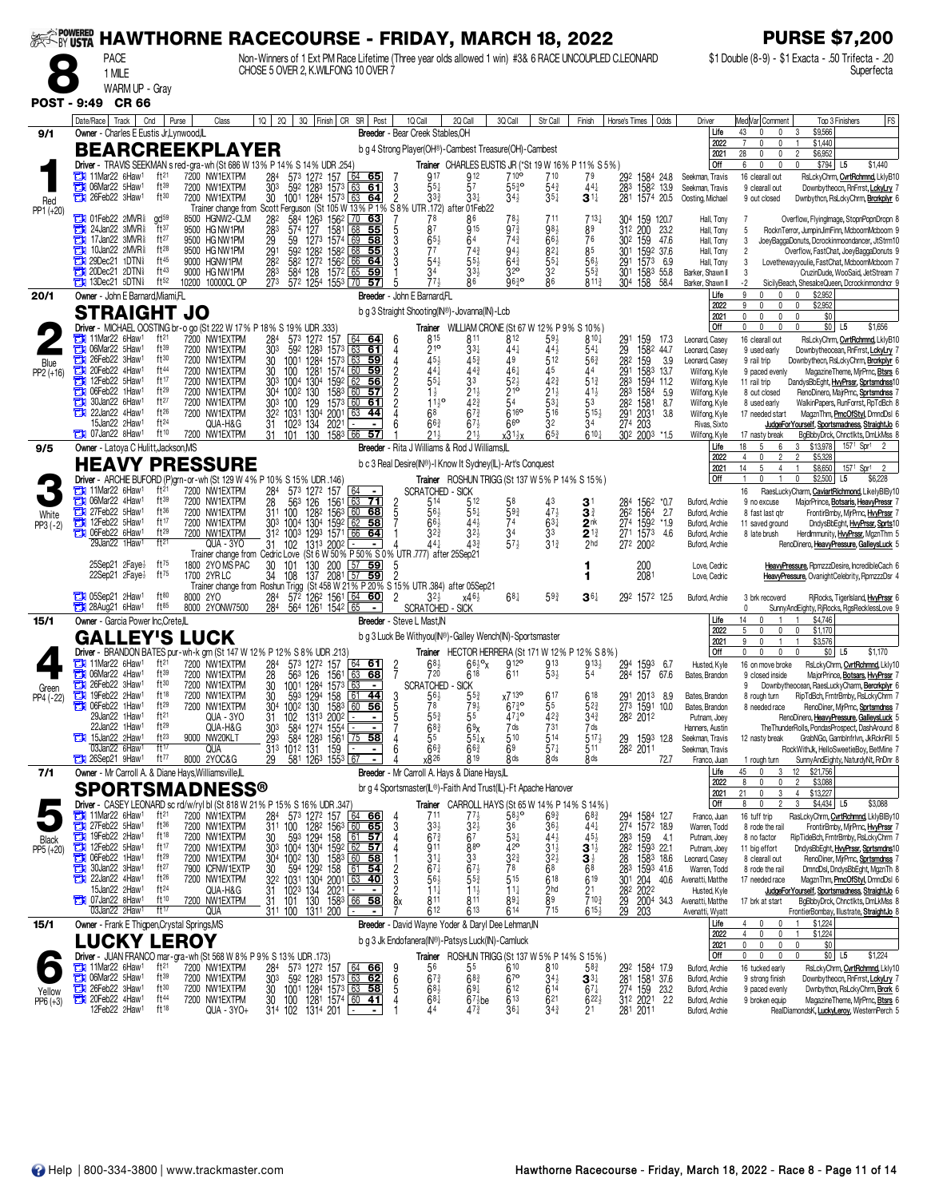# HAWTHORNE RACECOURSE - FRIDAY, MARCH 18, 2022

**PURSE $7,200**

**8** PACE 1 MILE — WARM UP - Gray

Non-Winners of 1 Ext PM Race Lifetime (Three year olds allowed 1 win) #3& 6 RACE UNCOUPLED C.LEONARD CHOSE 5 OVER 2, K.WILFONG 10 OVER 7

$1 Double (8-9) - $1 Exacta - .50 Trifecta - .20 Superfecta

**POST - 9:49 CR 66**

---

## 1 — 9/1 — Red — PP1 (+20)

**BEARCREEKPLAYER**

Owner - Charles E Eustis Jr,Lynwood,IL — Breeder - Bear Creek Stables,OH

b g 4 Strong Player(OH®)-Cambest Treasure(OH)-Cambest

Driver - TRAVIS SEEKMAN s red-gra-wh (St 686 W 13% P 14% S 14% UDR .254) — Trainer CHARLES EUSTIS JR (*St 19 W 16% P 11% S 5%)

| | Starts | W | P | S | Earnings |
|---|---|---|---|---|---|
| Life | 43 | 0 | 0 | 3 | $9,566 |
| 2022 | 7 | 0 | 0 | 1 | $1,440 |
| 2021 | 28 | 0 | 0 | 2 | $6,952 |
| Off | 6 | 0 | 0 | 0 | $794 L5 $1,440 |

| Date/Race | Track | Cnd | Purse | Class | 1Q | 2Q | 3Q | Finish | CR | SR | Post | 1Q Call | 2Q Call | 3Q Call | Str Call | Finish | Horse's Times | Odds | Driver | Med Var Comment | Top 3 Finishers FS |
|---|---|---|---|---|---|---|---|---|---|---|---|---|---|---|---|---|---|---|---|---|---|
| 11Mar22 6Haw1 | ft21 | | 7200 | NW1EXTPM | 284 | 573 | 1272 | 157 | 64 | 65 | 7 | 917 | 912 | 710° | 710 | 79 | 292 1584 | 24.8 | Seekman, Travis | 16 clearall out | RsLckyChrm, CvrtRchmnd, LklyB10 |
| 06Mar22 5Haw1 | ft39 | | 7200 | NW1EXTPM | 303 | 592 | 1283 | 1573 | 63 | 61 | 3 | 55¼ | 57 | 55¾° | 54¾ | 44½ | 283 1582 | 13.9 | Seekman, Travis | 9 clearall out | Downbytheocn, RnFrrst, LckyLry 7 |
| 26Feb22 3Haw1 | ft30 | | 7200 | NW1EXTPM | 30 | 1001 | 1284 | 1573 | 63 | 64 | 2 | 33¾ | 33½ | 34½ | 35¼ | 31¼ | 281 1574 | 20.5 | Oosting, Michael | 9 out closed | Dwnbythcn, RsLckyChrm, Brcrkplyr 6 |

Trainer change from Scott Ferguson (St 105 W 13% P 1% S 8% UTR .172) after 01Feb22

| Date/Race | Track | Cnd | Purse | Class | 1Q | 2Q | 3Q | Finish | CR | SR | Post | 1Q Call | 2Q Call | 3Q Call | Str Call | Finish | Horse's Times | Odds | Driver | Med Var Comment | Top 3 Finishers FS |
|---|---|---|---|---|---|---|---|---|---|---|---|---|---|---|---|---|---|---|---|---|---|
| 01Feb22 2MVR⅝ | gd59 | | 8500 | HGNW2-CLM | 282 | 584 | 1263 | 1562 | 70 | 63 | 7 | 78 | 86 | 78½ | 711 | 713¼ | 304 159 | 120.7 | Hall, Tony | 7 | Overflow, Flyinglmage, StopnPopnDropn 8 |
| 24Jan22 3MVR⅝ | ft37 | | 9500 | HG NW1PM | 283 | 574 | 127 | 1581 | 68 | 55 | 5 | 87 | 915 | 97¾ | 98½ | 89 | 312 200 | 23.2 | Hall, Tony | 5 | RocknTerror, JumpinJimFinn, McboomMcboom 9 |
| 17Jan22 3MVR⅝ | ft27 | | 9500 | HG NW1PM | 29 | 59 | 1273 | 1574 | 69 | 58 | 3 | 65½ | 64 | 74¾ | 66½ | 76 | 302 159 | 47.6 | Hall, Tony | 3 | JoeyBaggaDonuts, Dcrockinmoondancer, JtStrm10 |
| 10Jan22 2MVR⅝ | ft28 | | 9500 | HG NW1PM | 291 | 592 | 1282 | 1582 | 68 | 55 | 3 | 77 | 74¾ | 94½ | 82¼ | 85 | 301 1592 | 37.6 | Hall, Tony | 2 | Overflow, FastChat, JoeyBaggaDonuts 9 |
| 29Dec21 1DTN⅝ | ft45 | | 9000 | HGNW1PM | 282 | 582 | 1272 | 1562 | 66 | 64 | 3 | 54½ | 55½ | 64¾ | 55¼ | 56½ | 291 1573 | 6.9 | Hall, Tony | 3 | Lovethewayyoulie, FastChat, McboomMcboom 7 |
| 20Dec21 2DTN⅝ | ft43 | | 9000 | HG NW1PM | 283 | 584 | 128 | 1572 | 65 | 59 | 2 | 34 | 33½ | 32° | 32 | 55¾ | 301 1583 | 55.8 | Barker, Shawn II | 3 | CruzinDude, WooSaid, JetStream 7 |
| 13Dec21 5DTN⅝ | ft52 | | 10200 | 10000CL OP | 273 | 572 | 1254 | 1553 | 70 | 57 | 5 | 77½ | 86 | 96¾° | 86 | 811¾ | 304 158 | 58.4 | Barker, Shawn II | -2 | SicilyBeach, ShesalceQueen, Dcrockinmondncr 9 |

---

## 2 — 20/1 — Blue — PP2 (+16)

**STRAIGHT JO**

Owner - John E Barnard,Miami,FL — Breeder - John E Barnard,FL

b g 3 Straight Shooting(IN®)-Jovanna(IN)-Lcb

Driver - MICHAEL OOSTING br-o go (St 222 W 17% P 18% S 19% UDR .333) — Trainer WILLIAM CRONE (St 67 W 12% P 9% S 10%)

| | Starts | W | P | S | Earnings |
|---|---|---|---|---|---|
| Life | 9 | 0 | 0 | 0 | $2,952 |
| 2022 | 9 | 0 | 0 | 0 | $2,952 |
| 2021 | 0 | 0 | 0 | 0 | $0 |
| Off | 0 | 0 | 0 | 0 | $0 L5 $1,656 |

| Date/Race | Track | Cnd | Purse | Class | 1Q | 2Q | 3Q | Finish | CR | SR | Post | 1Q Call | 2Q Call | 3Q Call | Str Call | Finish | Horse's Times | Odds | Driver | Med Var Comment | Top 3 Finishers FS |
|---|---|---|---|---|---|---|---|---|---|---|---|---|---|---|---|---|---|---|---|---|---|
| 11Mar22 6Haw1 | ft21 | | 7200 | NW1EXTPM | 284 | 573 | 1272 | 157 | 64 | 64 | 6 | 815 | 811 | 812 | 59½ | 810¼ | 291 159 | 17.3 | Leonard, Casey | 16 clearall out | RsLckyChrm, CvrtRchmnd, LklyB10 |
| 06Mar22 5Haw1 | ft39 | | 7200 | NW1EXTPM | 303 | 592 | 1283 | 1573 | 63 | 61 | 4 | 21° | 33½ | 44¼ | 44½ | 54¼ | 29 1582 | 44.7 | Leonard, Casey | 9 used early | Downbytheocean, RnFrrst, LckyLry 7 |
| 26Feb22 3Haw1 | ft30 | | 7200 | NW1EXTPM | 30 | 1001 | 1284 | 1573 | 63 | 59 | 4 | 45½ | 45¾ | 49 | 512 | 56¾ | 282 159 | 3.9 | Leonard, Casey | 9 rail trip | Dwnbythcn, RsLckyChrm, Brcrkplyr 6 |
| 20Feb22 4Haw1 | ft44 | | 7200 | NW1EXTPM | 30 | 100 | 1281 | 1574 | 60 | 59 | 2 | 44¼ | 44¾ | 46¼ | 45 | 44 | 291 1583 | 13.7 | Wilfong, Kyle | 9 paced evenly | MagazineTheme, MjrPrnc, Btsrs 6 |
| 12Feb22 5Haw1 | ft17 | | 7200 | NW1EXTPM | 303 | 1004 | 1304 | 1592 | 62 | 56 | 2 | 55¼ | 33 | 52½ | 42¾ | 51¾ | 283 1594 | 11.2 | Wilfong, Kyle | 11 rail trip | DandysBbEght, HvyPrssr, Sprtsmdnss10 |
| 06Feb22 1Haw1 | ft29 | | 7200 | NW1EXTPM | 304 | 1002 | 130 | 1583 | 60 | 57 | 2 | 1½ | 21½ | 21° | 21½ | 41½ | 283 1584 | 5.9 | Wilfong, Kyle | 8 out closed | RenoDinero, MajrPrnc, Sprtsmdnss 7 |
| 30Jan22 6Haw1 | ft27 | | 7200 | NW1EXTPM | 303 | 100 | 129 | 1573 | 60 | 61 | 2 | 11½° | 42¾ | 54 | 53¼ | 53 | 282 1581 | 8.7 | Wilfong, Kyle | 8 used early | WalkinPapers, RunForrst, RpTdBch 8 |
| 22Jan22 4Haw1 | ft26 | | 7200 | NW1EXTPM | 322 | 1031 | 1304 | 2001 | 63 | 44 | 4 | 68 | 67¾ | 616° | 516 | 515½ | 291 2031 | 3.8 | Wilfong, Kyle | 17 needed start | MagznThm, PmcOfStyl, DmndDsl 6 |
| 15Jan22 2Haw1 | ft24 | | | QUA-H&G | 31 | 1023 | 134 | 2021 | - | - | 6 | 66¾ | 67½ | 66° | 32 | 34 | 274 203 | | Rivas, Sixto | | JudgeForYourself, Sportsmadness, StraightJo 6 |
| 07Jan22 8Haw1 | ft10 | | 7200 | NW1EXTPM | 31 | 101 | 130 | 1583 | 66 | 57 | 1 | 21½ | 21½ | x31½x | 65¾ | 610¼ | 302 2003 | *1.5 | Wilfong, Kyle | 17 nasty break | BgBbbyDrck, Chnctlkts, DmLkMss 8 |

---

## 3 — 9/5 — White — PP3 (-2)

**HEAVY PRESSURE**

Owner - Latoya C Hulitt,Jackson,MS — Breeder - Rita J Williams & Rod J Williams,IL

b c 3 Real Desire(IN®)-I Know It Sydney(IL)-Art's Conquest

Driver - ARCHIE BUFORD (P)grn-or-wh (St 129 W 4% P 10% S 15% UDR .146) — Trainer ROSHUN TRIGG (St 137 W 5% P 14% S 15%)

| | Starts | W | P | S | Earnings | |
|---|---|---|---|---|---|---|
| Life | 18 | 5 | 6 | 3 | $13,978 | 1571 Spr1 2 |
| 2022 | 4 | 0 | 2 | 2 | $5,328 | |
| 2021 | 14 | 5 | 4 | 1 | $8,650 | 1571 Spr1 2 |
| Off | 1 | 0 | 1 | 0 | $2,500 L5 $6,228 | |

| Date/Race | Track | Cnd | Purse | Class | 1Q | 2Q | 3Q | Finish | CR | SR | Post | 1Q Call | 2Q Call | 3Q Call | Str Call | Finish | Horse's Times | Odds | Driver | Med Var Comment | Top 3 Finishers FS |
|---|---|---|---|---|---|---|---|---|---|---|---|---|---|---|---|---|---|---|---|---|---|
| 11Mar22 6Haw1 | ft21 | | 7200 | NW1EXTPM | 284 | 573 | 1272 | 157 | 64 | - | | SCRATCHED - SICK | | | | | | | | 16 | RaesLuckyCharm, CaviartRichmond, LikelyBIBy10 |
| 06Mar22 4Haw1 | ft39 | | 7200 | NW1EXTPM | 28 | 563 | 126 | 1561 | 63 | 71 | 2 | 514 | 512 | 58 | 43 | 31 | 284 1562 | *0.7 | Buford, Archie | 9 no excuse | MajorPrince, Botsaris, HeavyPressr 7 |
| 27Feb22 5Haw1 | ft36 | | 7200 | NW1EXTPM | 311 | 100 | 1282 | 1563 | 60 | 68 | 5 | 56½ | 55¼ | 59¾ | 47½ | 3¾ | 262 1564 | 2.7 | Buford, Archie | 8 fast last qtr | FrontirBmby, MjrPrnc, HvyPrssr 7 |
| 12Feb22 5Haw1 | ft17 | | 7200 | NW1EXTPM | 303 | 1004 | 1304 | 1592 | 62 | 58 | 7 | 66½ | 44¼ | 74 | 63¼ | 2nk | 274 1592 | *1.9 | Buford, Archie | 11 saved ground | DndysBbEght, HvyPrssr, Sprts10 |
| 06Feb22 1Haw1 | ft29 | | 7200 | NW1EXTPM | 312 | 1003 | 1293 | 1571 | 66 | 64 | 3 | 32¾ | 32½ | 34 | 33 | 21¾ | 271 1573 | 4.6 | Buford, Archie | 8 late brush | Herdlmmunity, HvyPrssr, MgznThm 5 |
| 29Jan22 1Haw1 | ft21 | | | QUA - 3YO | 31 | 102 | 1313 | 2002 | - | - | 4 | 44½ | 43¾ | 57½ | 31¾ | 2hd | 272 2002 | | | | RenoDinero, HeavyPressure, GalleysLuck 5 |

Trainer change from Cedric Love (St 6 W 50% P 50% S 0% UTR .777) after 25Sep21

| Date/Race | Track | Cnd | Purse | Class | 1Q | 2Q | 3Q | Finish | CR | SR | Post | 1Q Call | 2Q Call | 3Q Call | Str Call | Finish | Horse's Times | Odds | Driver | Med Var Comment | Top 3 Finishers FS |
|---|---|---|---|---|---|---|---|---|---|---|---|---|---|---|---|---|---|---|---|---|---|
| 25Sep21 2Faye½ | ft75 | | 1800 | 2YO MS PAC | 30 | 101 | 130 | 200 | 57 | 59 | 5 | | | | | 1 | 200 | | Love, Cedric | | HeavyPressure, RpmzzzDesire, IncredibleCach 6 |
| 22Sep21 2Faye½ | ft75 | | 1700 | 2YR LC | 34 | 108 | 137 | 2081 | 57 | 59 | 2 | | | | | 1 | 2081 | | Love, Cedric | | HeavyPressure, OvanightCelebrity, RpmzzzDsr 4 |

Trainer change from Roshun Trigg (St 458 W 21% P 20% S 15% UTR .384) after 05Sep21

| Date/Race | Track | Cnd | Purse | Class | 1Q | 2Q | 3Q | Finish | CR | SR | Post | 1Q Call | 2Q Call | 3Q Call | Str Call | Finish | Horse's Times | Odds | Driver | Med Var Comment | Top 3 Finishers FS |
|---|---|---|---|---|---|---|---|---|---|---|---|---|---|---|---|---|---|---|---|---|---|
| 05Sep21 2Haw1 | ft80 | | 8000 | 2YO | 284 | 572 | 1262 | 1561 | 64 | 60 | 2 | 32½ | x46½ | 68¼ | 59¾ | 36¼ | 292 1572 | 12.5 | Buford, Archie | 3 brk recovered | RjRocks, Tigerlsland, HvyPrssr 6 |
| 28Aug21 6Haw1 | ft85 | | 8000 | 2YONW7500 | 284 | 564 | 1261 | 1542 | 65 | - | | SCRATCHED - SICK | | | | | | | | 0 | SunnyAndEighty, RjRocks, RgsRecklessLove 9 |

---

## 4 — 15/1 — Green — PP4 (-22)

**GALLEY'S LUCK**

Owner - Garcia Power Inc,Crete,IL — Breeder - Steve L Mast,IN

b g 3 Luck Be Withyou(IN®)-Galley Wench(IN)-Sportsmaster

Driver - BRANDON BATES pur-wh-k grn (St 147 W 12% P 12% S 8% UDR .213) — Trainer HECTOR HERRERA (St 171 W 12% P 12% S 8%)

| | Starts | W | P | S | Earnings |
|---|---|---|---|---|---|
| Life | 14 | 0 | 1 | 1 | $4,746 |
| 2022 | 5 | 0 | 0 | 0 | $1,170 |
| 2021 | 9 | 0 | 1 | 1 | $3,576 |
| Off | 0 | 0 | 0 | 0 | $0 L5 $1,170 |

| Date/Race | Track | Cnd | Purse | Class | 1Q | 2Q | 3Q | Finish | CR | SR | Post | 1Q Call | 2Q Call | 3Q Call | Str Call | Finish | Horse's Times | Odds | Driver | Med Var Comment | Top 3 Finishers FS |
|---|---|---|---|---|---|---|---|---|---|---|---|---|---|---|---|---|---|---|---|---|---|
| 11Mar22 6Haw1 | ft21 | | 7200 | NW1EXTPM | 284 | 573 | 1272 | 157 | 64 | 61 | 2 | 68½ | 66½°x | 912° | 913 | 913½ | 294 1593 | 6.7 | Husted, Kyle | 16 on move broke | RsLckyChrm, CvrtRchmnd, Lkly10 |
| 06Mar22 4Haw1 | ft39 | | 7200 | NW1EXTPM | 28 | 563 | 126 | 1561 | 63 | 68 | 7 | 720 | 618 | 611 | 53½ | 54 | 284 157 | 67.6 | Bates, Brandon | 9 closed inside | MajorPrince, Botsaris, HvyPrssr 7 |
| 26Feb22 3Haw1 | ft30 | | 7200 | NW1EXTPM | 30 | 1001 | 1284 | 1573 | 63 | - | | SCRATCHED - SICK | | | | | | | | 9 | Downbytheocean, RaesLuckyCharm, Bercrkplyr 6 |
| 19Feb22 2Haw1 | ft18 | | 7200 | NW1EXTPM | 30 | 593 | 1294 | 158 | 61 | 44 | 3 | 56½ | 55¾ | x713° | 617 | 618 | 291 2013 | 8.9 | Bates, Brandon | 8 rough turn | RipTdBch, FrntrBmby, RsLckyChrm 7 |
| 06Feb22 1Haw1 | ft29 | | 7200 | NW1EXTPM | 304 | 1002 | 130 | 1583 | 60 | 56 | 5 | 76 | 79½ | 67¾° | 55 | 52¾ | 273 1591 | 10.0 | Bates, Brandon | 8 needed race | RenoDiner, MjrPrnc, Sprtsmdnss 7 |
| 29Jan22 1Haw1 | ft21 | | | QUA - 3YO | 31 | 102 | 1313 | 2002 | - | - | 5 | 55¾ | 55 | 47¼° | 42¾ | 34¾ | 282 2012 | | Putnam, Joey | | RenoDinero, HeavyPressure, GalleysLuck 5 |
| 22Jan22 1Haw1 | ft29 | | | QUA-H&G | 303 | 584 | 1274 | 1554 | - | - | 5 | 68¾ | 69x | 7ds | 731 | 7ds | | | Hanners, Austin | | TheThunderRolls, PondasProspect, DashAround 8 |
| 15Jan22 2Haw1 | ft23 | | 9000 | NW20KLT | 293 | 584 | 1283 | 1561 | 75 | 58 | 4 | 55 | 55¼x | 510 | 514 | 517½ | 29 1593 | 12.8 | Seekman, Travis | 12 nasty break | GrabNGo, GambInfrlvn, JkRcknRll 5 |
| 03Jan22 2Haw1 | ft17 | | | QUA | 313 | 1012 | 131 | 159 | - | - | 6 | 66¾ | 66¾ | 69 | 57½ | 511 | 282 2011 | | Seekman, Travis | | RockWithJk, HelloSweetieBoy, BetMine 7 |
| 26Sep21 9Haw1 | ft77 | | 8000 | 2YOC&G | 29 | 581 | 1263 | 1553 | 67 | - | 4 | x826 | 819 | 8ds | 8ds | 8ds | | 72.7 | Franco, Juan | 1 rough turn | SunnyAndEighty, NaturdyNt, RnDnr 8 |

---

## 5 — 7/1 — Black — PP5 (+20)

**SPORTSMADNESS®**

Owner - Mr Carroll A. & Diane Hays,Williamsville,IL — Breeder - Mr Carroll A. Hays & Diane Hays,IL

br g 4 Sportsmaster(IL®)-Faith And Trust(IL)-Ft Apache Hanover

Driver - CASEY LEONARD sc rd/w/ryl bl (St 818 W 21% P 15% S 16% UDR .347) — Trainer CARROLL HAYS (St 65 W 14% P 14% S 14%)

| | Starts | W | P | S | Earnings |
|---|---|---|---|---|---|
| Life | 45 | 0 | 3 | 12 | $21,756 |
| 2022 | 8 | 0 | 0 | 2 | $3,088 |
| 2021 | 21 | 0 | 3 | 4 | $13,227 |
| Off | 8 | 0 | 2 | 3 | $4,434 L5 $3,088 |

| Date/Race | Track | Cnd | Purse | Class | 1Q | 2Q | 3Q | Finish | CR | SR | Post | 1Q Call | 2Q Call | 3Q Call | Str Call | Finish | Horse's Times | Odds | Driver | Med Var Comment | Top 3 Finishers FS |
|---|---|---|---|---|---|---|---|---|---|---|---|---|---|---|---|---|---|---|---|---|---|
| 11Mar22 6Haw1 | ft21 | | 7200 | NW1EXTPM | 284 | 573 | 1272 | 157 | 64 | 66 | 4 | 711 | 77½ | 58¾° | 69¾ | 68¾ | 294 1584 | 12.7 | Franco, Juan | 16 tuff trip | RasLckyChrm, CvrtRchmnd, LklyBIBy10 |
| 27Feb22 5Haw1 | ft36 | | 7200 | NW1EXTPM | 311 | 100 | 1282 | 1563 | 60 | 65 | 3 | 33½ | 32½ | 36 | 36½ | 44¼ | 274 1572 | 18.9 | Warren, Todd | 8 rode the rail | FrontirBmby, MjrPrnc, HvyPrssr 7 |
| 19Feb22 2Haw1 | ft18 | | 7200 | NW1EXTPM | 30 | 593 | 1294 | 158 | 61 | 57 | 4 | 67¾ | 67 | 53¼ | 44½ | 45½ | 283 159 | 4.1 | Putnam, Joey | 8 no factor | RipTideBch, FrntrBmby, RsLckyChrm 7 |
| 12Feb22 5Haw1 | ft17 | | 7200 | NW1EXTPM | 303 | 1004 | 1304 | 1592 | 62 | 57 | 4 | 911 | 88° | 42° | 31½ | 31½ | 282 1593 | 22.1 | Putnam, Joey | 11 big effort | DndysBbEght, HvyPrssr, Sprtsmdns10 |
| 06Feb22 1Haw1 | ft29 | | 7200 | NW1EXTPM | 304 | 1002 | 130 | 1583 | 60 | 58 | 1 | 31¼ | 33 | 32¾ | 32½ | 3¾ | 28 1583 | 18.6 | Leonard, Casey | 8 clearall out | RenoDiner, MjrPrnc, Sprtsmdnss 7 |
| 30Jan22 3Haw1 | ft27 | | 7900 | ICFNW1EXTP | 30 | 594 | 1292 | 158 | 61 | 54 | 2 | 67¼ | 67½ | 78 | 68 | 68 | 283 1593 | 41.6 | Warren, Todd | 8 rode the rail | DmndDsl, DndysBbEght, MgznTh 8 |
| 22Jan22 4Haw1 | ft26 | | 7200 | NW1EXTPM | 322 | 1031 | 1304 | 2001 | 63 | 40 | 3 | 56½ | 55¾ | 515 | 618 | 619 | 301 204 | 40.6 | Avenatti, Matthe | 17 needed race | MagznThm, PmcOfStyl, DmndDsl 6 |
| 15Jan22 2Haw1 | ft24 | | | QUA-H&G | 31 | 1023 | 134 | 2021 | - | - | 2 | 11¼ | 11½ | 11¾ | 2hd | 21 | 282 2022 | | Husted, Kyle | | JudgeForYourself, Sportsmadness, StraightJo 6 |
| 07Jan22 8Haw1 | ft10 | | 7200 | NW1EXTPM | 31 | 101 | 130 | 1583 | 66 | 58 | 8x | 811 | 811 | 89¼ | 89 | 710¾ | 29 2004 | 34.3 | Avenatti, Matthe | 17 brk at start | BgBbbyDrck, Chnctlkts, DmLkMss 8 |
| 03Jan22 2Haw1 | ft17 | | | QUA | 311 | 100 | 1311 | 200 | - | - | 7 | 612 | 613 | 614 | 715 | 615½ | 29 203 | | Avenatti, Wyatt | | FrontierBombay, Illustrate, StraightJo 8 |

---

## 6 — 15/1 — Yellow — PP6 (+3)

**LUCKY LEROY**

Owner - Frank E Thigpen,Crystal Springs,MS — Breeder - David Wayne Yoder & Daryl Dee Lehman,IN

b g 3 Jk Endofanera(IN®)-Patsys Luck(IN)-Camluck

Driver - JUAN FRANCO mar-gra-wh (St 568 W 8% P 9% S 13% UDR .173) — Trainer ROSHUN TRIGG (St 137 W 5% P 14% S 15%)

| | Starts | W | P | S | Earnings |
|---|---|---|---|---|---|
| Life | 4 | 0 | 0 | 1 | $1,224 |
| 2022 | 4 | 0 | 0 | 1 | $1,224 |
| 2021 | 0 | 0 | 0 | 0 | $0 |
| Off | 0 | 0 | 0 | 0 | $0 L5 $1,224 |

| Date/Race | Track | Cnd | Purse | Class | 1Q | 2Q | 3Q | Finish | CR | SR | Post | 1Q Call | 2Q Call | 3Q Call | Str Call | Finish | Horse's Times | Odds | Driver | Med Var Comment | Top 3 Finishers FS |
|---|---|---|---|---|---|---|---|---|---|---|---|---|---|---|---|---|---|---|---|---|---|
| 11Mar22 6Haw1 | ft21 | | 7200 | NW1EXTPM | 284 | 573 | 1272 | 157 | 64 | 66 | 9 | 56 | 55 | 610 | 810 | 58¾ | 292 1584 | 17.9 | Buford, Archie | 16 tucked early | RsLckyChrm, CvrtRchmnd, Lkly10 |
| 06Mar22 5Haw1 | ft39 | | 7200 | NW1EXTPM | 303 | 592 | 1283 | 1573 | 63 | 62 | 6 | 67¾ | 68¾ | 67° | 34½ | 3¾ | 281 1581 | 37.6 | Buford, Archie | 9 strong finish | Downbytheocn, RnFrrst, LckyLry 7 |
| 26Feb22 3Haw1 | ft30 | | 7200 | NW1EXTPM | 30 | 1001 | 1284 | 1573 | 63 | 58 | 5 | 68½ | 69½ | 612 | 614 | 67½ | 274 159 | 23.2 | Buford, Archie | 9 paced evenly | Dwnbythcn, RsLckyChrm, Brcrk 6 |
| 20Feb22 4Haw1 | ft44 | | 7200 | NW1EXTPM | 30 | 100 | 1281 | 1574 | 60 | 41 | 4 | 68¼ | 67½be | 613 | 621 | 622½ | 312 2021 | 2.2 | Buford, Archie | 9 broken equip | MagazineTheme, MjrPrnc, Btsrs 6 |
| 12Feb22 2Haw1 | ft18 | | | QUA - 3YO+ | 314 | 102 | 1314 | 201 | - | - | 1 | 44 | 47¾ | 36¼ | 34¾ | 21 | 281 2011 | | Buford, Archie | | RealDiamondsK, LuckyLeroy, WesternPerch 5 |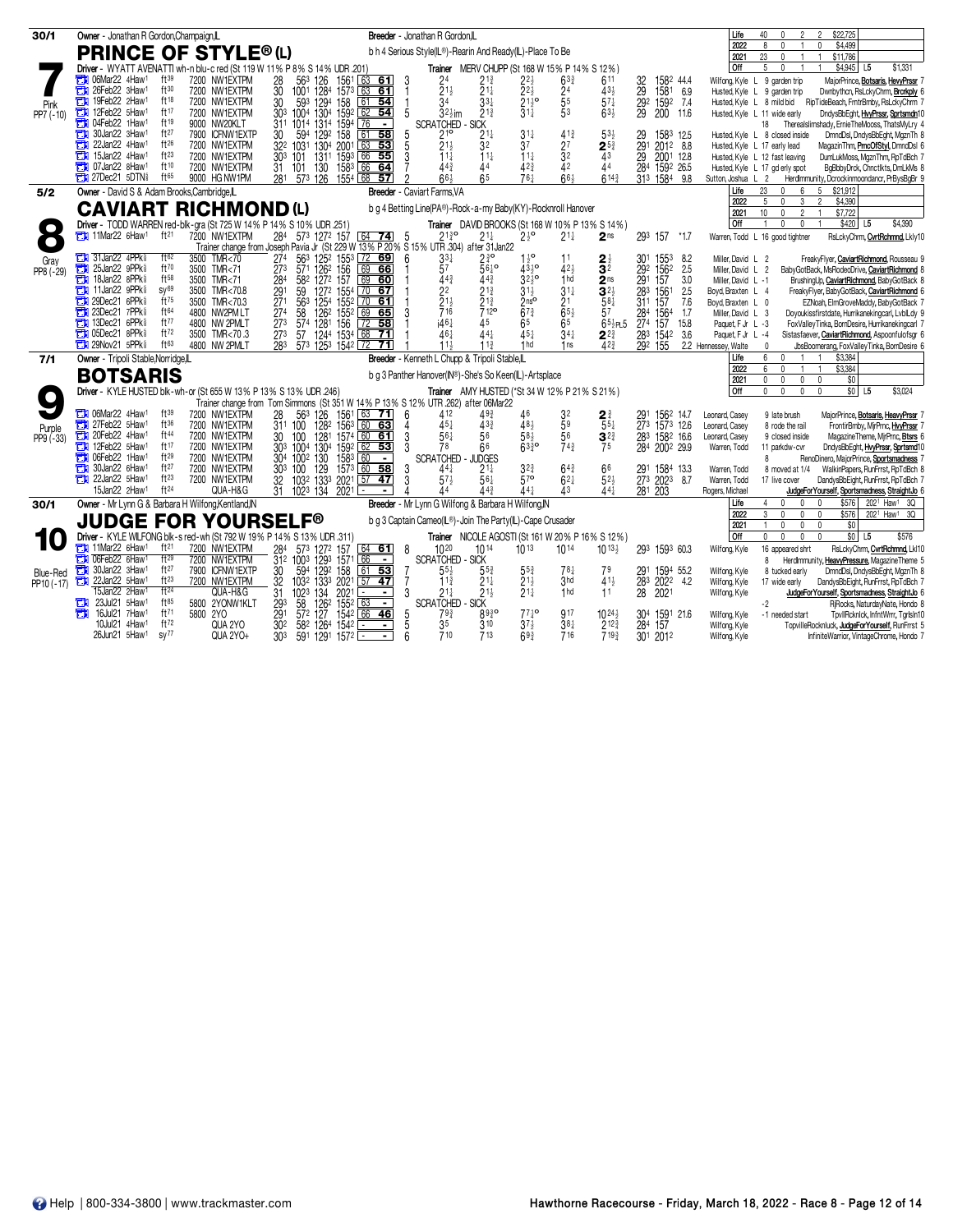## 7 — PRINCE OF STYLE® (L)

30/1 | Pink | PP7 (-10)

Owner - Jonathan R Gordon,Champaign,IL
Breeder - Jonathan R Gordon,IL
b h 4 Serious Style(IL®)-Rearin And Ready(IL)-Place To Be
Driver - WYATT AVENATTI wh-n blu-c red (St 119 W 11% P 8% S 14% UDR .201)
Trainer MERV CHUPP (St 168 W 15% P 14% S 12%)

| | Starts | W | P | S | Earnings |
|---|---|---|---|---|---|
| Life | 40 | 0 | 2 | 2 | $22,725 |
| 2022 | 8 | 0 | 1 | 0 | $4,499 |
| 2021 | 23 | 0 | 1 | 1 | $11,786 |
| Off | 5 | 0 | 1 | 1 | $4,945 L5 $1,331 |

| Date | Track | Cond | Class | Fractions | SR | PP | 1/4 | 1/2 | 3/4 | Str | Fin | Last Q | Time | Odds | Driver | Comment | Top Finishers |
|---|---|---|---|---|---|---|---|---|---|---|---|---|---|---|---|---|---|
| 06Mar22 4Haw1 | | ft39 | 7200 NW1EXTPM | 28 563 126 1561 | 63 61 | 3 | 24 | 21½ | 22½ | 63¾ | 611 | 32 | 1582 | 44.4 | Wilfong, Kyle L | 9 garden trip | MajorPrince, Botsaris, HevyPrssr 7 |
| 26Feb22 3Haw1 | | ft30 | 7200 NW1EXTPM | 30 1001 1284 1573 | 63 61 | 1 | 21½ | 21½ | 22½ | 24 | 43½ | 29 | 1581 | 6.9 | Husted, Kyle L | 9 garden trip | Dwnbythcn, RsLckyChrm, Brcrkply 6 |
| 19Feb22 2Haw1 | | ft18 | 7200 NW1EXTPM | 30 593 1294 158 | 61 54 | 1 | 34 | 33½ | 21½o | 55 | 57½ | 292 | 1592 | 7.4 | Husted, Kyle L | 8 mild bid | RipTideBeach, FrmtrBmby, RsLckyChrm 7 |
| 12Feb22 5Haw1 | | ft17 | 7200 NW1EXTPM | 303 1004 1304 1592 | 62 54 | 5 | 32½im | 21¾ | 31¼ | 53 | 63½ | 29 | 200 | 11.6 | Husted, Kyle L | 11 wide early | DndysBbEght, HvyPrssr, Sprtsmdn10 |
| 04Feb22 3Haw1 | | ft19 | 9000 NW20KLT | 311 1014 1314 1594 | 76 - | | SCRATCHED - SICK | | | | | | | | | 18 | Therealslimshady, ErnieTheMooss, ThatsMyLry 4 |
| 30Jan22 3Haw1 | | ft27 | 7900 ICFNW1EXTP | 30 594 1292 158 | 61 58 | 5 | 21o | 21¼ | 31¼ | 41¾ | 53½ | 29 | 1583 | 12.5 | Husted, Kyle L | 8 closed inside | DmndDsl, DndysBbEght, MgznTh 8 |
| 22Jan22 4Haw1 | | ft26 | 7200 NW1EXTPM | 322 1031 1304 2001 | 63 53 | 5 | 21½ | 32 | 37 | 27 | 25¾ | 291 | 2012 | 8.8 | Husted, Kyle L | 17 early lead | MagazinThm, PrncOfStyl, DmndDsl 6 |
| 15Jan22 4Haw1 | | ft23 | 7200 NW1EXTPM | 303 101 1311 1593 | 66 55 | 3 | 11½ | 11½ | 11¼ | 32 | 43 | 29 | 2001 | 12.8 | Husted, Kyle L | 12 fast leaving | DumLukMoss, MgznThm, RpTdBch 7 |
| 07Jan22 8Haw1 | | ft10 | 7200 NW1EXTPM | 31 101 130 1583 | 66 64 | 7 | 44¾ | 44 | 42¾ | 42 | 44 | 284 | 1592 | 26.5 | Husted, Kyle L | 17 gd erly spot | BgBbbyDrck, Chnctlkts, DmLkMs 8 |
| 27Dec21 5DTN⅝ | | ft65 | 9000 HG NW1PM | 281 573 126 1554 | 68 57 | 2 | 66½ | 65 | 76¼ | 66½ | 614¾ | 313 | 1584 | 9.8 | Sutton, Joshua L | 2 | HerdImmunity, Dcrockinmoondancr, PrBysBgBr 9 |

## 8 — CAVIART RICHMOND (L)

5/2 | Gray | PP8 (-29)

Owner - David S & Adam Brooks,Cambridge,IL
Breeder - Caviart Farms,VA
b g 4 Betting Line(PA®)-Rock-a-my Baby(KY)-Rocknroll Hanover
Driver - TODD WARREN red-blk-gra (St 725 W 14% P 14% S 10% UDR .251)
Trainer DAVID BROOKS (St 168 W 10% P 13% S 14%)

| | Starts | W | P | S | Earnings |
|---|---|---|---|---|---|
| Life | 23 | 0 | 6 | 5 | $21,912 |
| 2022 | 5 | 0 | 3 | 2 | $4,390 |
| 2021 | 10 | 0 | 2 | 1 | $7,722 |
| Off | 1 | 0 | 0 | 1 | $420 L5 $4,390 |

| Date | Track | Cond | Class | Fractions | SR | PP | 1/4 | 1/2 | 3/4 | Str | Fin | Last Q | Time | Odds | Driver | Comment | Top Finishers |
|---|---|---|---|---|---|---|---|---|---|---|---|---|---|---|---|---|---|
| 11Mar22 6Haw1 | | ft21 | 7200 NW1EXTPM | 284 573 1272 157 | 64 74 | 5 | 21¾o | 21½ | 2½o | 21¼ | 2ns | 293 | 157 | *1.7 | Warren, Todd L | 16 good tightner | RsLckyChrm, CvrtRchmnd, Lkly10 |
| | | | Trainer change from Joseph Pavia Jr (St 229 W 13% P 20% S 15% UTR .304) after 31Jan22 | | | | | | | | | | | | | | |
| 31Jan22 4PPk⅝ | | ft62 | 3500 TMR<70 | 274 563 1252 1553 | 72 69 | 6 | 33¼ | 23¾o | 1½o | 11 | 2½ | 301 | 1553 | 8.2 | Miller, David L | 2 | FreakyFlyer, CaviartRichmond, Rousseau 9 |
| 25Jan22 9PPk⅝ | | ft70 | 3500 TMR<71 | 273 571 1262 156 | 69 66 | 1 | 57 | 56¼o | 43¾o | 42½ | 32 | 292 | 1562 | 2.5 | Miller, David L | 2 | BabyGotBack, MsRodeoDrive, CaviartRichmond 8 |
| 18Jan22 8PPk⅝ | | ft58 | 3500 TMR<71 | 284 582 1272 157 | 69 60 | 1 | 44¾ | 44¾ | 32¾o | 1hd | 2ns | 291 | 157 | 3.0 | Miller, David L | -1 | BrushingUp, CaviartRichmond, BabyGotBack 8 |
| 11Jan22 9PPk⅝ | | sy69 | 3500 TMR<70.8 | 291 59 1272 1554 | 70 67 | 1 | 22 | 21¾ | 31½ | 31¼ | 32½ | 283 | 1561 | 2.5 | Boyd, Braxten L | 4 | FreakyFlyer, BabyGotBack, CaviartRichmond 6 |
| 29Dec21 6PPk⅝ | | ft75 | 3500 TMR<70.3 | 271 563 1254 1552 | 70 61 | 1 | 21½ | 21¾ | 2nso | 21 | 58¼ | 311 | 157 | 7.6 | Boyd, Braxten L | 0 | EZNoah, ElmGroveMaddy, BabyGotBack 7 |
| 23Dec21 7PPk⅝ | | ft64 | 4800 NW2PM LT | 274 58 1262 1552 | 69 65 | 3 | 716 | 712o | 67¾ | 65½ | 57 | 284 | 1564 | 1.7 | Miller, David L | 3 | Doyoukissfirstdate, Hurrikanekingcarl, LvblLdy 9 |
| 13Dec21 6PPk⅝ | | ft77 | 4800 NW 2PMLT | 273 574 1281 156 | 72 58 | 1 | i46¼ | 45 | 65 | 65 | 63½PL5 | 274 | 157 | 15.8 | Paquet, F Jr L | -3 | FoxValleyTinka, BornDesire, Hurrikanekingcarl 7 |
| 05Dec21 8PPk⅝ | | ft72 | 3500 TMR<70.3 | 273 57 1244 1534 | 68 71 | 1 | 46¼ | 44¼ | 45¼ | 34¼ | 22¾ | 283 | 1542 | 3.6 | Paquet, F Jr L | -4 | Sistasfaever, CaviartRichmond, Aspoonfulofsgr 6 |
| 29Nov21 5PPk⅝ | | ft63 | 4800 NW 2PMLT | 283 573 1253 1542 | 72 71 | 1 | 11½ | 11¾ | 1hd | 1ns | 42¾ | 292 | 155 | 2.2 | Hennessey, Walte | 0 | JbsBoomerang, FoxValleyTinka, BornDesire 6 |

## 9 — BOTSARIS

7/1 | Purple | PP9 (-33)

Owner - Tripoli Stable,Norridge,IL
Breeder - Kenneth L Chupp & Tripoli Stable,IL
b g 3 Panther Hanover(IN®)-She's So Keen(IL)-Artsplace
Driver - KYLE HUSTED blk-wh-or (St 655 W 13% P 13% S 13% UDR .246)
Trainer AMY HUSTED (*St 34 W 12% P 21% S 21%)

| | Starts | W | P | S | Earnings |
|---|---|---|---|---|---|
| Life | 6 | 0 | 1 | 1 | $3,384 |
| 2022 | 6 | 0 | 1 | 1 | $3,384 |
| 2021 | 0 | 0 | 0 | 0 | $0 |
| Off | 0 | 0 | 0 | 0 | $0 L5 $3,024 |

| Date | Track | Cond | Class | Fractions | SR | PP | 1/4 | 1/2 | 3/4 | Str | Fin | Last Q | Time | Odds | Driver | Comment | Top Finishers |
|---|---|---|---|---|---|---|---|---|---|---|---|---|---|---|---|---|---|
| | | | Trainer change from Tom Simmons (St 351 W 14% P 13% S 12% UTR .262) after 06Mar22 | | | | | | | | | | | | | | |
| 06Mar22 4Haw1 | | ft39 | 7200 NW1EXTPM | 28 563 126 1561 | 63 71 | 6 | 412 | 49¾ | 46 | 32 | 2¾ | 291 | 1562 | 14.7 | Leonard, Casey | 9 late brush | MajorPrince, Botsaris, HeavyPrssr 7 |
| 27Feb22 5Haw1 | | ft36 | 7200 NW1EXTPM | 311 100 1282 1563 | 60 63 | 4 | 45½ | 43¾ | 48½ | 59 | 55¼ | 273 | 1573 | 12.6 | Leonard, Casey | 8 rode the rail | FrontirBmby, MjrPrnc, HvyPrssr 7 |
| 20Feb22 4Haw1 | | ft44 | 7200 NW1EXTPM | 30 100 1281 1574 | 60 61 | 3 | 56¼ | 56 | 58½ | 56 | 32¾ | 283 | 1582 | 16.6 | Leonard, Casey | 9 closed inside | MagazineTheme, MjrPrnc, Btsrs 6 |
| 12Feb22 5Haw1 | | ft17 | 7200 NW1EXTPM | 303 1004 1304 1592 | 62 53 | 3 | 78 | 66 | 63¾o | 74¾ | 75 | 284 | 2002 | 29.9 | Warren, Todd | 11 parkdw-cvr | DndysBbEght, HvyPrssr, Sprtsmd10 |
| 06Feb22 1Haw1 | | ft29 | 7200 NW1EXTPM | 304 1002 130 1583 | 60 - | | SCRATCHED - JUDGES | | | | | | | | | 8 | RenoDinero, MajorPrince, Sportsmadness 7 |
| 30Jan22 6Haw1 | | ft27 | 7200 NW1EXTPM | 303 100 129 1573 | 60 58 | 3 | 44¼ | 21¼ | 32¾ | 64¾ | 66 | 291 | 1584 | 13.3 | Warren, Todd | 8 moved at 1/4 | WalkinPapers, RunFrrst, RpTdBch 8 |
| 22Jan22 5Haw1 | | ft23 | 7200 NW1EXTPM | 32 1032 1333 2021 | 57 47 | 3 | 57½ | 56¼ | 57o | 62¼ | 52½ | 273 | 2023 | 8.7 | Warren, Todd | 17 live cover | DandysBbEight, RunFrrst, RpTdBch 7 |
| 15Jan22 2Haw1 | | ft24 | QUA-H&G | 31 1023 134 2021 | - - | 4 | 44 | 44¾ | 44¼ | 43 | 44¼ | 281 | 203 | | Rogers, Michael | | JudgeForYourself, Sportsmadness, StraightJo 6 |

## 10 — JUDGE FOR YOURSELF®

30/1 | Blue-Red | PP10 (-17)

Owner - Mr Lynn G & Barbara H Wilfong,Kentland,IN
Breeder - Mr Lynn G Wilfong & Barbara H Wilfong,IN
b g 3 Captain Cameo(IL®)-Join The Party(IL)-Cape Crusader
Driver - KYLE WILFONG blk-s red-wh (St 792 W 19% P 14% S 13% UDR .311)
Trainer NICOLE AGOSTI (St 161 W 20% P 16% S 12%)

| | Starts | W | P | S | Earnings |
|---|---|---|---|---|---|
| Life | 4 | 0 | 0 | 0 | $576 2021 Haw1 3Q |
| 2022 | 3 | 0 | 0 | 0 | $576 2021 Haw1 3Q |
| 2021 | 1 | 0 | 0 | 0 | $0 |
| Off | 0 | 0 | 0 | 0 | $0 L5 $576 |

| Date | Track | Cond | Class | Fractions | SR | PP | 1/4 | 1/2 | 3/4 | Str | Fin | Last Q | Time | Odds | Driver | Comment | Top Finishers |
|---|---|---|---|---|---|---|---|---|---|---|---|---|---|---|---|---|---|
| 11Mar22 6Haw1 | | ft21 | 7200 NW1EXTPM | 284 573 1272 157 | 64 61 | 8 | 1020 | 1014 | 1013 | 1014 | 1013½ | 293 | 1593 | 60.3 | Wilfong, Kyle | 16 appeared shrt | RsLckyChrm, CvrtRchmnd, Lkl10 |
| 06Feb22 6Haw1 | | ft29 | 7200 NW1EXTPM | 312 1003 1293 1571 | 66 - | | SCRATCHED - SICK | | | | | | | | | 8 | HerdImmunity, HeavyPressure, MagazineTheme 5 |
| 30Jan22 3Haw1 | | ft27 | 7900 ICFNW1EXTP | 30 594 1292 158 | 61 53 | 7 | 55½ | 55¾ | 55¾ | 78¼ | 79 | 291 | 1594 | 55.2 | Wilfong, Kyle | 8 tucked early | DmndDsl, DndysBbEght, MgznTh 8 |
| 22Jan22 5Haw1 | | ft23 | 7200 NW1EXTPM | 32 1032 1333 2021 | 57 47 | 7 | 11¾ | 21¼ | 21½ | 3hd | 41½ | 283 | 2022 | 4.2 | Wilfong, Kyle | 17 wide early | DandysBbEight, RunFrrst, RpTdBch 7 |
| 15Jan22 2Haw1 | | ft24 | QUA-H&G | 31 1023 134 2021 | - - | 3 | 21¼ | 21½ | 21¼ | 1hd | 11 | 28 | 2021 | | Wilfong, Kyle | | JudgeForYourself, Sportsmadness, StraightJo 6 |
| 23Jul21 5Haw1 | | ft85 | 5800 2YONW1KLT | 293 58 1262 1552 | 63 - | | SCRATCHED - SICK | | | | | | | | | -2 | RjRocks, NaturdayNate, Hondo 8 |
| 16Jul21 7Haw1 | | ft71 | 5800 2YO | 291 572 127 1542 | 66 46 | 5 | 79¾ | 89¾o | 77¼o | 917 | 1024½ | 304 | 1591 | 21.6 | Wilfong, Kyle | -1 needed start | TpvllRcknlck, InfntWrrr, Tgrlsln10 |
| 10Jul21 4Haw1 | | ft72 | QUA 2YO | 302 582 1264 1542 | - - | 5 | 35 | 310 | 37½ | 38¼ | 212¾ | 284 | 157 | | Wilfong, Kyle | | TopvilleRocknluck, JudgeForYourself, RunFrrst 5 |
| 26Jun21 5Haw1 | | sy77 | QUA 2YO+ | 303 591 1291 1572 | - - | 6 | 710 | 713 | 69¾ | 716 | 719¾ | 301 | 2012 | | Wilfong, Kyle | | InfiniteWarrior, VintageChrome, Hondo 7 |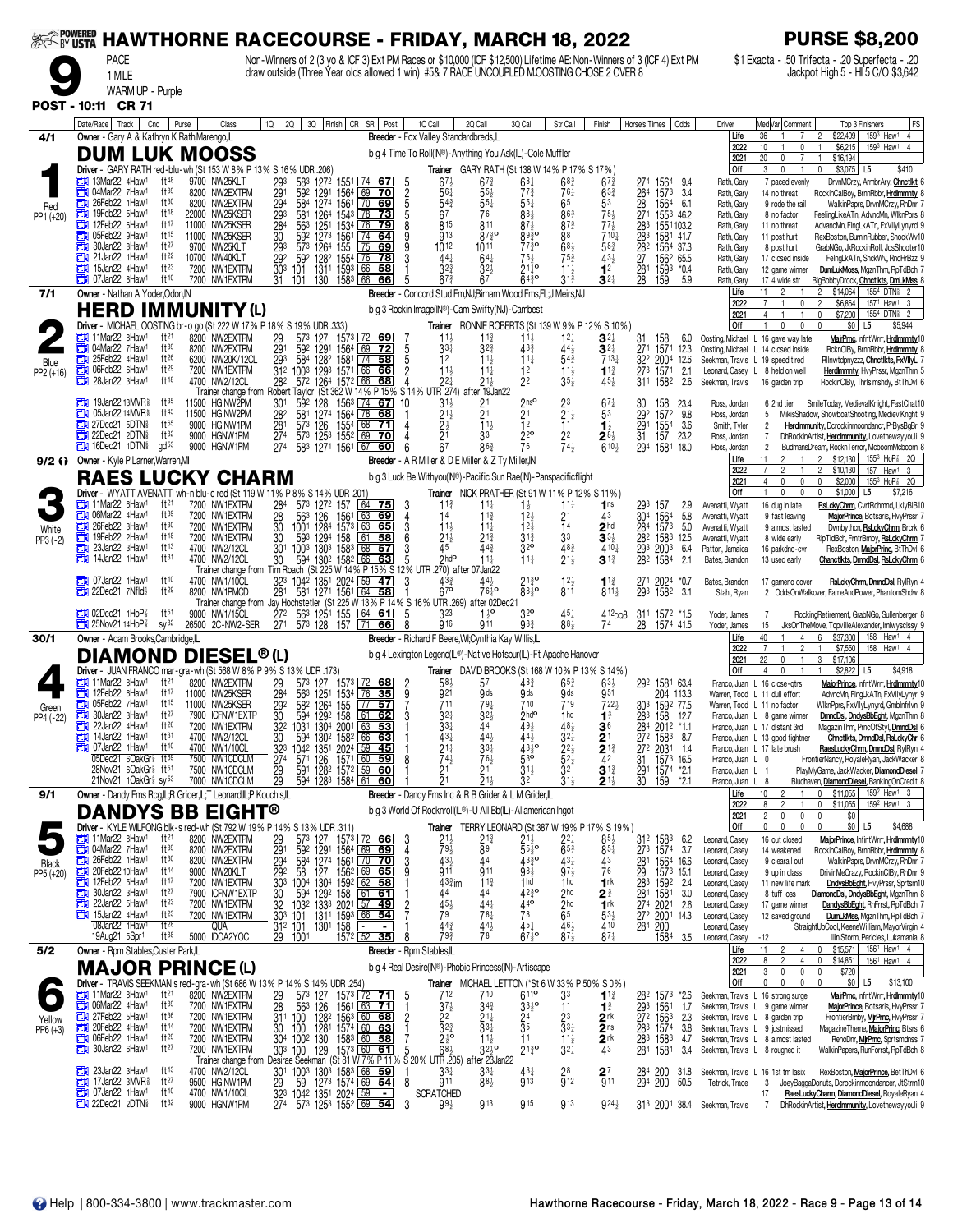# HAWTHORNE RACECOURSE - FRIDAY, MARCH 18, 2022

**PURSE $8,200**

**9** — PACE, 1 MILE, WARM UP - Purple

**POST - 10:11 CR 71**

Non-Winners of 2 (3 yo & ICF 3) Ext PM Races or $10,000 (ICF $12,500) Lifetime AE: Non-Winners of 3 (ICF 4) Ext PM draw outside (Three Year olds allowed 1 win) #5& 7 RACE UNCOUPLED M.OOSTING CHOSE 2 OVER 8

$1 Exacta - .50 Trifecta - .20 Superfecta - .20 Jackpot High 5 - HI 5 C/O $3,642

---

## 1 — DUM LUK MOOSS (Red, PP1 (+20)) — 4/1

Owner - Gary A & Kathryn K Rath,Marengo,IL
Breeder - Fox Valley Standardbreds,IL
b g 4 Time To Roll(IN®)-Anything You Ask(IL)-Cole Muffler
Driver - GARY RATH red-blu-wh (St 153 W 8% P 13% S 16% UDR .206)
Trainer GARY RATH (St 138 W 14% P 17% S 17%)

| | Life | 36 | 1 | 7 | 2 | $22,409 | 1593 Haw1 4 |
|---|---|---|---|---|---|---|---|
| | 2022 | 10 | 1 | 0 | 1 | $6,215 | 1593 Haw1 4 |
| | 2021 | 20 | 0 | 7 | 1 | $16,194 | |
| | Off | 3 | 0 | 1 | 0 | $3,075 | L5 $410 |

| Date/Race | Track | Cnd | Purse | Class | 1Q | 2Q | 3Q | Finish | CR | SR | Post | 1Q Call | 2Q Call | 3Q Call | Str Call | Finish | Horse's Times | Odds | Driver | Comment | Top 3 Finishers | FS |
|---|---|---|---|---|---|---|---|---|---|---|---|---|---|---|---|---|---|---|---|---|---|---|
| 13Mar22 4Haw1 | | ft48 | 9700 | NW25KLT | 293 | 583 | 1272 | 1551 | 74 | 67 | 5 | 6 7¼ | 6 7¾ | 6 8¼ | 6 8¾ | 6 7¾ | 274 1564 | 9.4 | Rath, Gary | 7 paced evenly | DrvnMCrzy, ArmbrAry, Chnctlkt | 6 |
| 04Mar22 7Haw1 | | ft39 | 8200 | NW2EXTPM | 291 | 592 | 1291 | 1564 | 69 | 70 | 2 | 5 6¼ | 5 5½ | 7 7¾ | 7 6¼ | 6 3¾ | 264 1573 | 3.4 | Rath, Gary | 14 no threat | RockinCalBoy, BrnnRbbr, Hrdimmnty | 8 |
| 26Feb22 1Haw1 | | ft30 | 8200 | NW2EXTPM | 294 | 584 | 1274 | 1561 | 70 | 69 | 5 | 5 4¾ | 5 5½ | 5 5¼ | 6 5 | 5 3 | 28 1564 | 6.1 | Rath, Gary | 9 rode the rail | WalkinPaprs, DrvnMCrzy, RnDnr | 7 |
| 19Feb22 5Haw1 | | ft18 | 22000 | NW25KSER | 293 | 581 | 1264 | 1543 | 78 | 73 | 5 | 6 7 | 7 6 | 8 8½ | 8 6¾ | 7 5½ | 271 1553 | 46.2 | Rath, Gary | 8 no factor | FeelingLikeATn, AdvncMn, WlknPprs | 8 |
| 12Feb22 6Haw1 | | ft17 | 11000 | NW25KSER | 284 | 563 | 1251 | 1534 | 76 | 79 | 8 | 8 15 | 8 11 | 8 7½ | 8 7¾ | 7 7½ | 283 1551 | 103.2 | Rath, Gary | 11 no threat | AdvancMn, FlngLkATn, FxVllyLynyrd | 9 |
| 05Feb22 9Haw1 | | ft15 | 11000 | NW25KSER | 30 | 592 | 1273 | 1561 | 74 | 64 | 9 | 9 13 | 8 7½o | 8 9¾o | 8 8 | 7 10½ | 283 1581 | 41.7 | Rath, Gary | 11 post hurt | RexBoston, BurninRubber, ShockWv | 10 |
| 30Jan22 8Haw1 | | ft27 | 9700 | NW25KLT | 293 | 573 | 1264 | 155 | 75 | 69 | 9 | 10 12 | 10 11 | 7 7¾o | 6 8½ | 5 8¾ | 282 1564 | 37.3 | Rath, Gary | 8 post hurt | GrabNGo, JkRockinRoll, JosShooter | 10 |
| 21Jan22 1Haw1 | | ft22 | 10700 | NW40KLT | 292 | 592 | 1282 | 1554 | 76 | 78 | 3 | 4 4¼ | 6 4¼ | 7 5½ | 7 5¾ | 4 3½ | 27 1562 | 65.5 | Rath, Gary | 17 closed inside | FelngLkATn, ShckWv, RndHRBzz | 9 |
| 15Jan22 4Haw1 | | ft23 | 7200 | NW1EXTPM | 303 | 101 | 1311 | 1593 | 66 | 58 | 1 | 3 2¾ | 3 2½ | 2 1½o | 1 1½ | 1 2 | 281 1593 | *0.4 | Rath, Gary | 12 game winner | DumLukMoss, MgznThm, RpTdBch | 7 |
| 07Jan22 8Haw1 | | ft10 | 7200 | NW1EXTPM | 31 | 101 | 130 | 1583 | 66 | 66 | 5 | 6 7¾ | 6 7 | 6 4¾o | 3 1¾ | 3 2¼ | 28 159 | 5.9 | Rath, Gary | 17 4 wide str | BigBobbyDrock, Chnctlkts, DmLkMss | 8 |

---

## 2 — HERD IMMUNITY (L) (Blue, PP2 (+16)) — 7/1

Owner - Nathan A Yoder,Odon,IN
Breeder - Concord Stud Frm,NJ;Birnam Wood Fms,FL;J Meirs,NJ
b g 3 Rockin Image(IN®)-Cam Swifty(NJ)-Cambest
Driver - MICHAEL OOSTING br-o go (St 222 W 17% P 18% S 19% UDR .333)
Trainer RONNIE ROBERTS (St 139 W 9% P 12% S 10%)

| | Life | 11 | 2 | 1 | 2 | $14,064 | 1554 DTN§ 2 |
|---|---|---|---|---|---|---|---|
| | 2022 | 7 | 1 | 0 | 2 | $6,864 | 1571 Haw1 3 |
| | 2021 | 4 | 1 | 1 | 0 | $7,200 | 1554 DTN§ 2 |
| | Off | 1 | 0 | 0 | 0 | $0 | L5 $5,944 |

| Date/Race | Track | Cnd | Purse | Class | 1Q | 2Q | 3Q | Finish | CR | SR | Post | 1Q Call | 2Q Call | 3Q Call | Str Call | Finish | Horse's Times | Odds | Driver | Comment | Top 3 Finishers | FS |
|---|---|---|---|---|---|---|---|---|---|---|---|---|---|---|---|---|---|---|---|---|---|---|
| 11Mar22 8Haw1 | | ft21 | 8200 | NW2EXTPM | 29 | 573 | 127 | 1573 | 72 | 69 | 5 | 1 1½ | 1 1¾ | 1 1½ | 1 2¼ | 3 2¼ | 31 158 | 6.0 | Oosting, Michael L | 16 gave way late | MajorPrnce, InfintWrrr, Hrdimmnty | 10 |
| 04Mar22 7Haw1 | | ft39 | 8200 | NW2EXTPM | 291 | 592 | 1291 | 1564 | 69 | 72 | 5 | 3 3¼ | 3 2¾ | 4 3¾ | 4 4¼ | 3 2¼ | 271 1571 | 12.3 | Oosting, Michael L | 14 closed inside | RcknClBy, BrnnRbbr, Hrdimmnty | 8 |
| 25Feb22 4Haw1 | | ft26 | 6200 | NW20K/12CL | 293 | 584 | 1282 | 1581 | 74 | 58 | 5 | 1 2 | 1 1½ | 1 1¼ | 5 4¾ | 7 13¼ | 322 2004 | 12.6 | Seekman, Travis L | 19 speed tired | Rllnwtdpnyzzz, Chnctlkts, FxVllyL | 7 |
| 06Feb22 6Haw1 | | ft29 | 7200 | NW1EXTPM | 312 | 1003 | 1293 | 1571 | 66 | 66 | 2 | 1 1½ | 1 1¼ | 1 2 | 1 1½ | 1 1¾ | 273 1571 | 2.1 | Leonard, Casey L | 8 held on well | Herdimmnty, HvyPrssr, MgznThm | 5 |
| 28Jan22 3Haw1 | | ft18 | 4700 | NW2/12CL | 282 | 572 | 1264 | 1572 | 66 | 68 | 4 | 2 2¼ | 2 1½ | 2 2 | 3 5½ | 4 5½ | 311 1582 | 2.6 | Seekman, Travis | 16 garden trip | RockinClBy, Thrlsmshdy, BtThDvl | 6 |

Trainer change from Robert Taylor (St 362 W 14% P 15% S 14% UTR .274) after 19Jan22

| Date/Race | Track | Cnd | Purse | Class | 1Q | 2Q | 3Q | Finish | CR | SR | Post | 1Q Call | 2Q Call | 3Q Call | Str Call | Finish | Horse's Times | Odds | Driver | Comment | Top 3 Finishers | FS |
|---|---|---|---|---|---|---|---|---|---|---|---|---|---|---|---|---|---|---|---|---|---|---|
| 19Jan22 13MVR§ | | ft35 | 11500 | HG NW2PM | 301 | 592 | 128 | 1563 | 74 | 67 | 10 | 3 1½ | 2 1 | 2 nso | 2 3 | 6 7¼ | 30 158 | 23.4 | Ross, Jordan | 6 2nd tier | SmileToday, MedievalKnight, FastChat | 10 |
| 05Jan22 14MVR§ | | ft45 | 11500 | HG NW2PM | 282 | 581 | 1274 | 1564 | 78 | 68 | 1 | 2 1½ | 2 1 | 2 1 | 2 1½ | 5 3 | 292 1572 | 9.8 | Ross, Jordan | 5 | MkisShadow, ShowboatShooting, MedievKnght | 9 |
| 27Dec21 5DTN§ | | ft65 | 9000 | HG NW1PM | 281 | 573 | 126 | 1554 | 68 | 71 | 4 | 2 ¾ | 1 1½ | 1 2 | 1 1 | 1 ¾ | 294 1554 | 3.6 | Smith, Tyler | 2 | Herdimmunity, Dcrockinmoondancr, PrByBgBr | 9 |
| 22Dec21 2DTN§ | | ft32 | 9000 | HGNW1PM | 274 | 573 | 1253 | 1552 | 69 | 70 | 4 | 2 1 | 3 3 | 2 2o | 2 2 | 2 8½ | 31 157 | 23.2 | Ross, Jordan | 7 | DhRockinArtist, Herdimmunity, Lovethewayyouli | 9 |
| 16Dec21 1DTN§ | | gd53 | 9000 | HGNW1PM | 274 | 583 | 1271 | 1561 | 67 | 60 | 6 | 6 7 | 8 6¾ | 7 6 | 7 4½ | 6 10½ | 294 1581 | 18.0 | Ross, Jordan | 2 | BudmansDream, RocknTerror, Mcboomlcboom | 8 |

---

## 3 — RAES LUCKY CHARM (White, PP3 (-2)) — 9/2

Owner - Kyle P Larner,Warren,MI
Breeder - A R Miller & D E Miller & Z Ty Miller,IN
b g 3 Luck Be Withyou(IN®)-Pacific Sun Rae(IN)-Panspacificflight
Driver - WYATT AVENATTI wh-n blu-c red (St 119 W 11% P 8% S 14% UDR .201)
Trainer NICK PRATHER (St 91 W 11% P 12% S 11%)

| | Life | 11 | 2 | 1 | 2 | $12,130 | 1553 HoP§ 2Q |
|---|---|---|---|---|---|---|---|
| | 2022 | 7 | 2 | 1 | 1 | $10,130 | 157 Haw1 3 |
| | 2021 | 4 | 0 | 0 | 1 | $2,000 | 1553 HoP§ 2Q |
| | Off | 1 | 0 | 0 | 0 | $1,000 | L5 $7,216 |

| Date/Race | Track | Cnd | Purse | Class | 1Q | 2Q | 3Q | Finish | CR | SR | Post | 1Q Call | 2Q Call | 3Q Call | Str Call | Finish | Horse's Times | Odds | Driver | Comment | Top 3 Finishers | FS |
|---|---|---|---|---|---|---|---|---|---|---|---|---|---|---|---|---|---|---|---|---|---|---|
| 11Mar22 6Haw1 | | ft21 | 7200 | NW1EXTPM | 284 | 573 | 1272 | 157 | 64 | 75 | 3 | 1 1¾ | 1 1½ | 1 ½ | 1 1½ | 1 ns | 293 157 | 2.9 | Avenatti, Wyatt | 16 dug in late | RsLckyChrm, CvrtRchmnd, LklyBlB | 10 |
| 06Mar22 4Haw1 | | ft39 | 7200 | NW1EXTPM | 28 | 563 | 126 | 1561 | 63 | 69 | 4 | 1 4 | 1 1¾ | 1 2½ | 1 2½ | 4 3 | 304 1564 | 5.8 | Avenatti, Wyatt | 9 fast leaving | MajorPrince, Botsaris, HvyPrssr | 7 |
| 26Feb22 3Haw1 | | ft30 | 7200 | NW1EXTPM | 30 | 1001 | 1284 | 1573 | 63 | 65 | 3 | 1 1½ | 1 1½ | 1 2½ | 1 4 | 2 hd | 284 1573 | 5.0 | Avenatti, Wyatt | 9 almost lasted | Dwnbythcn, RsLckyChrm, Brcrk | 6 |
| 19Feb22 2Haw1 | | ft18 | 7200 | NW1EXTPM | 30 | 593 | 1294 | 158 | 61 | 58 | 6 | 2 1½ | 2 1¾ | 3 1¾ | 3 3 | 3 3½ | 282 1583 | 12.5 | Avenatti, Wyatt | 8 wide early | RipTidBch, FmtrBmby, RsLckyChrm | 7 |
| 23Jan22 3Haw1 | | ft13 | 4700 | NW2/12CL | 301 | 1003 | 1303 | 1583 | 68 | 57 | 3 | 4 5 | 4 4¾ | 3 2o | 4 8¾ | 4 10¼ | 293 2003 | 6.4 | Patton, Jamaica | 16 parkdno-cvr | RexBoston, MajorPrinc, BtThDvl | 6 |
| 14Jan22 1Haw1 | | ft31 | 4700 | NW2/12CL | 30 | 594 | 1302 | 1582 | 66 | 63 | 5 | 2 hdo | 1 1½ | 1 1¼ | 2 1½ | 3 1¾ | 282 1584 | 2.1 | Bates, Brandon | 13 used early | Chnctlkts, DrnndDsl, RsLckyChrm | 6 |

Trainer change from Tim Roach (St 225 W 14% P 15% S 12% UTR .270) after 07Jan22

| Date/Race | Track | Cnd | Purse | Class | 1Q | 2Q | 3Q | Finish | CR | SR | Post | 1Q Call | 2Q Call | 3Q Call | Str Call | Finish | Horse's Times | Odds | Driver | Comment | Top 3 Finishers | FS |
|---|---|---|---|---|---|---|---|---|---|---|---|---|---|---|---|---|---|---|---|---|---|---|
| 07Jan22 1Haw1 | | ft10 | 4700 | NW1/10CL | 323 | 1042 | 1351 | 2024 | 59 | 47 | 3 | 4 3¾ | 4 4½ | 2 1¾o | 1 2½ | 1 1¾ | 271 2024 | *0.7 | Bates, Brandon | 17 gameno cover | RsLckyChrm, DrnndDsl, RyIRyn | 4 |
| 22Dec21 7Nfld§ | | ft29 | 8200 | NW1PMCD | 281 | 581 | 1271 | 1561 | 64 | 58 | 1 | 6 7o | 7 6½o | 8 8¾o | 8 11 | 8 11¾ | 293 1582 | 3.1 | Stahl, Ryan | 2 | OddsOnWalkover, FameAndPower, PhantomShdw | 8 |

Trainer change from Jay Hochstetler (St 225 W 13% P 14% S 16% UTR .269) after 02Dec21

| Date/Race | Track | Cnd | Purse | Class | 1Q | 2Q | 3Q | Finish | CR | SR | Post | 1Q Call | 2Q Call | 3Q Call | Str Call | Finish | Horse's Times | Odds | Driver | Comment | Top 3 Finishers | FS |
|---|---|---|---|---|---|---|---|---|---|---|---|---|---|---|---|---|---|---|---|---|---|---|
| 02Dec21 1HoP§ | | ft51 | 9000 | NW1/15CL | 272 | 563 | 1254 | 155 | 64 | 61 | 5 | 3 23 | 1 ½o | 3 2o | 4 5½ | 4 12DQ8 | 311 1572 | *1.5 | Yoder, James | 7 | RockingRetirement, GrabNGo, Sullenberger | 8 |
| 25Nov21 14HoP§ | | sy32 | 26500 | 2C-NW2-SER | 271 | 573 | 128 | 157 | 71 | 66 | 8 | 9 16 | 9 11 | 9 8¾ | 8 8½ | 7 4 | 28 1574 | 41.5 | Yoder, James | 15 | JksOnTheMove, TopvilleAlexander, Imlwyscissy | 9 |

---

## 4 — DIAMOND DIESEL® (L) (Green, PP4 (-22)) — 30/1

Owner - Adam Brooks,Cambridge,IL
Breeder - Richard F Beere,WI;Cynthia Kay Willis,IL
b g 4 Lexington Legend(IL®)-Native Hotspur(IL)-Ft Apache Hanover
Driver - JUAN FRANCO mar-gra-wh (St 568 W 8% P 9% S 13% UDR .173)
Trainer DAVID BROOKS (St 168 W 10% P 13% S 14%)

| | Life | 40 | 1 | 4 | 6 | $37,300 | 158 Haw1 4 |
|---|---|---|---|---|---|---|---|
| | 2022 | 7 | 1 | 2 | 1 | $7,550 | 158 Haw1 4 |
| | 2021 | 22 | 0 | 1 | 3 | $17,106 | |
| | Off | 4 | 0 | 1 | 1 | $2,822 | L5 $4,918 |

| Date/Race | Track | Cnd | Purse | Class | 1Q | 2Q | 3Q | Finish | CR | SR | Post | 1Q Call | 2Q Call | 3Q Call | Str Call | Finish | Horse's Times | Odds | Driver | Comment | Top 3 Finishers | FS |
|---|---|---|---|---|---|---|---|---|---|---|---|---|---|---|---|---|---|---|---|---|---|---|
| 11Mar22 8Haw1 | | ft21 | 8200 | NW2EXTPM | 29 | 573 | 127 | 1573 | 72 | 68 | 2 | 5 8½ | 5 7 | 4 8¾ | 6 5¾ | 6 3½ | 292 1581 | 63.4 | Franco, Juan L | 16 close-qtrs | MajorPrince, InfintWrrr, Hrdimmnty | 10 |
| 12Feb22 6Haw1 | | ft17 | 11000 | NW25KSER | 284 | 563 | 1251 | 1534 | 76 | 35 | 9 | 9 21 | 9 dis | 9 dis | 9 dis | 9 51 | 204 113 | | Warren, Todd L | 11 dull effort | AdvncMn, FlngLkATn, FxVllyLynyr | 9 |
| 05Feb22 7Haw1 | | ft15 | 11000 | NW25KSER | 292 | 582 | 1264 | 155 | 77 | 57 | 7 | 7 11 | 7 9½ | 7 10 | 7 19 | 7 22½ | 303 1592 | 77.5 | Warren, Todd L | 11 no factor | WlknPprs, FxVllyLynyrd, Gmblnfrlvn | 9 |
| 30Jan22 3Haw1 | | ft27 | 7900 | ICFNW1EXTP | 30 | 594 | 1292 | 158 | 61 | 62 | 3 | 3 2½ | 3 2½ | 2 hdo | 1 hd | 1 ¾ | 283 158 | 12.7 | Franco, Juan L | 8 game winner | DmndDsl, DndysBbEght, MgznThm | 8 |
| 22Jan22 4Haw1 | | ft26 | 7200 | NW1EXTPM | 322 | 1031 | 1304 | 2001 | 63 | 53 | 3 | 3 3¼ | 4 4 | 4 9½ | 4 8¾ | 3 6 | 284 2012 | *1.1 | Franco, Juan L | 17 distant 3rd | MagazinThm, PmcOfStyl, DrnndDsl | 6 |
| 14Jan22 1Haw1 | | ft31 | 4700 | NW2/12CL | 30 | 594 | 1302 | 1582 | 66 | 63 | 4 | 4 3¼ | 4 4½ | 4 4½ | 3 2½ | 2 1 | 272 1583 | 8.7 | Franco, Juan L | 13 good tightner | Chnctlkts, DrnndDsl, RsLckyChr | 6 |
| 07Jan22 1Haw1 | | ft10 | 4700 | NW1/10CL | 323 | 1042 | 1351 | 2024 | 59 | 45 | 1 | 2 1¼ | 3 3¼ | 4 3½o | 2 2½ | 2 1¾ | 272 2031 | 1.4 | Franco, Juan L | 17 late brush | RaesLuckyChrm, DrnndDsl, RyIRyn | 4 |
| 05Dec21 6OakGr§ | | ft69 | 7500 | NW1CDCLM | 274 | 571 | 126 | 1571 | 60 | 59 | 8 | 7 4½ | 7 6½ | 5 3o | 5 2½ | 4 2 | 31 1573 | 16.5 | Franco, Juan L | 0 | FrontierNancy, RoyaleRyan, JackWacker | 8 |
| 28Nov21 6OakGr§ | | ft51 | 7500 | NW1CDCLM | 29 | 591 | 1282 | 1572 | 59 | 60 | | 2 1 | 2 1 | 3 1½ | 3 2 | 3 1¾ | 291 1574 | *2.1 | Franco, Juan L | 1 | PlayMyGame, JackWacker, DiamondDiesel | 7 |
| 21Nov21 1OakGr§ | | sy53 | 7000 | NW1CDCLM | 29 | 594 | 1283 | 1584 | 61 | 60 | | 2 1 | 2 1½ | 3 2 | 3 1½ | 2 1½ | 30 159 | *2.1 | Franco, Juan L | 8 | Bludhaven, DiamondDiesel, BankingOnCredit | 8 |

---

## 5 — DANDYS BB EIGHT® (Black, PP5 (+20)) — 9/1

Owner - Dandy Fms Rcg,IL;R Grider,IL;T Leonard,IL;P Kouchis,IL
Breeder - Dandy Fms Inc & R B Grider & L M Grider,IL
b g 3 World Of Rocknroll(IL®)-U All Bb(IL)-Allamerican Ingot
Driver - KYLE WILFONG blk-s red-wh (St 792 W 19% P 14% S 13% UDR .311)
Trainer TERRY LEONARD (St 387 W 19% P 17% S 19%)

| | Life | 10 | 2 | 1 | 0 | $11,055 | 1592 Haw1 3 |
|---|---|---|---|---|---|---|---|
| | 2022 | 8 | 2 | 1 | 0 | $11,055 | 1592 Haw1 3 |
| | 2021 | 2 | 0 | 0 | 0 | $0 | |
| | Off | 0 | 0 | 0 | 0 | $0 | L5 $4,688 |

| Date/Race | Track | Cnd | Purse | Class | 1Q | 2Q | 3Q | Finish | CR | SR | Post | 1Q Call | 2Q Call | 3Q Call | Str Call | Finish | Horse's Times | Odds | Driver | Comment | Top 3 Finishers | FS |
|---|---|---|---|---|---|---|---|---|---|---|---|---|---|---|---|---|---|---|---|---|---|---|
| 11Mar22 8Haw1 | | ft21 | 8200 | NW2EXTPM | 29 | 573 | 127 | 1573 | 72 | 66 | 3 | 2 1½ | 2 1¾ | 2 1½ | 2 2¼ | 8 5½ | 312 1583 | 6.2 | Leonard, Casey | 16 out closed | MajorPrince, InfintWrrr, Hrdimmnty | 10 |
| 04Mar22 7Haw1 | | ft39 | 8200 | NW2EXTPM | 291 | 592 | 1291 | 1564 | 69 | 69 | 4 | 7 9½ | 8 9 | 5 5½o | 6 5¾ | 8 5½ | 273 1574 | 3.7 | Leonard, Casey | 14 weakened | RockinCalBoy, BrnnRbbr, Hrdimmnty | 8 |
| 26Feb22 1Haw1 | | ft30 | 8200 | NW2EXTPM | 294 | 584 | 1274 | 1561 | 70 | 70 | 3 | 4 3½ | 4 4 | 4 3¾o | 4 3¼ | 4 3 | 281 1564 | 16.6 | Leonard, Casey | 9 clearall out | WalkinPaprs, DrvnMCrzy, RnDnr | 7 |
| 20Feb22 10Haw1 | | ft44 | 9000 | NW20KLT | 292 | 58 | 127 | 1562 | 69 | 65 | 9 | 9 11 | 9 11 | 9 8¾ | 9 7½ | 7 6 | 29 1573 | 15.1 | Leonard, Casey | 9 up in class | DrivinMeCrazy, RockinClBy, RnDnr | 9 |
| 12Feb22 5Haw1 | | ft17 | 7200 | NW1EXTPM | 303 | 1004 | 1304 | 1592 | 62 | 58 | 1 | 4 3¾im | 1 1¾ | 1 hd | 1 hd | 1 nk | 283 1592 | 2.4 | Leonard, Casey | 11 new life mark | DndysBbEght, HvyPrssr, Sprtsmn | 10 |
| 30Jan22 3Haw1 | | ft27 | 7900 | ICFNW1EXTP | 30 | 594 | 1292 | 158 | 61 | 61 | 1 | 4 4 | 4 4 | 4 2¾o | 2 hd | 2 ¾ | 281 1581 | 3.0 | Leonard, Casey | 8 tuff loss | DiamondDsl, DndysBbEght, MgznThm | 8 |
| 22Jan22 5Haw1 | | ft23 | 7200 | NW1EXTPM | 32 | 1032 | 1333 | 2021 | 57 | 49 | 2 | 4 5½ | 4 4½ | 4 4o | 2 hd | 1 nk | 274 2021 | 2.6 | Leonard, Casey | 17 game winner | DandysBbEght, RnFrrst, RpTdBch | 7 |
| 15Jan22 4Haw1 | | ft23 | 7200 | NW1EXTPM | 303 | 101 | 1311 | 1593 | 66 | 54 | 7 | 7 9 | 7 8½ | 7 8 | 6 5 | 5 3½ | 272 2001 | 14.3 | Leonard, Casey | 12 saved ground | DumLkMss, MgznThm, RpTdBch | 7 |
| 08Jan22 1Haw1 | | ft28 | | QUA | 312 | 101 | 1301 | 158 | - | - | | 4 4¾ | 4 4½ | 4 5½ | 4 6½ | 4 10 | 284 200 | | Leonard, Casey | | StraightUpCool, KeeneWilliam, MayorVirgin | 4 |
| 19Aug21 5Spr1 | | ft88 | 5000 | IDOA2YOC | 29 | 1001 | | 1572 | 52 | 35 | 8 | 7 9¾ | 7 8 | 6 7¾o | 8 7½ | 8 7¼ | | 1584 3.5 | Leonard, Casey | -12 | IlliniStorm, Pericles, Lukamania | 8 |

---

## 6 — MAJOR PRINCE (L) (Yellow, PP6 (+3)) — 5/2

Owner - Rpm Stables,Custer Park,IL
Breeder - Rpm Stables,IL
b g 4 Real Desire(IN®)-Phobic Princess(IN)-Artiscape
Driver - TRAVIS SEEKMAN s red-gra-wh (St 686 W 13% P 14% S 14% UDR .254)
Trainer MICHAEL LETTON (*St 6 W 33% P 50% S 0%)

| | Life | 11 | 2 | 4 | 0 | $15,571 | 1561 Haw1 4 |
|---|---|---|---|---|---|---|---|
| | 2022 | 8 | 2 | 4 | 0 | $14,851 | 1561 Haw1 4 |
| | 2021 | 3 | 0 | 0 | 0 | $720 | |
| | Off | 0 | 0 | 0 | 0 | $0 | L5 $13,100 |

| Date/Race | Track | Cnd | Purse | Class | 1Q | 2Q | 3Q | Finish | CR | SR | Post | 1Q Call | 2Q Call | 3Q Call | Str Call | Finish | Horse's Times | Odds | Driver | Comment | Top 3 Finishers | FS |
|---|---|---|---|---|---|---|---|---|---|---|---|---|---|---|---|---|---|---|---|---|---|---|
| 11Mar22 8Haw1 | | ft21 | 8200 | NW2EXTPM | 29 | 573 | 127 | 1573 | 72 | 71 | 5 | 7 12 | 7 10 | 6 11o | 3 3 | 1 1¾ | 282 1573 | *2.6 | Seekman, Travis L | 16 strong surge | MajorPrince, InfintWrrr, Hrdimmnty | 10 |
| 06Mar22 4Haw1 | | ft39 | 7200 | NW1EXTPM | 28 | 563 | 126 | 1561 | 63 | 71 | 3 | 3 7½ | 3 4¾ | 3 3½o | 1 1 | 1 ¾ | 293 1561 | 1.7 | Seekman, Travis L | 9 game winner | MajorPrince, Botsaris, HvyPrssr | 7 |
| 27Feb22 5Haw1 | | ft36 | 7200 | NW1EXTPM | 311 | 100 | 1282 | 1563 | 60 | 68 | 2 | 2 2 | 2 1½ | 2 4 | 2 3 | 2 nk | 272 1563 | 2.3 | Seekman, Travis L | 8 garden trip | FrontierBmby, MjrPrnc, HvyPrssr | 7 |
| 20Feb22 4Haw1 | | ft44 | 7200 | NW1EXTPM | 30 | 100 | 1281 | 1574 | 60 | 63 | 1 | 3 2¾ | 3 3¼ | 3 5 | 3 3½ | 2 ns | 283 1574 | 3.8 | Seekman, Travis L | 9 justmissed | MagazineTheme, MajorPrinc, Btsrs | 6 |
| 06Feb22 1Haw1 | | ft29 | 7200 | NW1EXTPM | 304 | 1002 | 130 | 1583 | 60 | 58 | 5 | 2 ½o | 1 1½ | 1 1 | 1 1½ | 2 nk | 283 1583 | 4.7 | Seekman, Travis L | 8 almost lasted | RenoDnr, MjrPrnc, Sprtsmdrss | 7 |
| 30Jan22 6Haw1 | | ft27 | 7200 | NW1EXTPM | 303 | 100 | 129 | 1573 | 60 | 61 | 5 | 6 8¾ | 3 2½o | 2 1¾o | 3 2¼ | 4 3 | 284 1581 | 3.4 | Seekman, Travis L | 8 roughed it | WalkinPapers, RunForrst, RpTdBch | 8 |

Trainer change from Desirae Seekman (St 81 W 7% P 11% S 20% UTR .205) after 23Jan22

| Date/Race | Track | Cnd | Purse | Class | 1Q | 2Q | 3Q | Finish | CR | SR | Post | 1Q Call | 2Q Call | 3Q Call | Str Call | Finish | Horse's Times | Odds | Driver | Comment | Top 3 Finishers | FS |
|---|---|---|---|---|---|---|---|---|---|---|---|---|---|---|---|---|---|---|---|---|---|---|
| 23Jan22 3Haw1 | | ft13 | 4700 | NW2/12CL | 301 | 1003 | 1303 | 1583 | 68 | 59 | 1 | 3 3¼ | 3 3¼ | 4 3¼ | 2 8 | 2 7 | 284 200 | 31.8 | Seekman, Travis L | 16 1st tm lasix | RexBoston, MajorPrince, BetThDvl | 6 |
| 17Jan22 3MVR§ | | ft27 | 9500 | HG NW1PM | 29 | 59 | 1273 | 1574 | 69 | 54 | 8 | 9 11 | 8 8½ | 9 13 | 9 12 | 9 11 | 294 200 | 50.5 | Tetrick, Trace | 3 | JoeyBaggaDonuts, Dcrockinmoondancer, JtStrm | 10 |
| 07Jan22 1Haw1 | | ft10 | 4700 | NW1/10CL | 323 | 1042 | 1351 | 2024 | 59 | - | | SCRATCHED | | | | | | | | 17 | RaesLuckyCharm, DiamondDiesel, RoyaleRyan | 4 |
| 22Dec21 2DTN§ | | ft32 | 9000 | HGNW1PM | 274 | 573 | 1253 | 1552 | 69 | 54 | 3 | 9 9½ | 9 13 | 9 15 | 9 13 | 9 24½ | 313 2001 | 38.4 | Seekman, Travis | 7 | DhRockinArtist, Herdimmunity, Lovethewayyouli | 9 |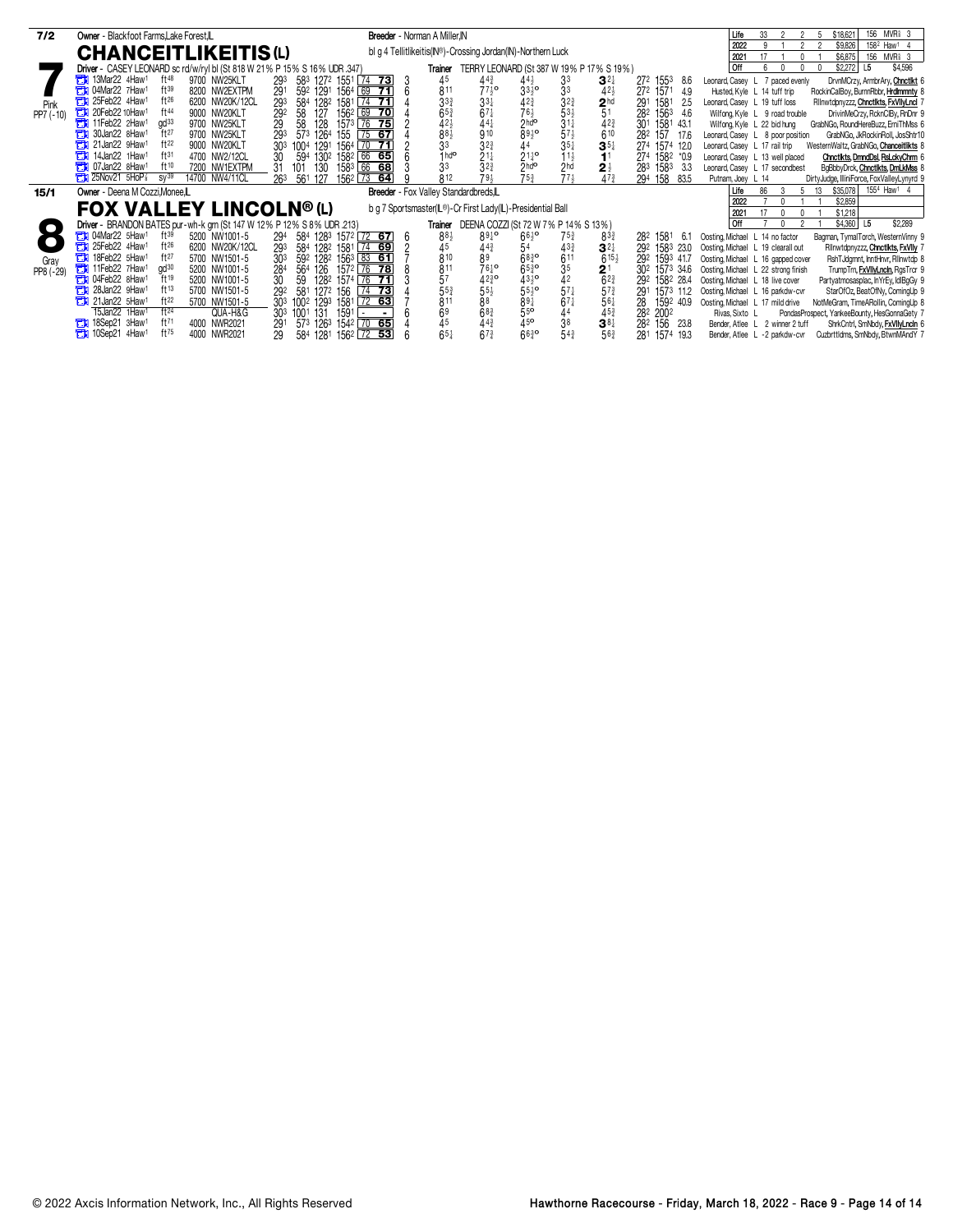**7/2** — Owner - Blackfoot Farms,Lake Forest,IL — Breeder - Norman A Miller,IN

# CHANCEITLIKEITIS (L)

bl g 4 Tellitlikeitis(IN®)-Crossing Jordan(IN)-Northern Luck

7 — Pink — PP7 (-10)

Driver - CASEY LEONARD sc rd/w/ryl bl (St 818 W 21% P 15% S 16% UDR .347) — Trainer TERRY LEONARD (St 387 W 19% P 17% S 19%)

| | Starts | W | P | S | Earnings | Best |
|---|---|---|---|---|---|---|
| Life | 33 | 2 | 2 | 5 | $18,621 | 156 MVR⅝ 3 |
| 2022 | 9 | 1 | 2 | 2 | $9,826 | 158² Haw¹ 4 |
| 2021 | 17 | 1 | 0 | 1 | $6,875 | 156 MVR⅝ 3 |
| Off | 6 | 0 | 0 | 0 | $2,272 | L5 $4,596 |

| Date | Track | Cond | Purse | Class | Q1 | Q2 | Q3 | Final | Speed | PP | Start | 1/4 | 1/2 | 3/4 | Str | Fin | Last Q | Time | Odds | Driver | Comment | Top Finishers |
|---|---|---|---|---|---|---|---|---|---|---|---|---|---|---|---|---|---|---|---|---|---|---|
| 13Mar22 4Haw¹ | | ft⁴⁸ | 9700 | NW25KLT | 29³ | 58³ | 127² | 155¹ | 74 73 | 3 | 4⁵ | 4⁴¾ | 4⁴½ | 3³ | 3²¼ | 27² | 155³ | 8.6 | Leonard, Casey L 7 | paced evenly | DrvnMCrzy, ArmbrAry, Chnctlkt 6 |
| 04Mar22 7Haw¹ | | ft³⁹ | 8200 | NW2EXTPM | 29¹ | 59² | 129¹ | 156⁴ | 69 71 | 6 | 8¹¹ | 7⁷½o | 3³½o | 3³ | 4²½ | 27² | 157¹ | 4.9 | Husted, Kyle L 14 | tuff trip | RockinCalBoy, BurnnRbbr, Hrdlmmnty 8 |
| 25Feb22 4Haw¹ | | ft²⁶ | 6200 | NW20K/12CL | 29³ | 58⁴ | 128² | 158¹ | 74 71 | 4 | 3³¾ | 3³¼ | 4²¾ | 3²¾ | 2hd | 29¹ | 158¹ | 2.5 | Leonard, Casey L 19 | tuff loss | Rllnwtdpnyzzz, Chnctlkts, FxVllyLncl 7 |
| 20Feb22 10Haw¹ | | ft⁴⁴ | 9000 | NW20KLT | 29² | 58 | 127 | 156² | 69 70 | 4 | 6⁵¾ | 6⁷¼ | 7⁶½ | 5³½ | 5¹ | 28² | 156³ | 4.6 | Wilfong, Kyle L 9 | road trouble | DrivinMeCrzy, RcknClBy, RnDnr 9 |
| 11Feb22 2Haw¹ | | gd³³ | 9700 | NW25KLT | 29 | 58 | 128 | 157³ | 76 75 | 2 | 4²½ | 4⁴¼ | 2hdo | 3¹¼ | 4²¾ | 30¹ | 158¹ | 43.1 | Wilfong, Kyle L 22 | bid hung | GrabNGo, RoundHereBuzz, ErniThMss 6 |
| 30Jan22 8Haw¹ | | ft²⁷ | 9700 | NW25KLT | 29³ | 57³ | 126⁴ | 155 | 75 67 | 4 | 8⁸½ | 9¹⁰ | 8⁹½o | 5⁷½ | 6¹⁰ | 28² | 157 | 17.6 | Leonard, Casey L 8 | poor position | GrabNGo, JkRockinRoll, JosShtr10 |
| 21Jan22 9Haw¹ | | ft²² | 9000 | NW20KLT | 30³ | 100⁴ | 129¹ | 156⁴ | 70 71 | 2 | 3³ | 3²¾ | 4⁴ | 3⁵½ | 3⁵¼ | 27⁴ | 157⁴ | 12.0 | Leonard, Casey L 17 | rail trip | WesternWaltz, GrabNGo, Chanceitlikts 8 |
| 14Jan22 1Haw¹ | | ft³¹ | 4700 | NW2/12CL | 30 | 59⁴ | 130² | 158² | 66 65 | 6 | 1hdo | 2¹½ | 2¹½o | 1¹½ | 1¹ | 27⁴ | 158² | *0.9 | Leonard, Casey L 13 | well placed | Chnctlkts, DrnndDsl, RsLckyChrm 6 |
| 07Jan22 8Haw¹ | | ft¹⁰ | 7200 | NW1EXTPM | 31 | 101 | 130 | 158³ | 66 68 | 3 | 3³ | 3²¾ | 2hdo | 2hd | 2½ | 28³ | 158³ | 3.3 | Leonard, Casey L 17 | secondbest | BgBbbyDrck, Chnctlkts, DmLkMss 8 |
| 25Nov21 5HoP⅞ | | sy³⁹ | 14700 | NW4/11CL | 26³ | 56¹ | 127 | 156² | 73 64 | 9 | 8¹² | 7⁹½ | 7⁵¾ | 7⁷½ | 4⁷¾ | 29⁴ | 158 | 83.5 | Putnam, Joey L 14 | | DirtyJudge, IlliniForce, FoxValleyLynyrd 9 |

**15/1** — Owner - Deena M Cozzi,Monee,IL — Breeder - Fox Valley Standardbreds,IL

# FOX VALLEY LINCOLN® (L)

b g 7 Sportsmaster(IL®)-Cr First Lady(IL)-Presidential Ball

8 — Gray — PP8 (-29)

Driver - BRANDON BATES pur-wh-k grn (St 147 W 12% P 12% S 8% UDR .213) — Trainer DEENA COZZI (St 72 W 7% P 14% S 13%)

| | Starts | W | P | S | Earnings | Best |
|---|---|---|---|---|---|---|
| Life | 86 | 3 | 5 | 13 | $35,078 | 155⁴ Haw¹ 4 |
| 2022 | 7 | 0 | 1 | 1 | $2,859 | |
| 2021 | 17 | 0 | 0 | 1 | $1,218 | |
| Off | 7 | 0 | 2 | 1 | $4,360 | L5 $2,289 |

| Date | Track | Cond | Purse | Class | Q1 | Q2 | Q3 | Final | Speed | PP | Start | 1/4 | 1/2 | 3/4 | Str | Fin | Last Q | Time | Odds | Driver | Comment | Top Finishers |
|---|---|---|---|---|---|---|---|---|---|---|---|---|---|---|---|---|---|---|---|---|---|---|
| 04Mar22 5Haw¹ | | ft³⁹ | 5200 | NW1001-5 | 29⁴ | 58⁴ | 128³ | 157² | 72 67 | 6 | 8⁸½ | 8⁹¼o | 6⁶¾o | 7⁵¾ | 8³¾ | 28² | 158¹ | 6.1 | Oosting, Michael L 14 | no factor | Bagman, TymalTorch, WesternVinny 9 |
| 25Feb22 4Haw¹ | | ft²⁶ | 6200 | NW20K/12CL | 29³ | 58⁴ | 128² | 158¹ | 74 69 | 2 | 4⁵ | 4⁴¾ | 5⁴ | 4³¾ | 3²¼ | 29² | 158³ | 23.0 | Oosting, Michael L 19 | clearall out | Rllnwtdpnyzzz, Chnctlkts, FxVlly 7 |
| 18Feb22 5Haw¹ | | ft²⁷ | 5700 | NW1501-5 | 30³ | 59² | 128² | 156³ | 83 61 | 7 | 8¹⁰ | 8⁹ | 6⁸¾o | 6¹¹ | 6¹⁵½ | 29² | 159³ | 41.7 | Oosting, Michael L 16 | gapped cover | RshTJdgmnt, InntHnvr, Rllnwtdp 8 |
| 11Feb22 7Haw¹ | | gd³⁰ | 5200 | NW1001-5 | 28⁴ | 56⁴ | 126 | 157² | 76 78 | 8 | 8¹¹ | 7⁶½o | 6⁵¾o | 3⁵ | 2¹ | 30² | 157³ | 34.6 | Oosting, Michael L 22 | strong finish | TrumpTrn, FxVllyLncln, RgsTrcr 9 |
| 04Feb22 8Haw¹ | | ft¹⁹ | 5200 | NW1001-5 | 30 | 59 | 128² | 157⁴ | 76 71 | 3 | 5⁷ | 4²¾o | 4³½o | 4² | 6²¾ | 29² | 158² | 28.4 | Oosting, Michael L 18 | live cover | Partyatmosasplac, InYrEy, IdlBgGy 9 |
| 28Jan22 9Haw¹ | | ft¹³ | 5700 | NW1501-5 | 29² | 58¹ | 127² | 156 | 74 73 | 4 | 5⁵¾ | 5⁵½ | 5⁵½o | 5⁷¼ | 5⁷¾ | 29¹ | 157³ | 11.2 | Oosting, Michael L 16 | parkdw-cvr | StarOfOz, BeatOfNy, ComingUp 9 |
| 21Jan22 5Haw¹ | | ft²² | 5700 | NW1501-5 | 30³ | 100² | 129³ | 158¹ | 72 63 | 7 | 8¹¹ | 8⁸ | 8⁹¼ | 6⁷¼ | 5⁶¼ | 28 | 159² | 40.9 | Oosting, Michael L 17 | mild drive | NotMeGram, TimeARollin, ComingUp 8 |
| 15Jan22 1Haw¹ | | ft²⁴ | | QUA-H&G | 30³ | 100¹ | 131 | 159¹ | - - | 6 | 6⁹ | 6⁸¾ | 5⁵o | 4⁴ | 4⁵¾ | 28² | 200² | | Rivas, Sixto L | | PondasProspect, YankeeBounty, HesGonnaGety 7 |
| 18Sep21 3Haw¹ | | ft⁷¹ | 4000 | NWR2021 | 29¹ | 57³ | 126³ | 154² | 70 65 | 4 | 4⁵ | 4⁴¾ | 4⁵o | 3⁸ | 3⁸¼ | 28² | 156 | 23.8 | Bender, Atlee L 2 | winner 2 tuff | ShrkCntrl, SmNbdy, FxVllyLncln 6 |
| 10Sep21 4Haw¹ | | ft⁷⁵ | 4000 | NWR2021 | 29 | 58⁴ | 128¹ | 156² | 72 53 | 6 | 6⁵¼ | 6⁷¾ | 6⁶¾o | 5⁴¾ | 5⁶¾ | 28¹ | 157⁴ | 19.3 | Bender, Atlee L -2 | parkdw-cvr | Cuzbrttldms, SmNbdy, BtwnMAndY 7 |

© 2022 Axcis Information Network, Inc., All Rights Reserved — Hawthorne Racecourse - Friday, March 18, 2022 - Race 9